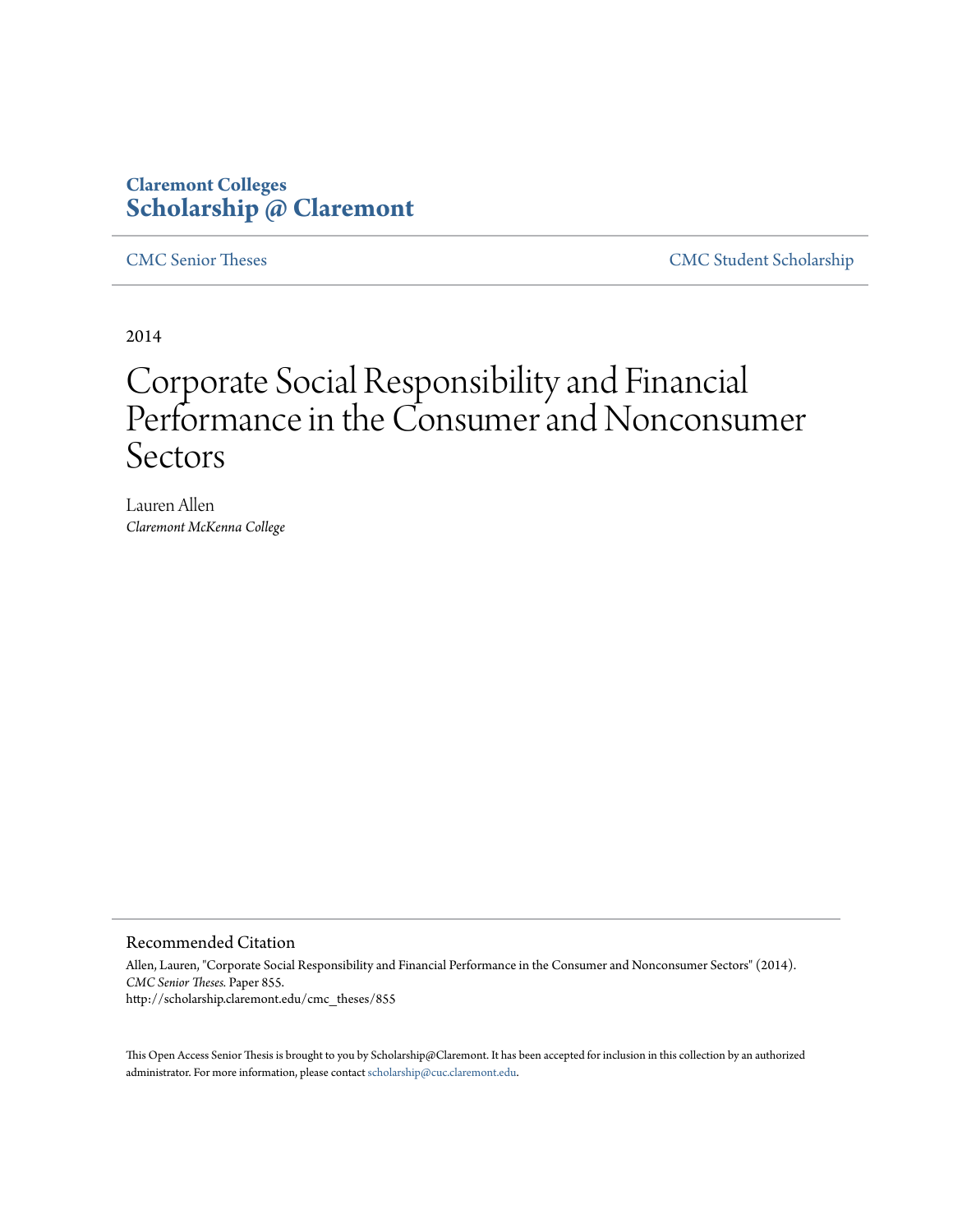Claremont Colleges
**Scholarship @ Claremont**

CMC Senior Theses | CMC Student Scholarship

2014

# Corporate Social Responsibility and Financial Performance in the Consumer and Nonconsumer Sectors

Lauren Allen
*Claremont McKenna College*

## Recommended Citation

Allen, Lauren, "Corporate Social Responsibility and Financial Performance in the Consumer and Nonconsumer Sectors" (2014). *CMC Senior Theses.* Paper 855.
http://scholarship.claremont.edu/cmc_theses/855

This Open Access Senior Thesis is brought to you by Scholarship@Claremont. It has been accepted for inclusion in this collection by an authorized administrator. For more information, please contact scholarship@cuc.claremont.edu.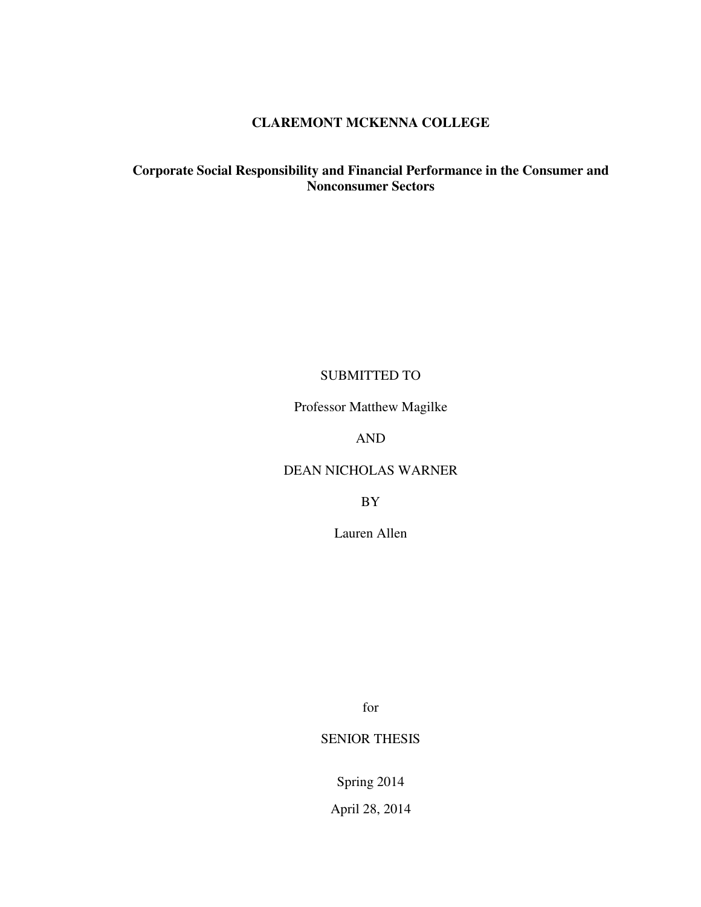**CLAREMONT MCKENNA COLLEGE**

**Corporate Social Responsibility and Financial Performance in the Consumer and Nonconsumer Sectors**

SUBMITTED TO

Professor Matthew Magilke

AND

DEAN NICHOLAS WARNER

BY

Lauren Allen

for

SENIOR THESIS

Spring 2014

April 28, 2014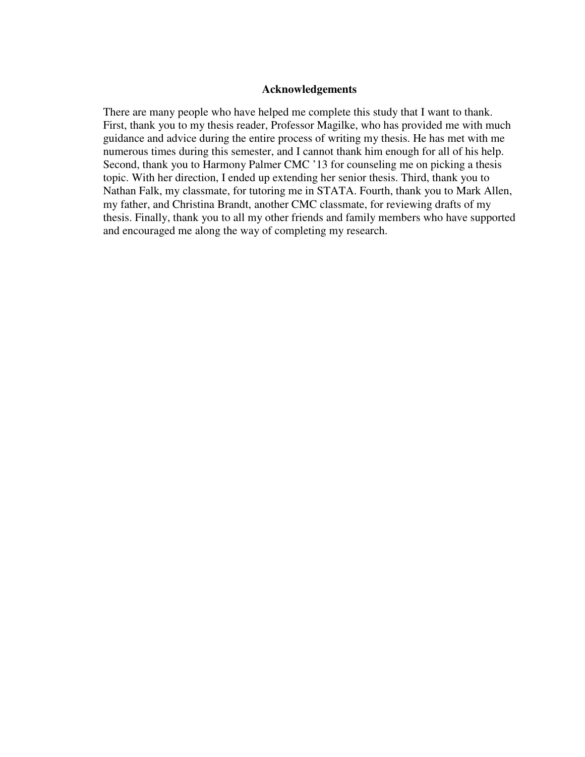## Acknowledgements

There are many people who have helped me complete this study that I want to thank. First, thank you to my thesis reader, Professor Magilke, who has provided me with much guidance and advice during the entire process of writing my thesis. He has met with me numerous times during this semester, and I cannot thank him enough for all of his help. Second, thank you to Harmony Palmer CMC '13 for counseling me on picking a thesis topic. With her direction, I ended up extending her senior thesis. Third, thank you to Nathan Falk, my classmate, for tutoring me in STATA. Fourth, thank you to Mark Allen, my father, and Christina Brandt, another CMC classmate, for reviewing drafts of my thesis. Finally, thank you to all my other friends and family members who have supported and encouraged me along the way of completing my research.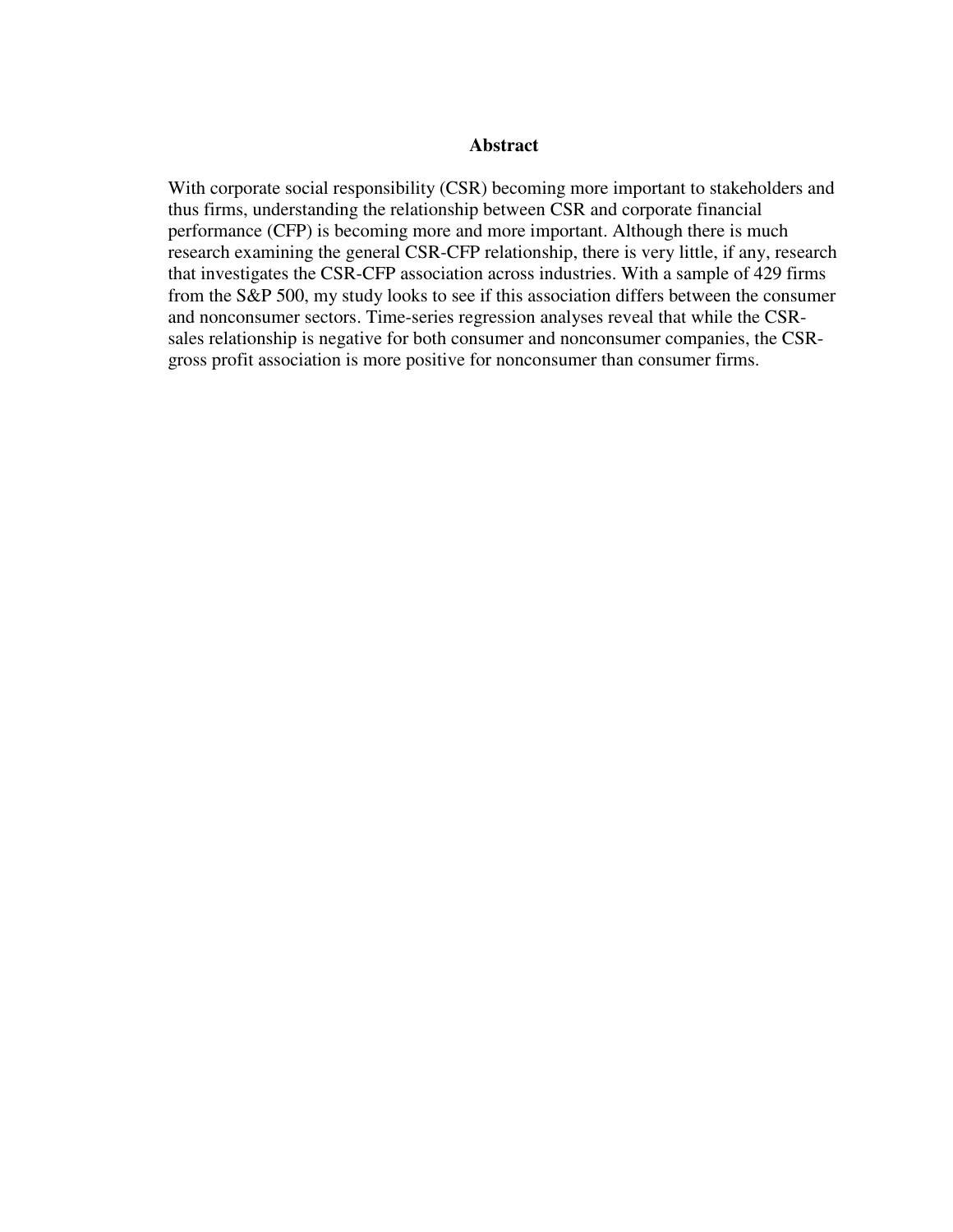## Abstract

With corporate social responsibility (CSR) becoming more important to stakeholders and thus firms, understanding the relationship between CSR and corporate financial performance (CFP) is becoming more and more important. Although there is much research examining the general CSR-CFP relationship, there is very little, if any, research that investigates the CSR-CFP association across industries. With a sample of 429 firms from the S&P 500, my study looks to see if this association differs between the consumer and nonconsumer sectors. Time-series regression analyses reveal that while the CSR-sales relationship is negative for both consumer and nonconsumer companies, the CSR-gross profit association is more positive for nonconsumer than consumer firms.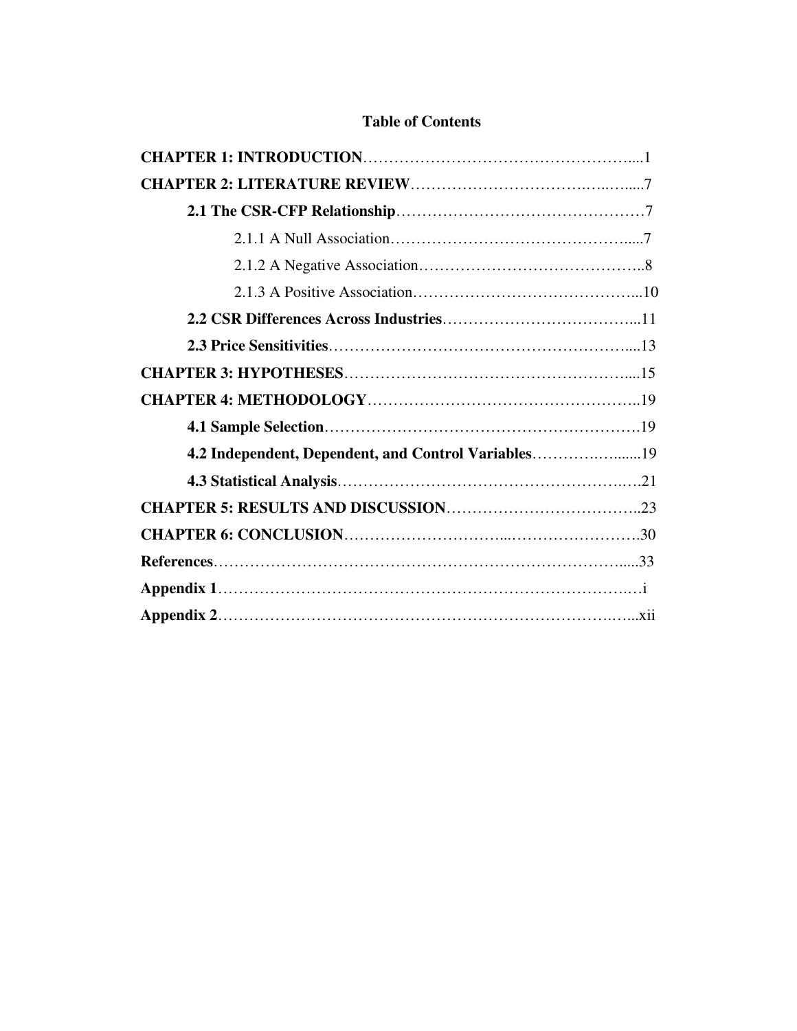# Table of Contents

**CHAPTER 1: INTRODUCTION**……………………………………………....1

**CHAPTER 2: LITERATURE REVIEW**…………………………….…..…....7

- **2.1 The CSR-CFP Relationship**…………………………………………7
  - 2.1.1 A Null Association………………………………………….....7
  - 2.1.2 A Negative Association……………………………………..8
  - 2.1.3 A Positive Association……………………………………...10
- **2.2 CSR Differences Across Industries**………………………………...11
- **2.3 Price Sensitivities**……………………………………………….....13

**CHAPTER 3: HYPOTHESES**……………………………………………....15

**CHAPTER 4: METHODOLOGY**……………………………………………..19

- **4.1 Sample Selection**…………………………………………………….19
- **4.2 Independent, Dependent, and Control Variables**………….….......19
- **4.3 Statistical Analysis**…………………………………………….….21

**CHAPTER 5: RESULTS AND DISCUSSION**………………………………..23

**CHAPTER 6: CONCLUSION**…………………………...…………………….30

**References**…………………………………………………………………….....33

**Appendix 1**……………………………………………………………………..…i

**Appendix 2**………………………………………………………………….…...xii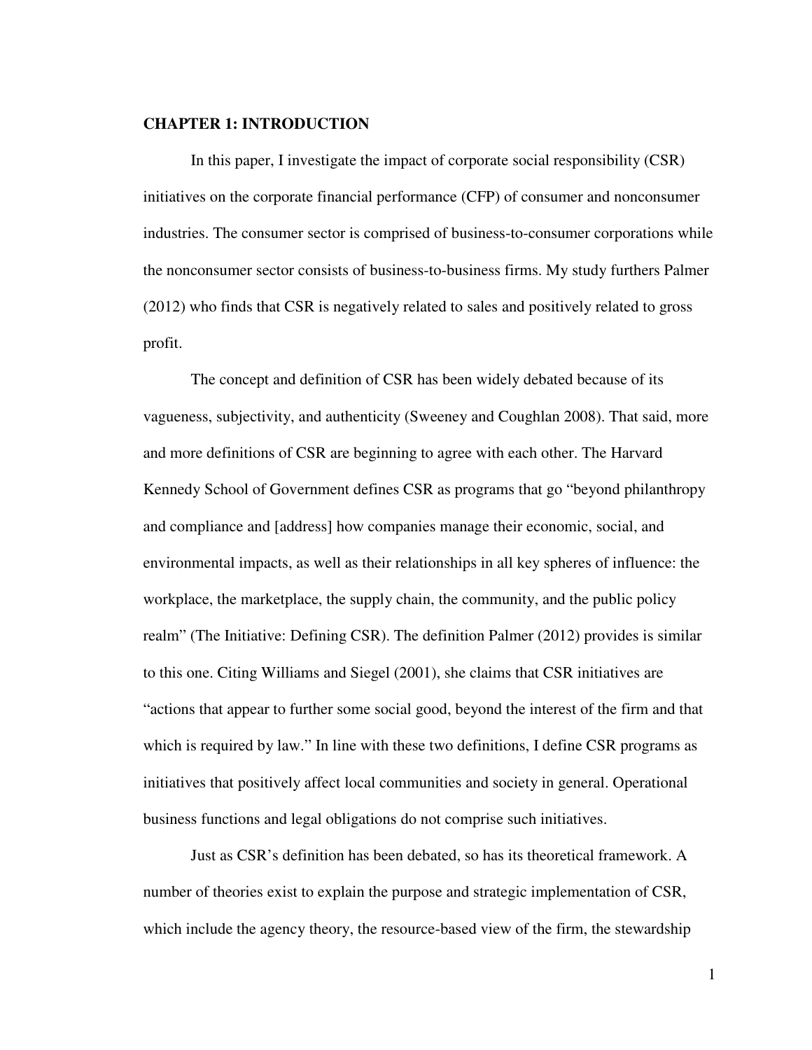# CHAPTER 1: INTRODUCTION

In this paper, I investigate the impact of corporate social responsibility (CSR) initiatives on the corporate financial performance (CFP) of consumer and nonconsumer industries. The consumer sector is comprised of business-to-consumer corporations while the nonconsumer sector consists of business-to-business firms. My study furthers Palmer (2012) who finds that CSR is negatively related to sales and positively related to gross profit.

The concept and definition of CSR has been widely debated because of its vagueness, subjectivity, and authenticity (Sweeney and Coughlan 2008). That said, more and more definitions of CSR are beginning to agree with each other. The Harvard Kennedy School of Government defines CSR as programs that go "beyond philanthropy and compliance and [address] how companies manage their economic, social, and environmental impacts, as well as their relationships in all key spheres of influence: the workplace, the marketplace, the supply chain, the community, and the public policy realm" (The Initiative: Defining CSR). The definition Palmer (2012) provides is similar to this one. Citing Williams and Siegel (2001), she claims that CSR initiatives are "actions that appear to further some social good, beyond the interest of the firm and that which is required by law." In line with these two definitions, I define CSR programs as initiatives that positively affect local communities and society in general. Operational business functions and legal obligations do not comprise such initiatives.

Just as CSR's definition has been debated, so has its theoretical framework. A number of theories exist to explain the purpose and strategic implementation of CSR, which include the agency theory, the resource-based view of the firm, the stewardship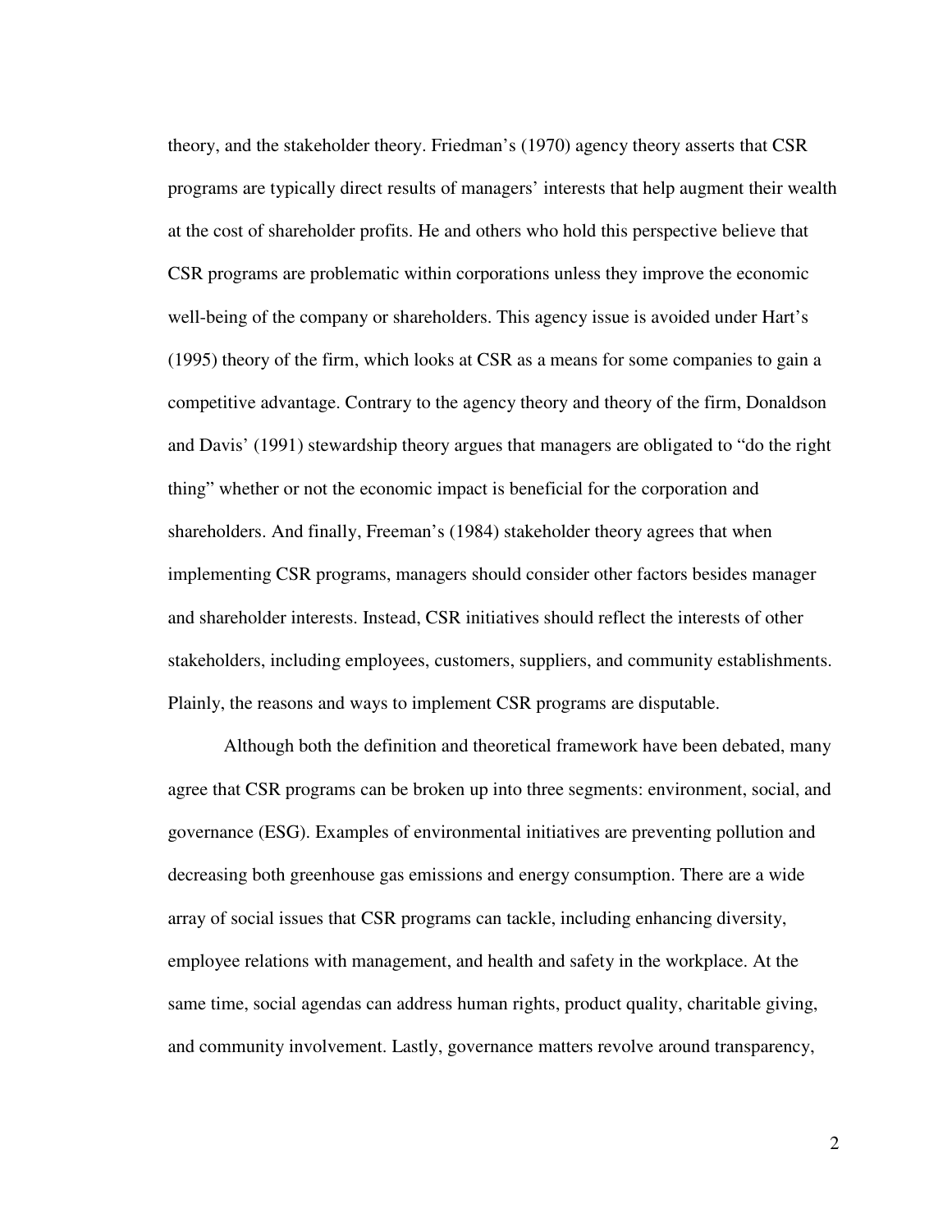theory, and the stakeholder theory. Friedman's (1970) agency theory asserts that CSR programs are typically direct results of managers' interests that help augment their wealth at the cost of shareholder profits. He and others who hold this perspective believe that CSR programs are problematic within corporations unless they improve the economic well-being of the company or shareholders. This agency issue is avoided under Hart's (1995) theory of the firm, which looks at CSR as a means for some companies to gain a competitive advantage. Contrary to the agency theory and theory of the firm, Donaldson and Davis' (1991) stewardship theory argues that managers are obligated to "do the right thing" whether or not the economic impact is beneficial for the corporation and shareholders. And finally, Freeman's (1984) stakeholder theory agrees that when implementing CSR programs, managers should consider other factors besides manager and shareholder interests. Instead, CSR initiatives should reflect the interests of other stakeholders, including employees, customers, suppliers, and community establishments. Plainly, the reasons and ways to implement CSR programs are disputable.

Although both the definition and theoretical framework have been debated, many agree that CSR programs can be broken up into three segments: environment, social, and governance (ESG). Examples of environmental initiatives are preventing pollution and decreasing both greenhouse gas emissions and energy consumption. There are a wide array of social issues that CSR programs can tackle, including enhancing diversity, employee relations with management, and health and safety in the workplace. At the same time, social agendas can address human rights, product quality, charitable giving, and community involvement. Lastly, governance matters revolve around transparency,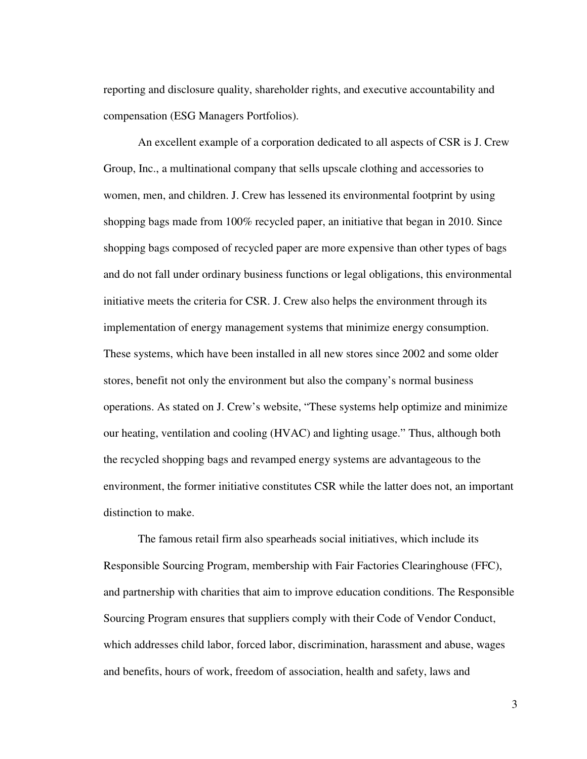reporting and disclosure quality, shareholder rights, and executive accountability and compensation (ESG Managers Portfolios).

An excellent example of a corporation dedicated to all aspects of CSR is J. Crew Group, Inc., a multinational company that sells upscale clothing and accessories to women, men, and children. J. Crew has lessened its environmental footprint by using shopping bags made from 100% recycled paper, an initiative that began in 2010. Since shopping bags composed of recycled paper are more expensive than other types of bags and do not fall under ordinary business functions or legal obligations, this environmental initiative meets the criteria for CSR. J. Crew also helps the environment through its implementation of energy management systems that minimize energy consumption. These systems, which have been installed in all new stores since 2002 and some older stores, benefit not only the environment but also the company's normal business operations. As stated on J. Crew's website, "These systems help optimize and minimize our heating, ventilation and cooling (HVAC) and lighting usage." Thus, although both the recycled shopping bags and revamped energy systems are advantageous to the environment, the former initiative constitutes CSR while the latter does not, an important distinction to make.

The famous retail firm also spearheads social initiatives, which include its Responsible Sourcing Program, membership with Fair Factories Clearinghouse (FFC), and partnership with charities that aim to improve education conditions. The Responsible Sourcing Program ensures that suppliers comply with their Code of Vendor Conduct, which addresses child labor, forced labor, discrimination, harassment and abuse, wages and benefits, hours of work, freedom of association, health and safety, laws and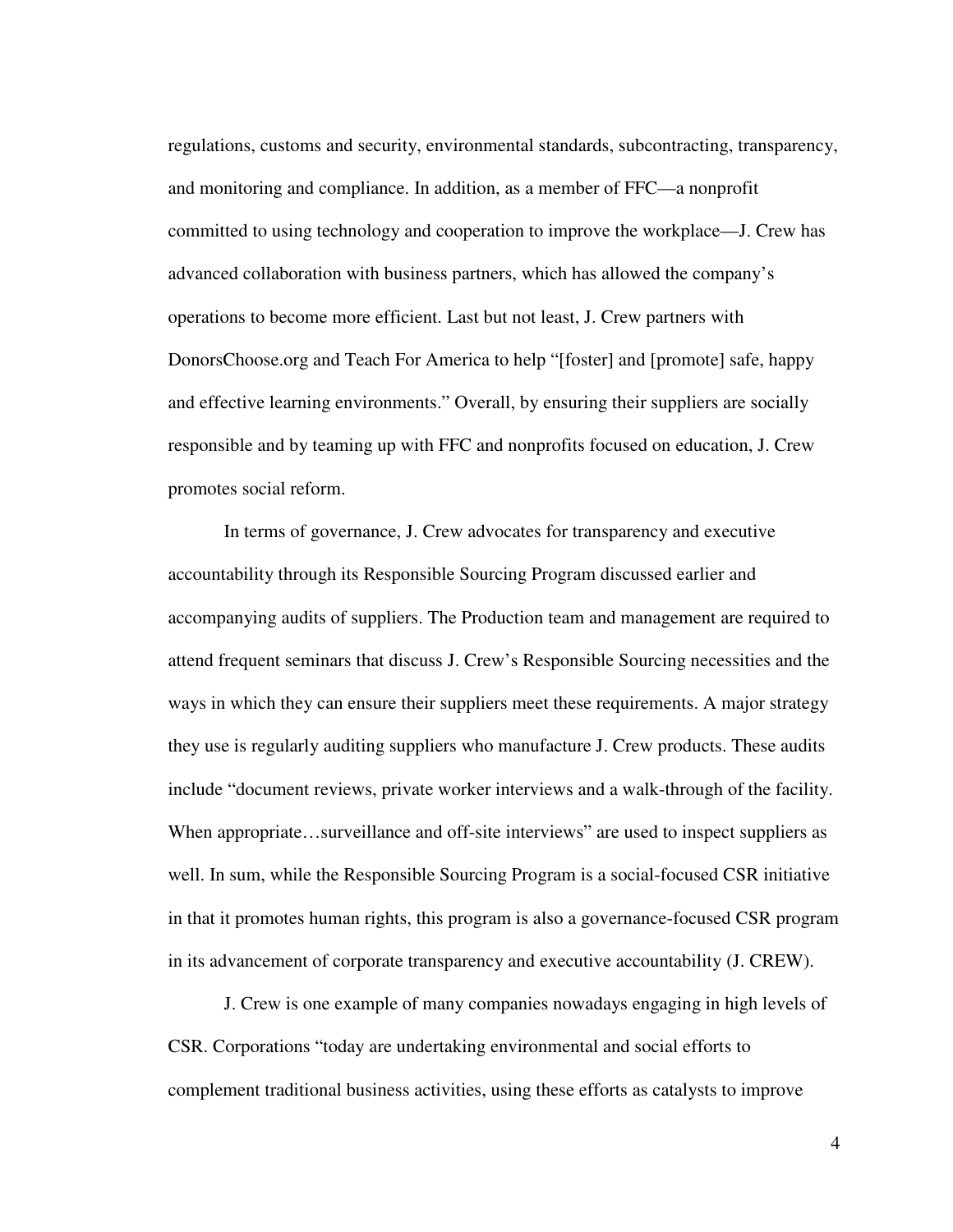regulations, customs and security, environmental standards, subcontracting, transparency, and monitoring and compliance. In addition, as a member of FFC—a nonprofit committed to using technology and cooperation to improve the workplace—J. Crew has advanced collaboration with business partners, which has allowed the company's operations to become more efficient. Last but not least, J. Crew partners with DonorsChoose.org and Teach For America to help "[foster] and [promote] safe, happy and effective learning environments." Overall, by ensuring their suppliers are socially responsible and by teaming up with FFC and nonprofits focused on education, J. Crew promotes social reform.

In terms of governance, J. Crew advocates for transparency and executive accountability through its Responsible Sourcing Program discussed earlier and accompanying audits of suppliers. The Production team and management are required to attend frequent seminars that discuss J. Crew's Responsible Sourcing necessities and the ways in which they can ensure their suppliers meet these requirements. A major strategy they use is regularly auditing suppliers who manufacture J. Crew products. These audits include "document reviews, private worker interviews and a walk-through of the facility. When appropriate…surveillance and off-site interviews" are used to inspect suppliers as well. In sum, while the Responsible Sourcing Program is a social-focused CSR initiative in that it promotes human rights, this program is also a governance-focused CSR program in its advancement of corporate transparency and executive accountability (J. CREW).

J. Crew is one example of many companies nowadays engaging in high levels of CSR. Corporations "today are undertaking environmental and social efforts to complement traditional business activities, using these efforts as catalysts to improve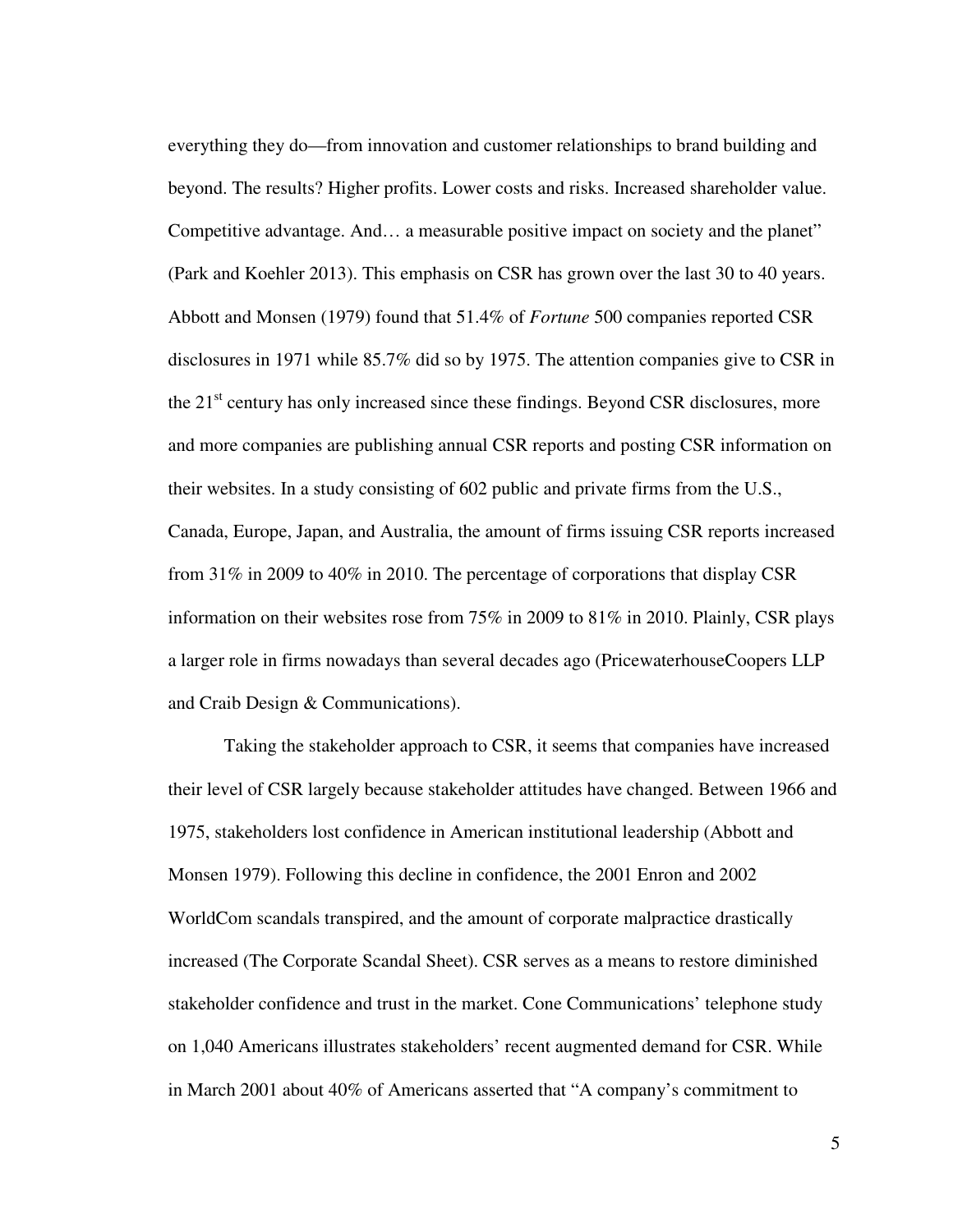everything they do—from innovation and customer relationships to brand building and beyond. The results? Higher profits. Lower costs and risks. Increased shareholder value. Competitive advantage. And… a measurable positive impact on society and the planet" (Park and Koehler 2013). This emphasis on CSR has grown over the last 30 to 40 years. Abbott and Monsen (1979) found that 51.4% of *Fortune* 500 companies reported CSR disclosures in 1971 while 85.7% did so by 1975. The attention companies give to CSR in the 21st century has only increased since these findings. Beyond CSR disclosures, more and more companies are publishing annual CSR reports and posting CSR information on their websites. In a study consisting of 602 public and private firms from the U.S., Canada, Europe, Japan, and Australia, the amount of firms issuing CSR reports increased from 31% in 2009 to 40% in 2010. The percentage of corporations that display CSR information on their websites rose from 75% in 2009 to 81% in 2010. Plainly, CSR plays a larger role in firms nowadays than several decades ago (PricewaterhouseCoopers LLP and Craib Design & Communications).

Taking the stakeholder approach to CSR, it seems that companies have increased their level of CSR largely because stakeholder attitudes have changed. Between 1966 and 1975, stakeholders lost confidence in American institutional leadership (Abbott and Monsen 1979). Following this decline in confidence, the 2001 Enron and 2002 WorldCom scandals transpired, and the amount of corporate malpractice drastically increased (The Corporate Scandal Sheet). CSR serves as a means to restore diminished stakeholder confidence and trust in the market. Cone Communications' telephone study on 1,040 Americans illustrates stakeholders' recent augmented demand for CSR. While in March 2001 about 40% of Americans asserted that "A company's commitment to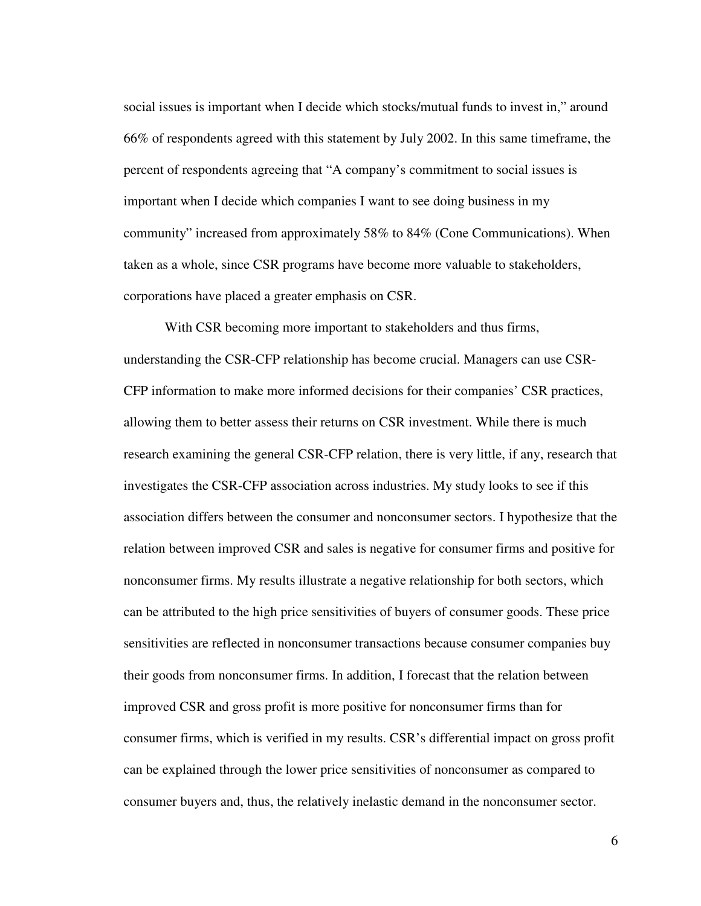social issues is important when I decide which stocks/mutual funds to invest in," around 66% of respondents agreed with this statement by July 2002. In this same timeframe, the percent of respondents agreeing that "A company's commitment to social issues is important when I decide which companies I want to see doing business in my community" increased from approximately 58% to 84% (Cone Communications). When taken as a whole, since CSR programs have become more valuable to stakeholders, corporations have placed a greater emphasis on CSR.

With CSR becoming more important to stakeholders and thus firms, understanding the CSR-CFP relationship has become crucial. Managers can use CSR-CFP information to make more informed decisions for their companies' CSR practices, allowing them to better assess their returns on CSR investment. While there is much research examining the general CSR-CFP relation, there is very little, if any, research that investigates the CSR-CFP association across industries. My study looks to see if this association differs between the consumer and nonconsumer sectors. I hypothesize that the relation between improved CSR and sales is negative for consumer firms and positive for nonconsumer firms. My results illustrate a negative relationship for both sectors, which can be attributed to the high price sensitivities of buyers of consumer goods. These price sensitivities are reflected in nonconsumer transactions because consumer companies buy their goods from nonconsumer firms. In addition, I forecast that the relation between improved CSR and gross profit is more positive for nonconsumer firms than for consumer firms, which is verified in my results. CSR's differential impact on gross profit can be explained through the lower price sensitivities of nonconsumer as compared to consumer buyers and, thus, the relatively inelastic demand in the nonconsumer sector.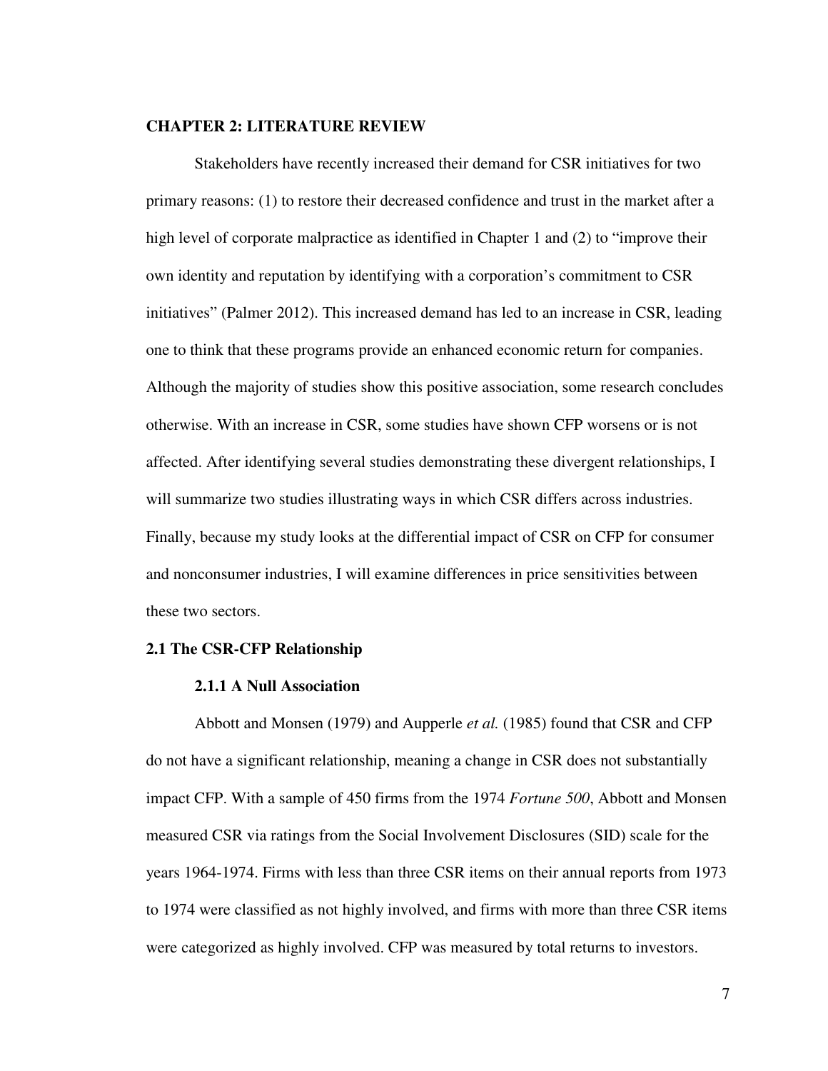# CHAPTER 2: LITERATURE REVIEW

Stakeholders have recently increased their demand for CSR initiatives for two primary reasons: (1) to restore their decreased confidence and trust in the market after a high level of corporate malpractice as identified in Chapter 1 and (2) to "improve their own identity and reputation by identifying with a corporation's commitment to CSR initiatives" (Palmer 2012). This increased demand has led to an increase in CSR, leading one to think that these programs provide an enhanced economic return for companies. Although the majority of studies show this positive association, some research concludes otherwise. With an increase in CSR, some studies have shown CFP worsens or is not affected. After identifying several studies demonstrating these divergent relationships, I will summarize two studies illustrating ways in which CSR differs across industries. Finally, because my study looks at the differential impact of CSR on CFP for consumer and nonconsumer industries, I will examine differences in price sensitivities between these two sectors.

## 2.1 The CSR-CFP Relationship

### 2.1.1 A Null Association

Abbott and Monsen (1979) and Aupperle *et al.* (1985) found that CSR and CFP do not have a significant relationship, meaning a change in CSR does not substantially impact CFP. With a sample of 450 firms from the 1974 *Fortune 500*, Abbott and Monsen measured CSR via ratings from the Social Involvement Disclosures (SID) scale for the years 1964-1974. Firms with less than three CSR items on their annual reports from 1973 to 1974 were classified as not highly involved, and firms with more than three CSR items were categorized as highly involved. CFP was measured by total returns to investors.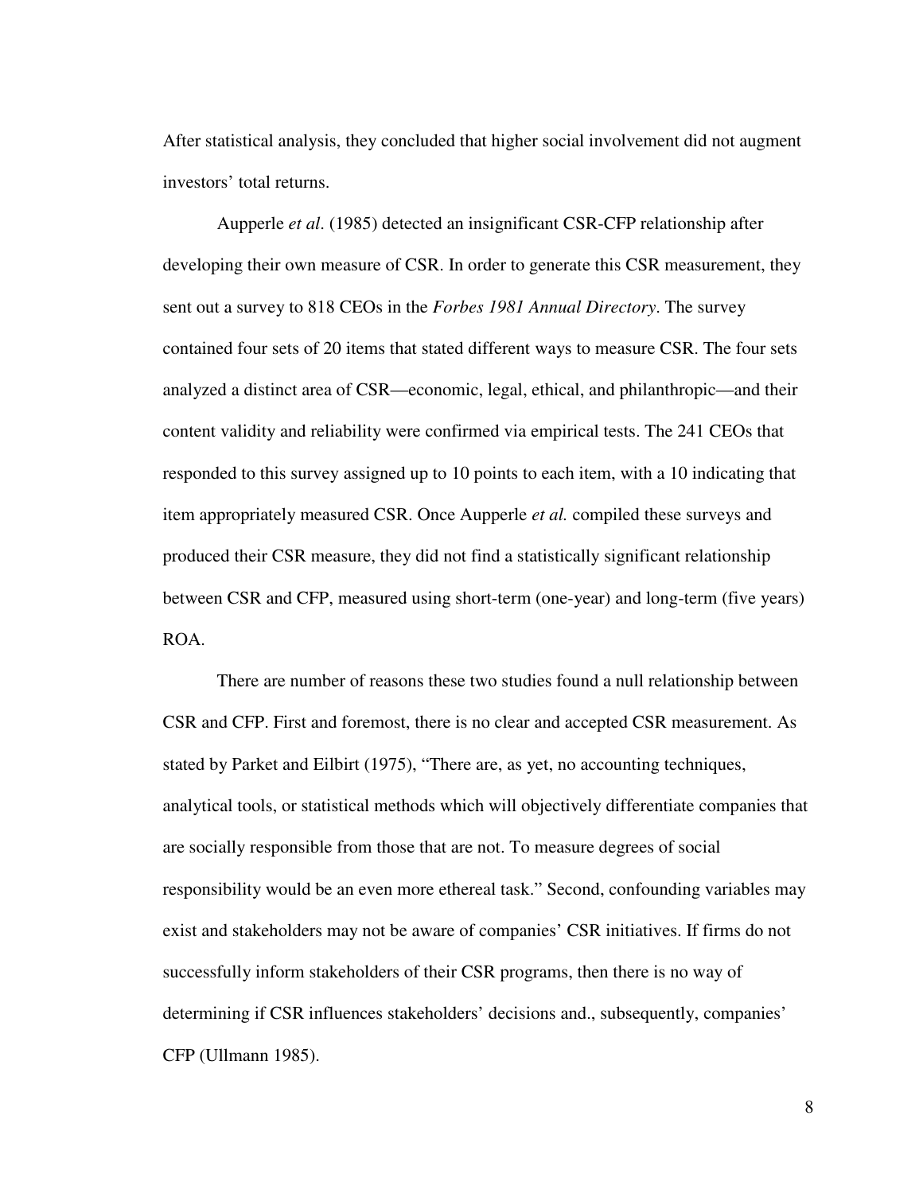After statistical analysis, they concluded that higher social involvement did not augment investors' total returns.

Aupperle *et al*. (1985) detected an insignificant CSR-CFP relationship after developing their own measure of CSR. In order to generate this CSR measurement, they sent out a survey to 818 CEOs in the *Forbes 1981 Annual Directory*. The survey contained four sets of 20 items that stated different ways to measure CSR. The four sets analyzed a distinct area of CSR—economic, legal, ethical, and philanthropic—and their content validity and reliability were confirmed via empirical tests. The 241 CEOs that responded to this survey assigned up to 10 points to each item, with a 10 indicating that item appropriately measured CSR. Once Aupperle *et al.* compiled these surveys and produced their CSR measure, they did not find a statistically significant relationship between CSR and CFP, measured using short-term (one-year) and long-term (five years) ROA.

There are number of reasons these two studies found a null relationship between CSR and CFP. First and foremost, there is no clear and accepted CSR measurement. As stated by Parket and Eilbirt (1975), "There are, as yet, no accounting techniques, analytical tools, or statistical methods which will objectively differentiate companies that are socially responsible from those that are not. To measure degrees of social responsibility would be an even more ethereal task." Second, confounding variables may exist and stakeholders may not be aware of companies' CSR initiatives. If firms do not successfully inform stakeholders of their CSR programs, then there is no way of determining if CSR influences stakeholders' decisions and., subsequently, companies' CFP (Ullmann 1985).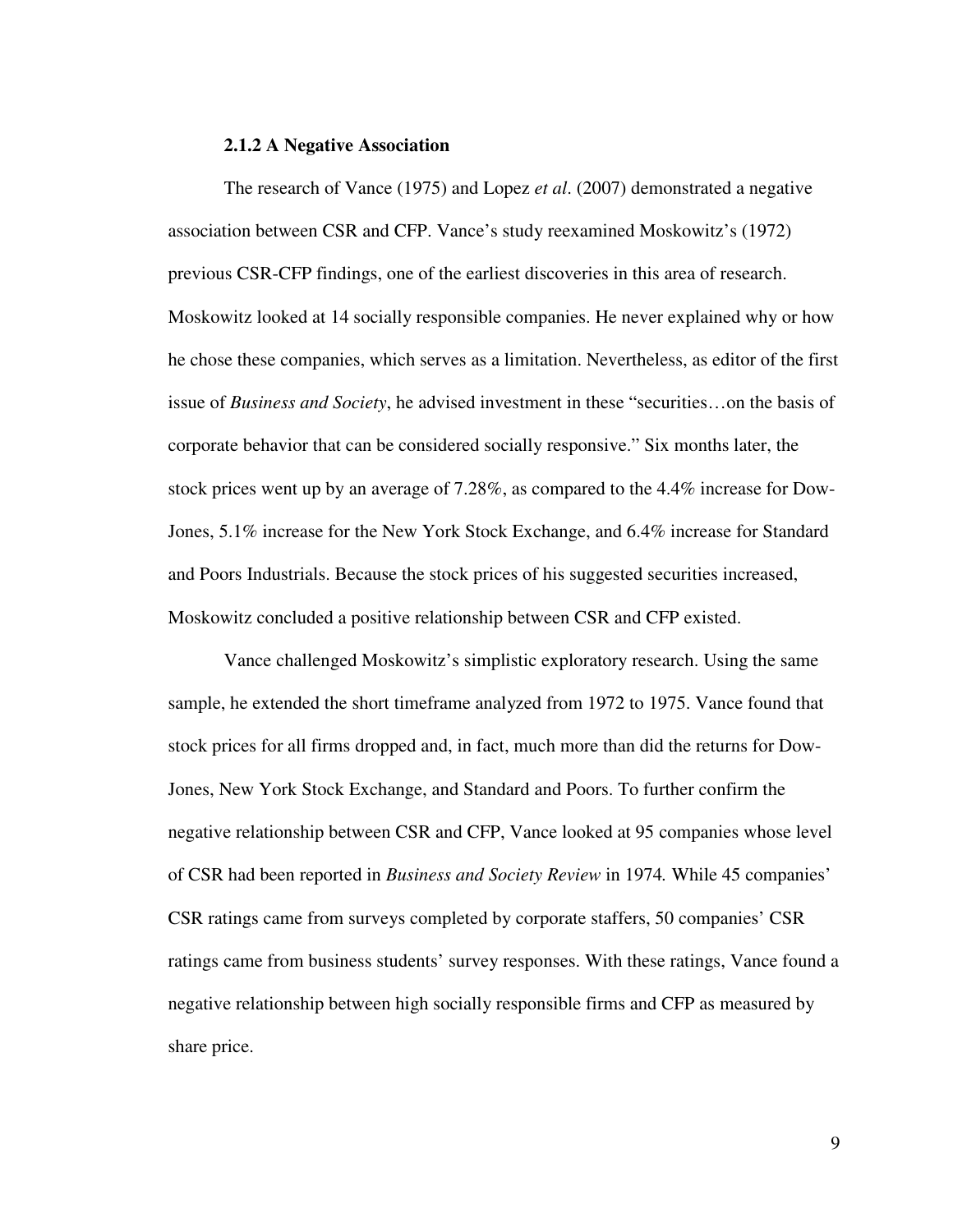### 2.1.2 A Negative Association

The research of Vance (1975) and Lopez *et al*. (2007) demonstrated a negative association between CSR and CFP. Vance's study reexamined Moskowitz's (1972) previous CSR-CFP findings, one of the earliest discoveries in this area of research. Moskowitz looked at 14 socially responsible companies. He never explained why or how he chose these companies, which serves as a limitation. Nevertheless, as editor of the first issue of *Business and Society*, he advised investment in these "securities…on the basis of corporate behavior that can be considered socially responsive." Six months later, the stock prices went up by an average of 7.28%, as compared to the 4.4% increase for Dow-Jones, 5.1% increase for the New York Stock Exchange, and 6.4% increase for Standard and Poors Industrials. Because the stock prices of his suggested securities increased, Moskowitz concluded a positive relationship between CSR and CFP existed.

Vance challenged Moskowitz's simplistic exploratory research. Using the same sample, he extended the short timeframe analyzed from 1972 to 1975. Vance found that stock prices for all firms dropped and, in fact, much more than did the returns for Dow-Jones, New York Stock Exchange, and Standard and Poors. To further confirm the negative relationship between CSR and CFP, Vance looked at 95 companies whose level of CSR had been reported in *Business and Society Review* in 1974*.* While 45 companies' CSR ratings came from surveys completed by corporate staffers, 50 companies' CSR ratings came from business students' survey responses. With these ratings, Vance found a negative relationship between high socially responsible firms and CFP as measured by share price.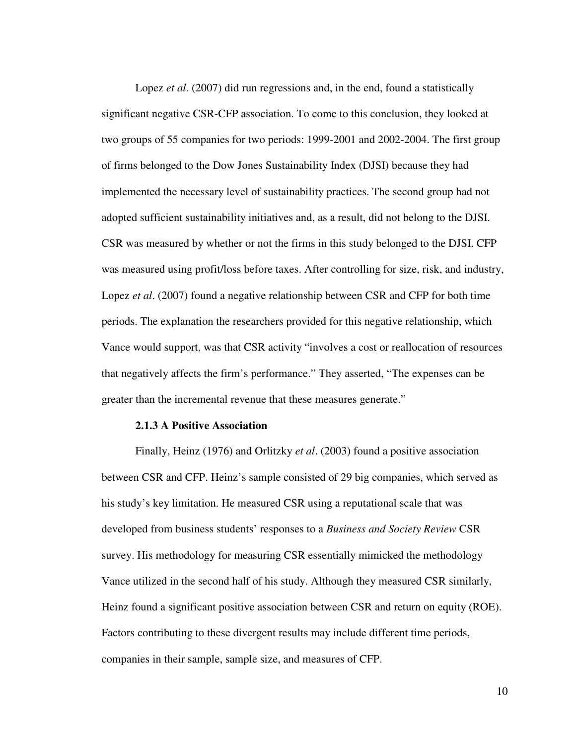Lopez *et al*. (2007) did run regressions and, in the end, found a statistically significant negative CSR-CFP association. To come to this conclusion, they looked at two groups of 55 companies for two periods: 1999-2001 and 2002-2004. The first group of firms belonged to the Dow Jones Sustainability Index (DJSI) because they had implemented the necessary level of sustainability practices. The second group had not adopted sufficient sustainability initiatives and, as a result, did not belong to the DJSI. CSR was measured by whether or not the firms in this study belonged to the DJSI. CFP was measured using profit/loss before taxes. After controlling for size, risk, and industry, Lopez *et al*. (2007) found a negative relationship between CSR and CFP for both time periods. The explanation the researchers provided for this negative relationship, which Vance would support, was that CSR activity "involves a cost or reallocation of resources that negatively affects the firm's performance." They asserted, "The expenses can be greater than the incremental revenue that these measures generate."

#### 2.1.3 A Positive Association

Finally, Heinz (1976) and Orlitzky *et al*. (2003) found a positive association between CSR and CFP. Heinz's sample consisted of 29 big companies, which served as his study's key limitation. He measured CSR using a reputational scale that was developed from business students' responses to a *Business and Society Review* CSR survey. His methodology for measuring CSR essentially mimicked the methodology Vance utilized in the second half of his study. Although they measured CSR similarly, Heinz found a significant positive association between CSR and return on equity (ROE). Factors contributing to these divergent results may include different time periods, companies in their sample, sample size, and measures of CFP.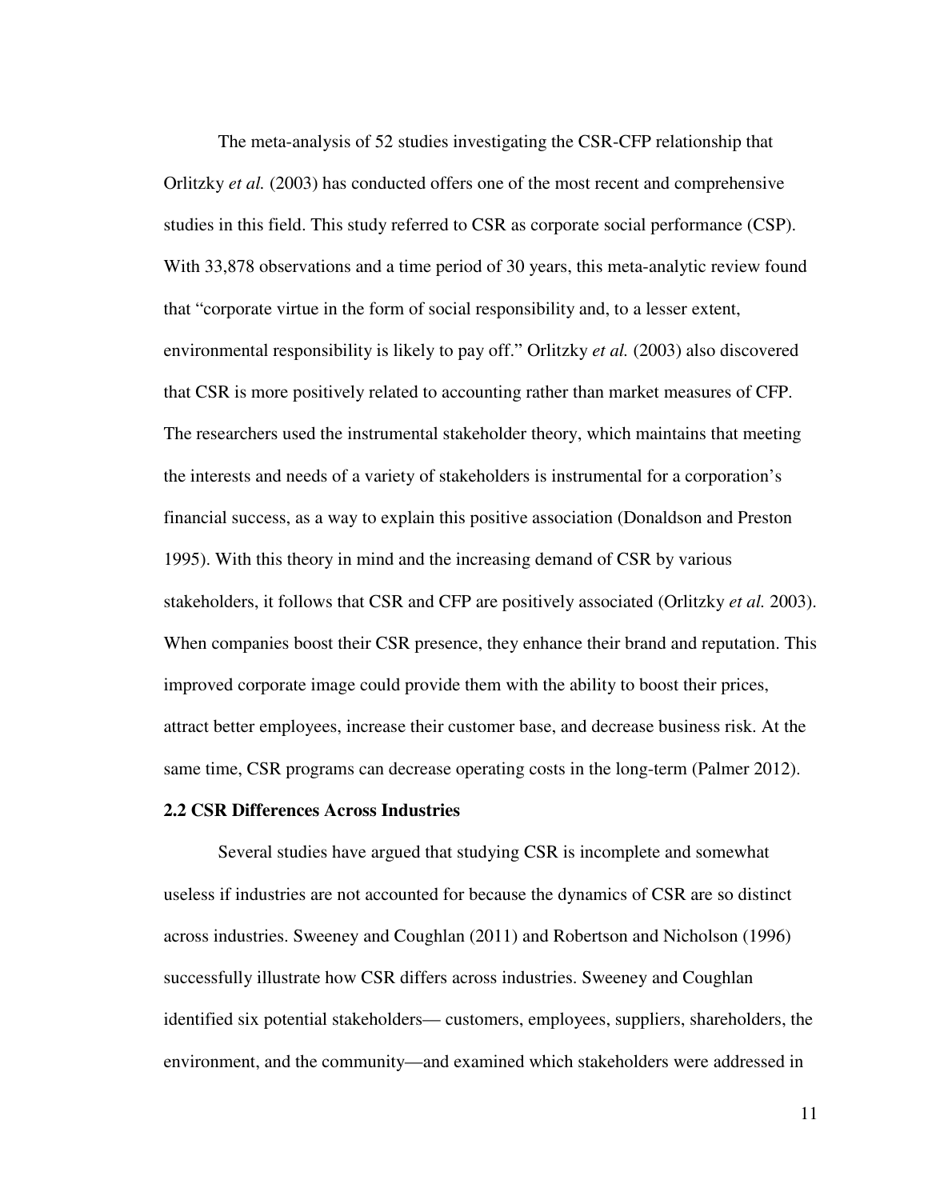The meta-analysis of 52 studies investigating the CSR-CFP relationship that Orlitzky *et al.* (2003) has conducted offers one of the most recent and comprehensive studies in this field. This study referred to CSR as corporate social performance (CSP). With 33,878 observations and a time period of 30 years, this meta-analytic review found that "corporate virtue in the form of social responsibility and, to a lesser extent, environmental responsibility is likely to pay off." Orlitzky *et al.* (2003) also discovered that CSR is more positively related to accounting rather than market measures of CFP. The researchers used the instrumental stakeholder theory, which maintains that meeting the interests and needs of a variety of stakeholders is instrumental for a corporation's financial success, as a way to explain this positive association (Donaldson and Preston 1995). With this theory in mind and the increasing demand of CSR by various stakeholders, it follows that CSR and CFP are positively associated (Orlitzky *et al.* 2003). When companies boost their CSR presence, they enhance their brand and reputation. This improved corporate image could provide them with the ability to boost their prices, attract better employees, increase their customer base, and decrease business risk. At the same time, CSR programs can decrease operating costs in the long-term (Palmer 2012).

**2.2 CSR Differences Across Industries**

Several studies have argued that studying CSR is incomplete and somewhat useless if industries are not accounted for because the dynamics of CSR are so distinct across industries. Sweeney and Coughlan (2011) and Robertson and Nicholson (1996) successfully illustrate how CSR differs across industries. Sweeney and Coughlan identified six potential stakeholders— customers, employees, suppliers, shareholders, the environment, and the community—and examined which stakeholders were addressed in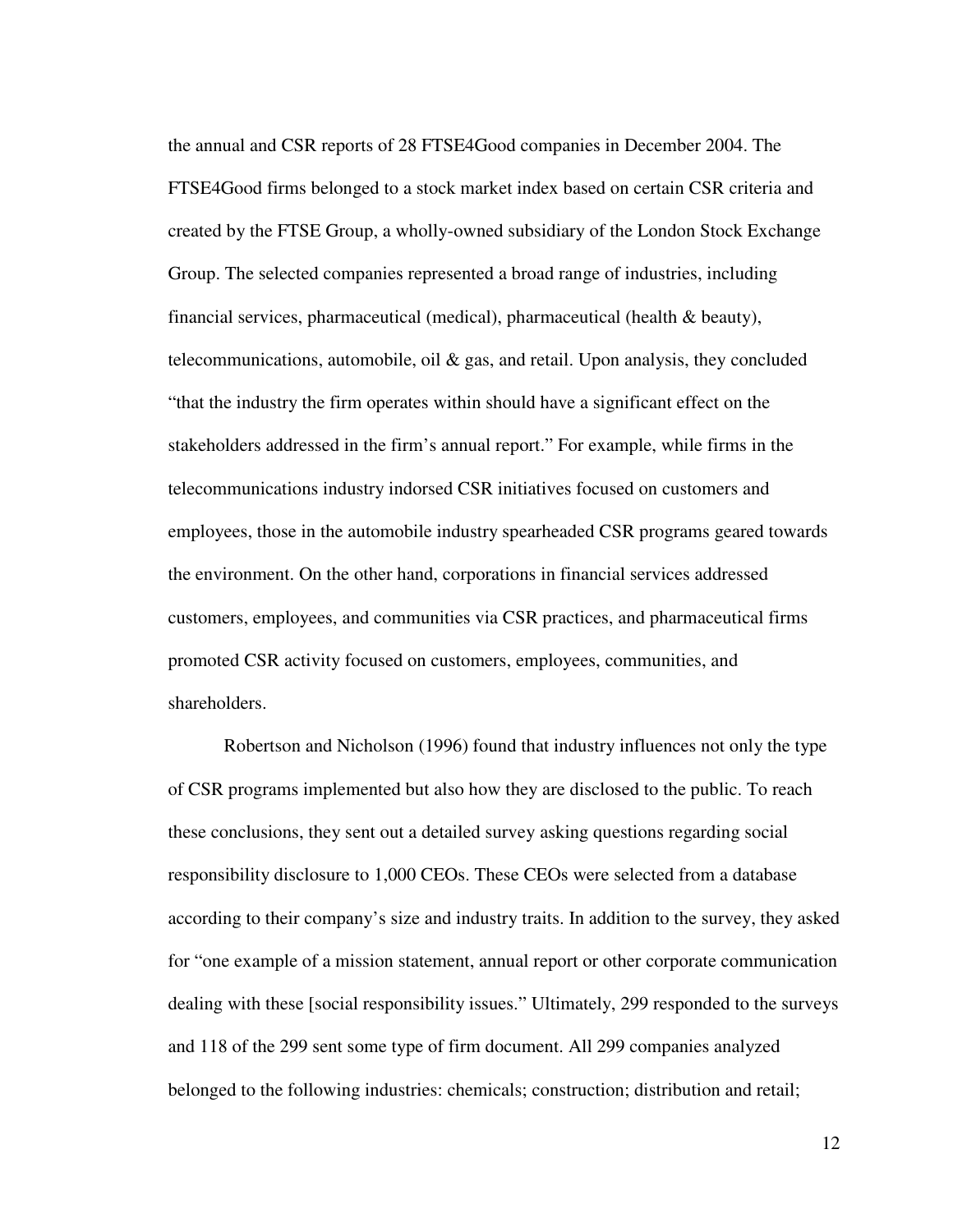the annual and CSR reports of 28 FTSE4Good companies in December 2004. The FTSE4Good firms belonged to a stock market index based on certain CSR criteria and created by the FTSE Group, a wholly-owned subsidiary of the London Stock Exchange Group. The selected companies represented a broad range of industries, including financial services, pharmaceutical (medical), pharmaceutical (health & beauty), telecommunications, automobile, oil & gas, and retail. Upon analysis, they concluded "that the industry the firm operates within should have a significant effect on the stakeholders addressed in the firm's annual report." For example, while firms in the telecommunications industry indorsed CSR initiatives focused on customers and employees, those in the automobile industry spearheaded CSR programs geared towards the environment. On the other hand, corporations in financial services addressed customers, employees, and communities via CSR practices, and pharmaceutical firms promoted CSR activity focused on customers, employees, communities, and shareholders.

Robertson and Nicholson (1996) found that industry influences not only the type of CSR programs implemented but also how they are disclosed to the public. To reach these conclusions, they sent out a detailed survey asking questions regarding social responsibility disclosure to 1,000 CEOs. These CEOs were selected from a database according to their company's size and industry traits. In addition to the survey, they asked for "one example of a mission statement, annual report or other corporate communication dealing with these [social responsibility issues." Ultimately, 299 responded to the surveys and 118 of the 299 sent some type of firm document. All 299 companies analyzed belonged to the following industries: chemicals; construction; distribution and retail;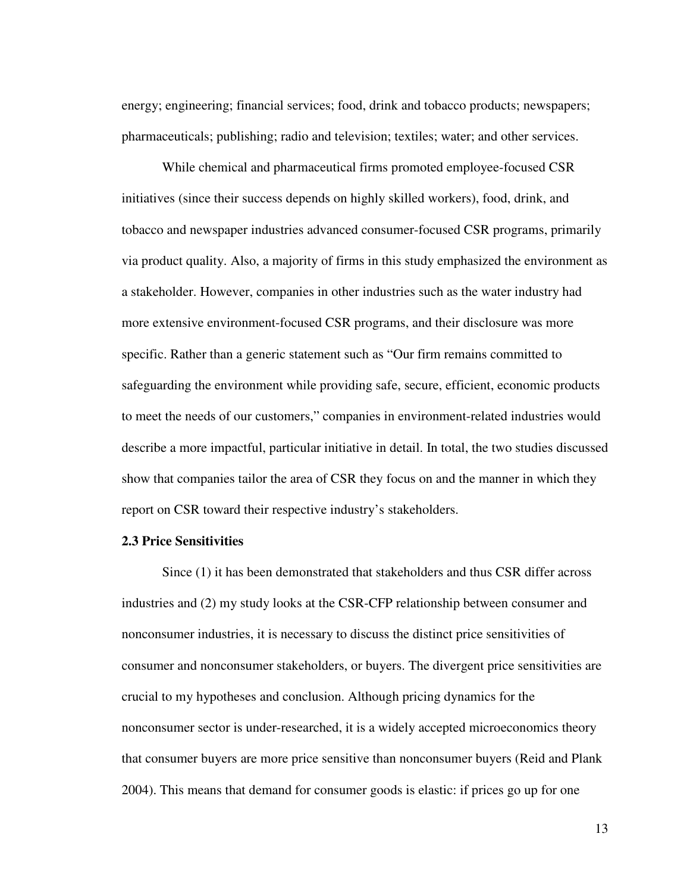energy; engineering; financial services; food, drink and tobacco products; newspapers; pharmaceuticals; publishing; radio and television; textiles; water; and other services.

While chemical and pharmaceutical firms promoted employee-focused CSR initiatives (since their success depends on highly skilled workers), food, drink, and tobacco and newspaper industries advanced consumer-focused CSR programs, primarily via product quality. Also, a majority of firms in this study emphasized the environment as a stakeholder. However, companies in other industries such as the water industry had more extensive environment-focused CSR programs, and their disclosure was more specific. Rather than a generic statement such as "Our firm remains committed to safeguarding the environment while providing safe, secure, efficient, economic products to meet the needs of our customers," companies in environment-related industries would describe a more impactful, particular initiative in detail. In total, the two studies discussed show that companies tailor the area of CSR they focus on and the manner in which they report on CSR toward their respective industry's stakeholders.

### 2.3 Price Sensitivities

Since (1) it has been demonstrated that stakeholders and thus CSR differ across industries and (2) my study looks at the CSR-CFP relationship between consumer and nonconsumer industries, it is necessary to discuss the distinct price sensitivities of consumer and nonconsumer stakeholders, or buyers. The divergent price sensitivities are crucial to my hypotheses and conclusion. Although pricing dynamics for the nonconsumer sector is under-researched, it is a widely accepted microeconomics theory that consumer buyers are more price sensitive than nonconsumer buyers (Reid and Plank 2004). This means that demand for consumer goods is elastic: if prices go up for one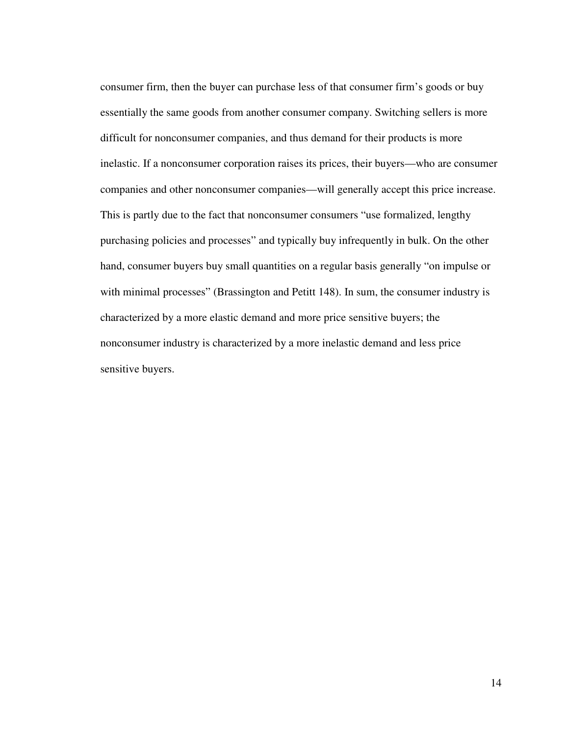consumer firm, then the buyer can purchase less of that consumer firm's goods or buy essentially the same goods from another consumer company. Switching sellers is more difficult for nonconsumer companies, and thus demand for their products is more inelastic. If a nonconsumer corporation raises its prices, their buyers—who are consumer companies and other nonconsumer companies—will generally accept this price increase. This is partly due to the fact that nonconsumer consumers "use formalized, lengthy purchasing policies and processes" and typically buy infrequently in bulk. On the other hand, consumer buyers buy small quantities on a regular basis generally "on impulse or with minimal processes" (Brassington and Petitt 148). In sum, the consumer industry is characterized by a more elastic demand and more price sensitive buyers; the nonconsumer industry is characterized by a more inelastic demand and less price sensitive buyers.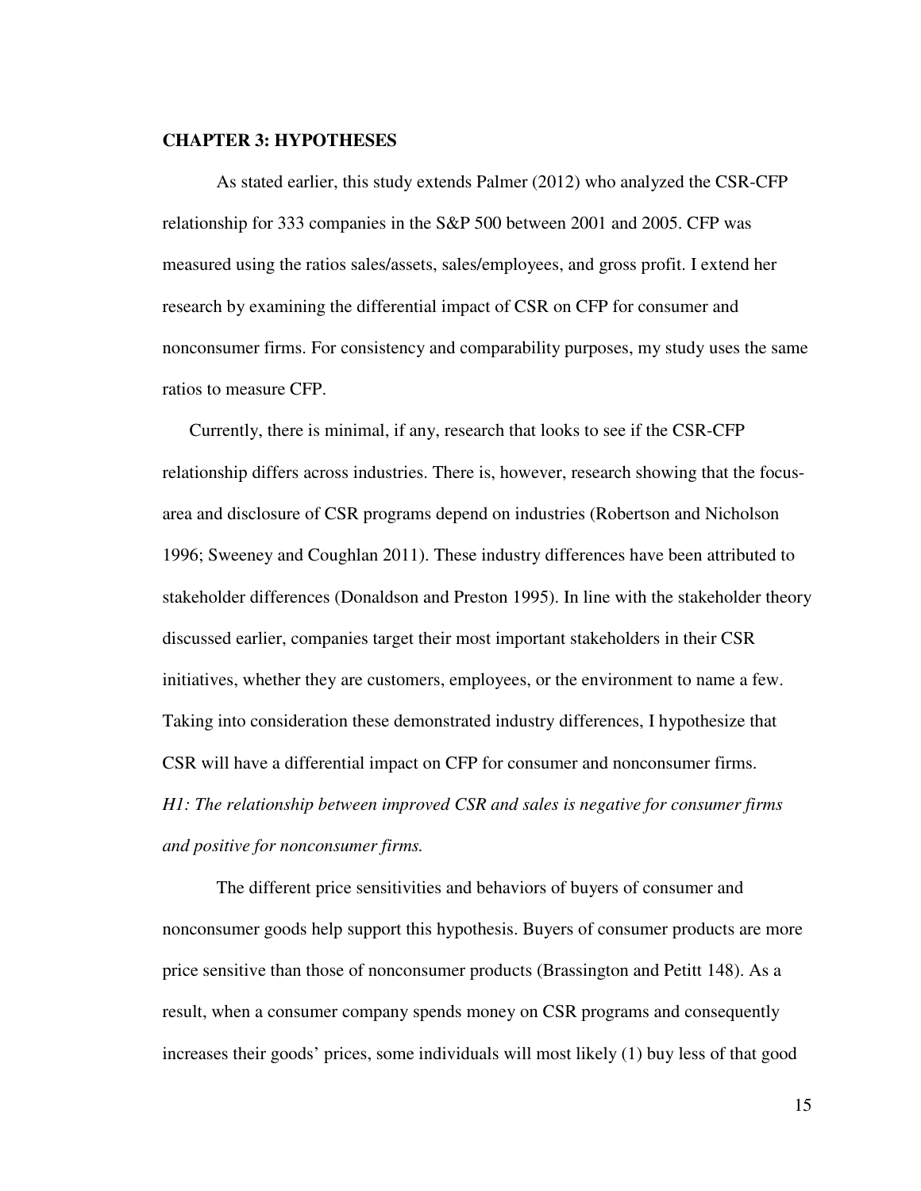## CHAPTER 3: HYPOTHESES

As stated earlier, this study extends Palmer (2012) who analyzed the CSR-CFP relationship for 333 companies in the S&P 500 between 2001 and 2005. CFP was measured using the ratios sales/assets, sales/employees, and gross profit. I extend her research by examining the differential impact of CSR on CFP for consumer and nonconsumer firms. For consistency and comparability purposes, my study uses the same ratios to measure CFP.

Currently, there is minimal, if any, research that looks to see if the CSR-CFP relationship differs across industries. There is, however, research showing that the focus-area and disclosure of CSR programs depend on industries (Robertson and Nicholson 1996; Sweeney and Coughlan 2011). These industry differences have been attributed to stakeholder differences (Donaldson and Preston 1995). In line with the stakeholder theory discussed earlier, companies target their most important stakeholders in their CSR initiatives, whether they are customers, employees, or the environment to name a few. Taking into consideration these demonstrated industry differences, I hypothesize that CSR will have a differential impact on CFP for consumer and nonconsumer firms.

*H1: The relationship between improved CSR and sales is negative for consumer firms and positive for nonconsumer firms.*

The different price sensitivities and behaviors of buyers of consumer and nonconsumer goods help support this hypothesis. Buyers of consumer products are more price sensitive than those of nonconsumer products (Brassington and Petitt 148). As a result, when a consumer company spends money on CSR programs and consequently increases their goods' prices, some individuals will most likely (1) buy less of that good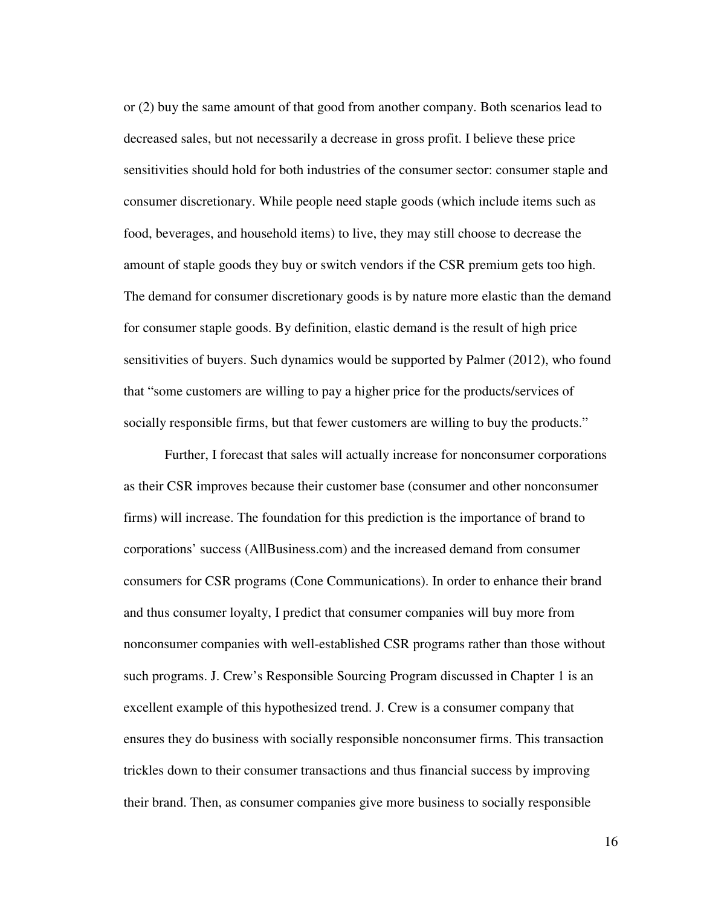or (2) buy the same amount of that good from another company. Both scenarios lead to decreased sales, but not necessarily a decrease in gross profit. I believe these price sensitivities should hold for both industries of the consumer sector: consumer staple and consumer discretionary. While people need staple goods (which include items such as food, beverages, and household items) to live, they may still choose to decrease the amount of staple goods they buy or switch vendors if the CSR premium gets too high. The demand for consumer discretionary goods is by nature more elastic than the demand for consumer staple goods. By definition, elastic demand is the result of high price sensitivities of buyers. Such dynamics would be supported by Palmer (2012), who found that "some customers are willing to pay a higher price for the products/services of socially responsible firms, but that fewer customers are willing to buy the products."

Further, I forecast that sales will actually increase for nonconsumer corporations as their CSR improves because their customer base (consumer and other nonconsumer firms) will increase. The foundation for this prediction is the importance of brand to corporations' success (AllBusiness.com) and the increased demand from consumer consumers for CSR programs (Cone Communications). In order to enhance their brand and thus consumer loyalty, I predict that consumer companies will buy more from nonconsumer companies with well-established CSR programs rather than those without such programs. J. Crew's Responsible Sourcing Program discussed in Chapter 1 is an excellent example of this hypothesized trend. J. Crew is a consumer company that ensures they do business with socially responsible nonconsumer firms. This transaction trickles down to their consumer transactions and thus financial success by improving their brand. Then, as consumer companies give more business to socially responsible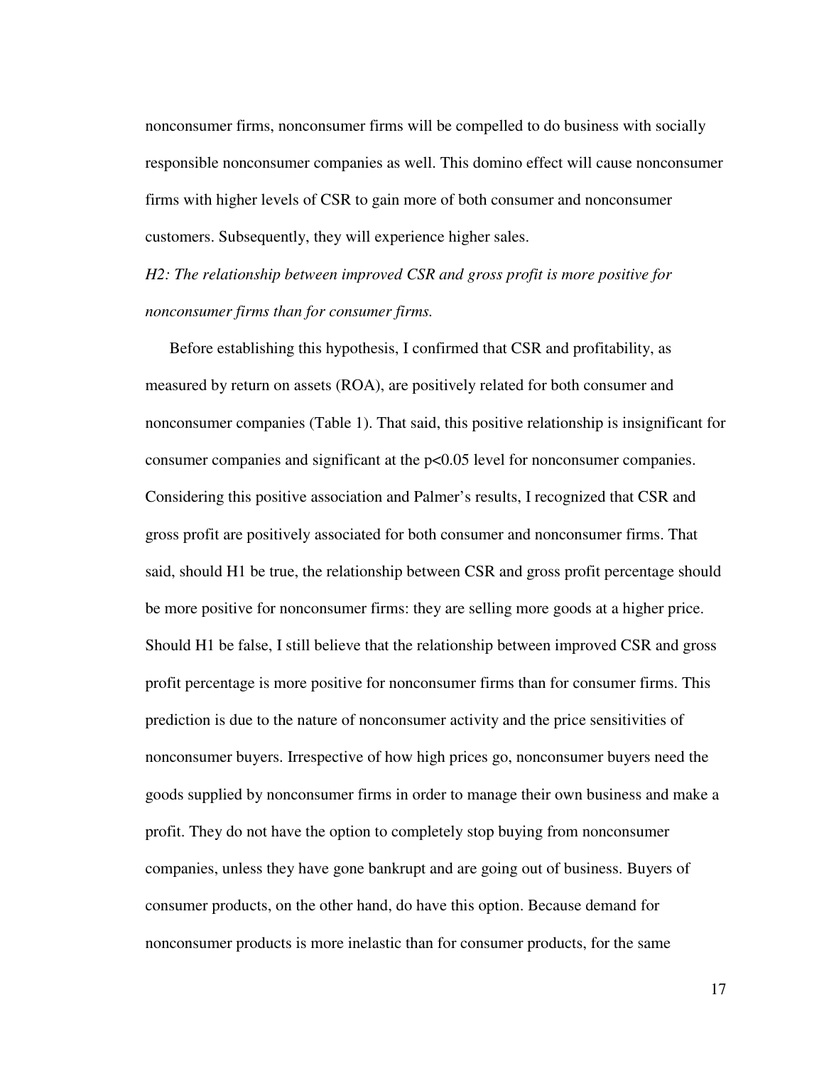nonconsumer firms, nonconsumer firms will be compelled to do business with socially responsible nonconsumer companies as well. This domino effect will cause nonconsumer firms with higher levels of CSR to gain more of both consumer and nonconsumer customers. Subsequently, they will experience higher sales.

*H2: The relationship between improved CSR and gross profit is more positive for nonconsumer firms than for consumer firms.*

Before establishing this hypothesis, I confirmed that CSR and profitability, as measured by return on assets (ROA), are positively related for both consumer and nonconsumer companies (Table 1). That said, this positive relationship is insignificant for consumer companies and significant at the $p<0.05$ level for nonconsumer companies. Considering this positive association and Palmer's results, I recognized that CSR and gross profit are positively associated for both consumer and nonconsumer firms. That said, should H1 be true, the relationship between CSR and gross profit percentage should be more positive for nonconsumer firms: they are selling more goods at a higher price. Should H1 be false, I still believe that the relationship between improved CSR and gross profit percentage is more positive for nonconsumer firms than for consumer firms. This prediction is due to the nature of nonconsumer activity and the price sensitivities of nonconsumer buyers. Irrespective of how high prices go, nonconsumer buyers need the goods supplied by nonconsumer firms in order to manage their own business and make a profit. They do not have the option to completely stop buying from nonconsumer companies, unless they have gone bankrupt and are going out of business. Buyers of consumer products, on the other hand, do have this option. Because demand for nonconsumer products is more inelastic than for consumer products, for the same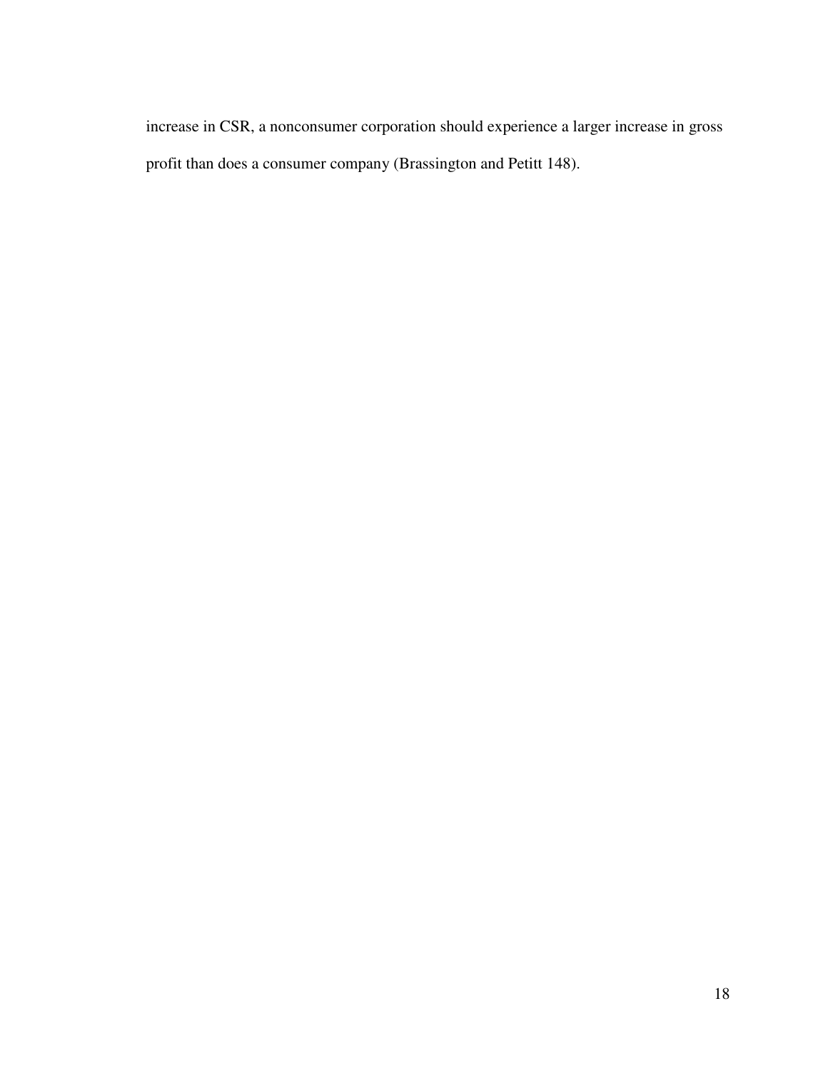increase in CSR, a nonconsumer corporation should experience a larger increase in gross profit than does a consumer company (Brassington and Petitt 148).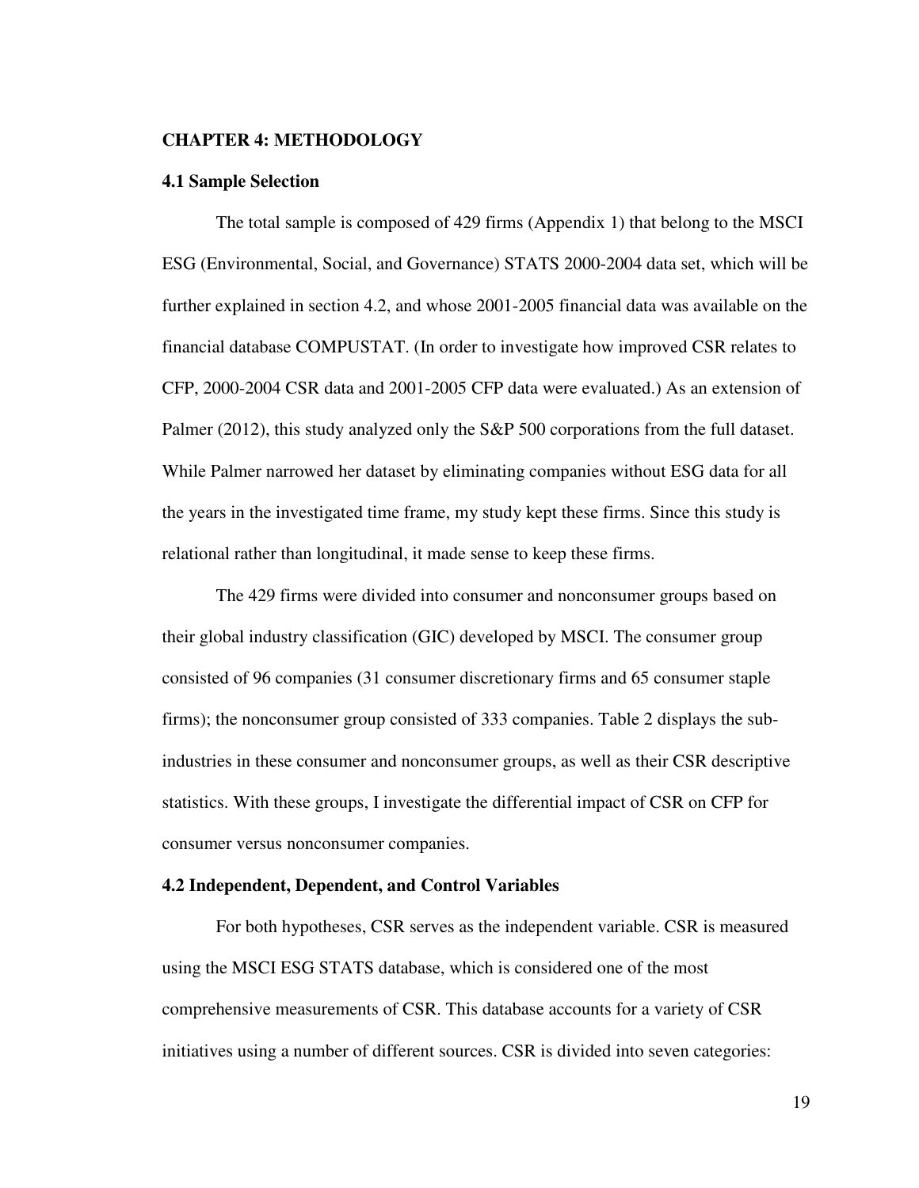## CHAPTER 4: METHODOLOGY

### 4.1 Sample Selection

The total sample is composed of 429 firms (Appendix 1) that belong to the MSCI ESG (Environmental, Social, and Governance) STATS 2000-2004 data set, which will be further explained in section 4.2, and whose 2001-2005 financial data was available on the financial database COMPUSTAT. (In order to investigate how improved CSR relates to CFP, 2000-2004 CSR data and 2001-2005 CFP data were evaluated.) As an extension of Palmer (2012), this study analyzed only the S&P 500 corporations from the full dataset. While Palmer narrowed her dataset by eliminating companies without ESG data for all the years in the investigated time frame, my study kept these firms. Since this study is relational rather than longitudinal, it made sense to keep these firms.

The 429 firms were divided into consumer and nonconsumer groups based on their global industry classification (GIC) developed by MSCI. The consumer group consisted of 96 companies (31 consumer discretionary firms and 65 consumer staple firms); the nonconsumer group consisted of 333 companies. Table 2 displays the sub-industries in these consumer and nonconsumer groups, as well as their CSR descriptive statistics. With these groups, I investigate the differential impact of CSR on CFP for consumer versus nonconsumer companies.

### 4.2 Independent, Dependent, and Control Variables

For both hypotheses, CSR serves as the independent variable. CSR is measured using the MSCI ESG STATS database, which is considered one of the most comprehensive measurements of CSR. This database accounts for a variety of CSR initiatives using a number of different sources. CSR is divided into seven categories: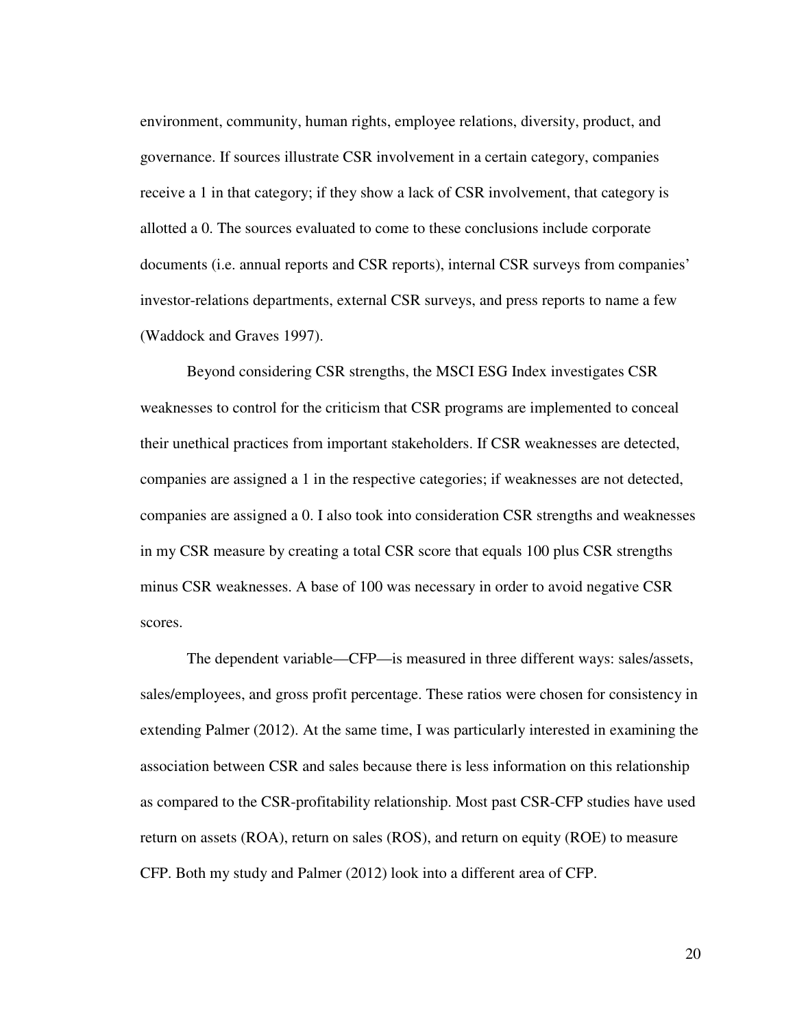environment, community, human rights, employee relations, diversity, product, and governance. If sources illustrate CSR involvement in a certain category, companies receive a 1 in that category; if they show a lack of CSR involvement, that category is allotted a 0. The sources evaluated to come to these conclusions include corporate documents (i.e. annual reports and CSR reports), internal CSR surveys from companies' investor-relations departments, external CSR surveys, and press reports to name a few (Waddock and Graves 1997).

Beyond considering CSR strengths, the MSCI ESG Index investigates CSR weaknesses to control for the criticism that CSR programs are implemented to conceal their unethical practices from important stakeholders. If CSR weaknesses are detected, companies are assigned a 1 in the respective categories; if weaknesses are not detected, companies are assigned a 0. I also took into consideration CSR strengths and weaknesses in my CSR measure by creating a total CSR score that equals 100 plus CSR strengths minus CSR weaknesses. A base of 100 was necessary in order to avoid negative CSR scores.

The dependent variable—CFP—is measured in three different ways: sales/assets, sales/employees, and gross profit percentage. These ratios were chosen for consistency in extending Palmer (2012). At the same time, I was particularly interested in examining the association between CSR and sales because there is less information on this relationship as compared to the CSR-profitability relationship. Most past CSR-CFP studies have used return on assets (ROA), return on sales (ROS), and return on equity (ROE) to measure CFP. Both my study and Palmer (2012) look into a different area of CFP.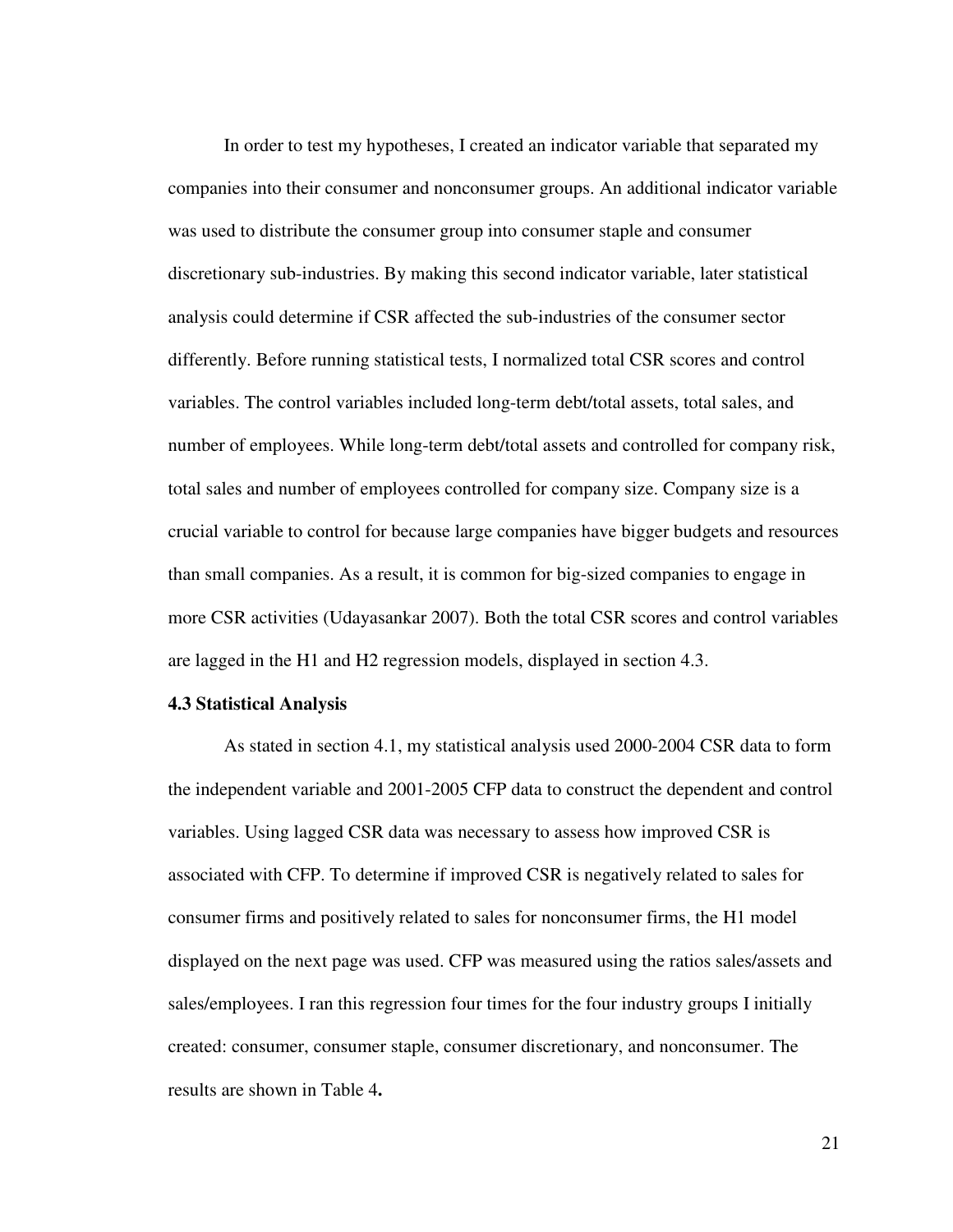In order to test my hypotheses, I created an indicator variable that separated my companies into their consumer and nonconsumer groups. An additional indicator variable was used to distribute the consumer group into consumer staple and consumer discretionary sub-industries. By making this second indicator variable, later statistical analysis could determine if CSR affected the sub-industries of the consumer sector differently. Before running statistical tests, I normalized total CSR scores and control variables. The control variables included long-term debt/total assets, total sales, and number of employees. While long-term debt/total assets and controlled for company risk, total sales and number of employees controlled for company size. Company size is a crucial variable to control for because large companies have bigger budgets and resources than small companies. As a result, it is common for big-sized companies to engage in more CSR activities (Udayasankar 2007). Both the total CSR scores and control variables are lagged in the H1 and H2 regression models, displayed in section 4.3.

### 4.3 Statistical Analysis

As stated in section 4.1, my statistical analysis used 2000-2004 CSR data to form the independent variable and 2001-2005 CFP data to construct the dependent and control variables. Using lagged CSR data was necessary to assess how improved CSR is associated with CFP. To determine if improved CSR is negatively related to sales for consumer firms and positively related to sales for nonconsumer firms, the H1 model displayed on the next page was used. CFP was measured using the ratios sales/assets and sales/employees. I ran this regression four times for the four industry groups I initially created: consumer, consumer staple, consumer discretionary, and nonconsumer. The results are shown in Table 4**.**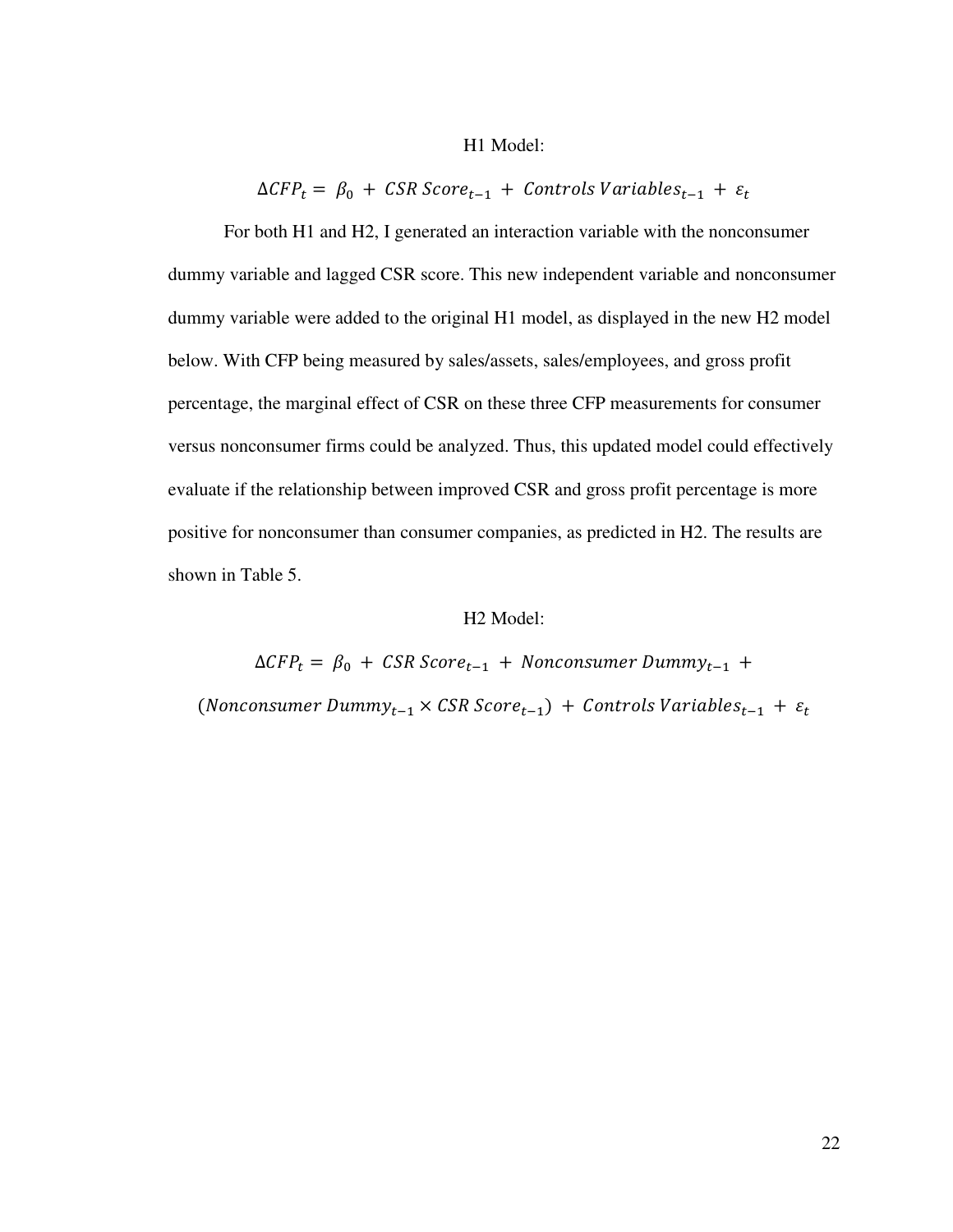H1 Model:

$$\Delta CFP_t = \beta_0 + CSR\ Score_{t-1} + Controls\ Variables_{t-1} + \varepsilon_t$$

For both H1 and H2, I generated an interaction variable with the nonconsumer dummy variable and lagged CSR score. This new independent variable and nonconsumer dummy variable were added to the original H1 model, as displayed in the new H2 model below. With CFP being measured by sales/assets, sales/employees, and gross profit percentage, the marginal effect of CSR on these three CFP measurements for consumer versus nonconsumer firms could be analyzed. Thus, this updated model could effectively evaluate if the relationship between improved CSR and gross profit percentage is more positive for nonconsumer than consumer companies, as predicted in H2. The results are shown in Table 5.

H2 Model:

$$\Delta CFP_t = \beta_0 + CSR\ Score_{t-1} + Nonconsumer\ Dummy_{t-1} + (Nonconsumer\ Dummy_{t-1} \times CSR\ Score_{t-1}) + Controls\ Variables_{t-1} + \varepsilon_t$$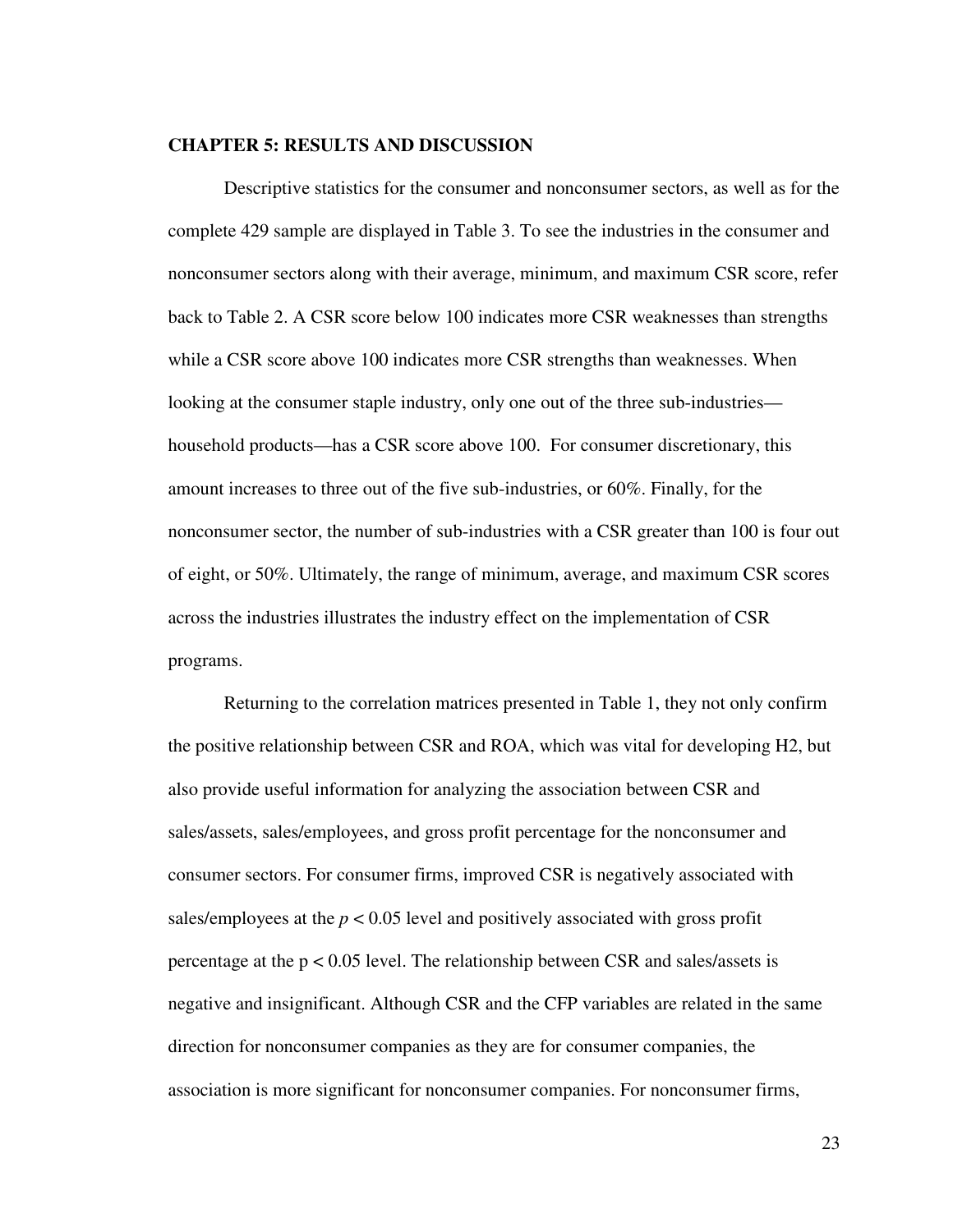## CHAPTER 5: RESULTS AND DISCUSSION

Descriptive statistics for the consumer and nonconsumer sectors, as well as for the complete 429 sample are displayed in Table 3. To see the industries in the consumer and nonconsumer sectors along with their average, minimum, and maximum CSR score, refer back to Table 2. A CSR score below 100 indicates more CSR weaknesses than strengths while a CSR score above 100 indicates more CSR strengths than weaknesses. When looking at the consumer staple industry, only one out of the three sub-industries—household products—has a CSR score above 100. For consumer discretionary, this amount increases to three out of the five sub-industries, or 60%. Finally, for the nonconsumer sector, the number of sub-industries with a CSR greater than 100 is four out of eight, or 50%. Ultimately, the range of minimum, average, and maximum CSR scores across the industries illustrates the industry effect on the implementation of CSR programs.

Returning to the correlation matrices presented in Table 1, they not only confirm the positive relationship between CSR and ROA, which was vital for developing H2, but also provide useful information for analyzing the association between CSR and sales/assets, sales/employees, and gross profit percentage for the nonconsumer and consumer sectors. For consumer firms, improved CSR is negatively associated with sales/employees at the $p < 0.05$ level and positively associated with gross profit percentage at the $p < 0.05$ level. The relationship between CSR and sales/assets is negative and insignificant. Although CSR and the CFP variables are related in the same direction for nonconsumer companies as they are for consumer companies, the association is more significant for nonconsumer companies. For nonconsumer firms,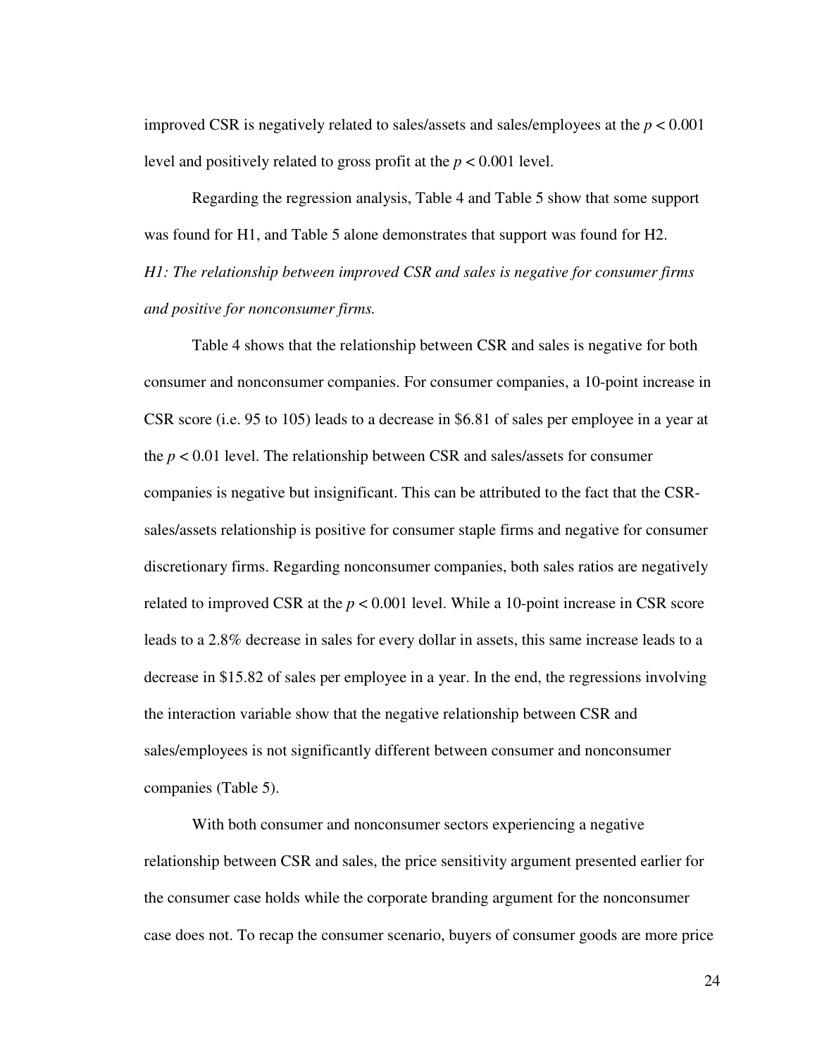improved CSR is negatively related to sales/assets and sales/employees at the $p < 0.001$ level and positively related to gross profit at the $p < 0.001$ level.

Regarding the regression analysis, Table 4 and Table 5 show that some support was found for H1, and Table 5 alone demonstrates that support was found for H2.

*H1: The relationship between improved CSR and sales is negative for consumer firms and positive for nonconsumer firms.*

Table 4 shows that the relationship between CSR and sales is negative for both consumer and nonconsumer companies. For consumer companies, a 10-point increase in CSR score (i.e. 95 to 105) leads to a decrease in $6.81 of sales per employee in a year at the $p < 0.01$ level. The relationship between CSR and sales/assets for consumer companies is negative but insignificant. This can be attributed to the fact that the CSR-sales/assets relationship is positive for consumer staple firms and negative for consumer discretionary firms. Regarding nonconsumer companies, both sales ratios are negatively related to improved CSR at the $p < 0.001$ level. While a 10-point increase in CSR score leads to a 2.8% decrease in sales for every dollar in assets, this same increase leads to a decrease in $15.82 of sales per employee in a year. In the end, the regressions involving the interaction variable show that the negative relationship between CSR and sales/employees is not significantly different between consumer and nonconsumer companies (Table 5).

With both consumer and nonconsumer sectors experiencing a negative relationship between CSR and sales, the price sensitivity argument presented earlier for the consumer case holds while the corporate branding argument for the nonconsumer case does not. To recap the consumer scenario, buyers of consumer goods are more price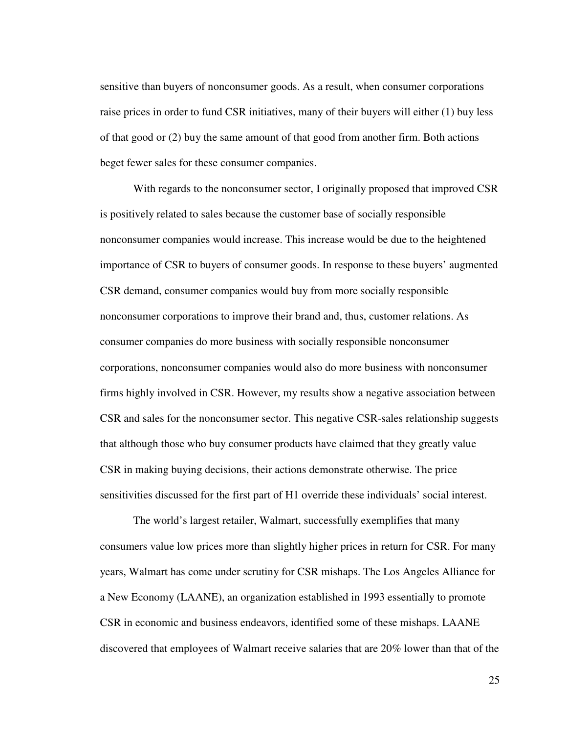sensitive than buyers of nonconsumer goods. As a result, when consumer corporations raise prices in order to fund CSR initiatives, many of their buyers will either (1) buy less of that good or (2) buy the same amount of that good from another firm. Both actions beget fewer sales for these consumer companies.

With regards to the nonconsumer sector, I originally proposed that improved CSR is positively related to sales because the customer base of socially responsible nonconsumer companies would increase. This increase would be due to the heightened importance of CSR to buyers of consumer goods. In response to these buyers' augmented CSR demand, consumer companies would buy from more socially responsible nonconsumer corporations to improve their brand and, thus, customer relations. As consumer companies do more business with socially responsible nonconsumer corporations, nonconsumer companies would also do more business with nonconsumer firms highly involved in CSR. However, my results show a negative association between CSR and sales for the nonconsumer sector. This negative CSR-sales relationship suggests that although those who buy consumer products have claimed that they greatly value CSR in making buying decisions, their actions demonstrate otherwise. The price sensitivities discussed for the first part of H1 override these individuals' social interest.

The world's largest retailer, Walmart, successfully exemplifies that many consumers value low prices more than slightly higher prices in return for CSR. For many years, Walmart has come under scrutiny for CSR mishaps. The Los Angeles Alliance for a New Economy (LAANE), an organization established in 1993 essentially to promote CSR in economic and business endeavors, identified some of these mishaps. LAANE discovered that employees of Walmart receive salaries that are 20% lower than that of the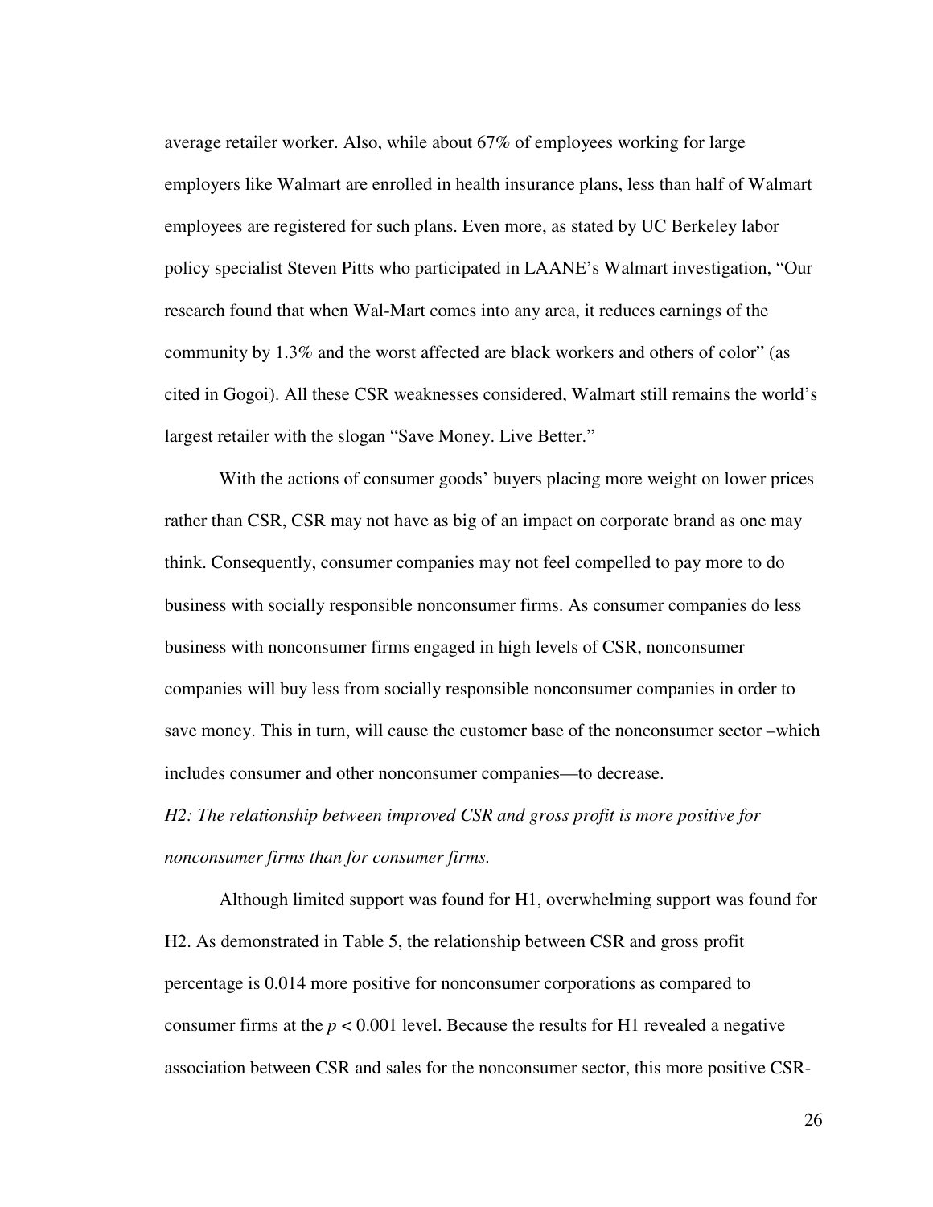average retailer worker. Also, while about 67% of employees working for large employers like Walmart are enrolled in health insurance plans, less than half of Walmart employees are registered for such plans. Even more, as stated by UC Berkeley labor policy specialist Steven Pitts who participated in LAANE's Walmart investigation, "Our research found that when Wal-Mart comes into any area, it reduces earnings of the community by 1.3% and the worst affected are black workers and others of color" (as cited in Gogoi). All these CSR weaknesses considered, Walmart still remains the world's largest retailer with the slogan "Save Money. Live Better."

With the actions of consumer goods' buyers placing more weight on lower prices rather than CSR, CSR may not have as big of an impact on corporate brand as one may think. Consequently, consumer companies may not feel compelled to pay more to do business with socially responsible nonconsumer firms. As consumer companies do less business with nonconsumer firms engaged in high levels of CSR, nonconsumer companies will buy less from socially responsible nonconsumer companies in order to save money. This in turn, will cause the customer base of the nonconsumer sector –which includes consumer and other nonconsumer companies—to decrease.

*H2: The relationship between improved CSR and gross profit is more positive for nonconsumer firms than for consumer firms.*

Although limited support was found for H1, overwhelming support was found for H2. As demonstrated in Table 5, the relationship between CSR and gross profit percentage is 0.014 more positive for nonconsumer corporations as compared to consumer firms at the $p < 0.001$ level. Because the results for H1 revealed a negative association between CSR and sales for the nonconsumer sector, this more positive CSR-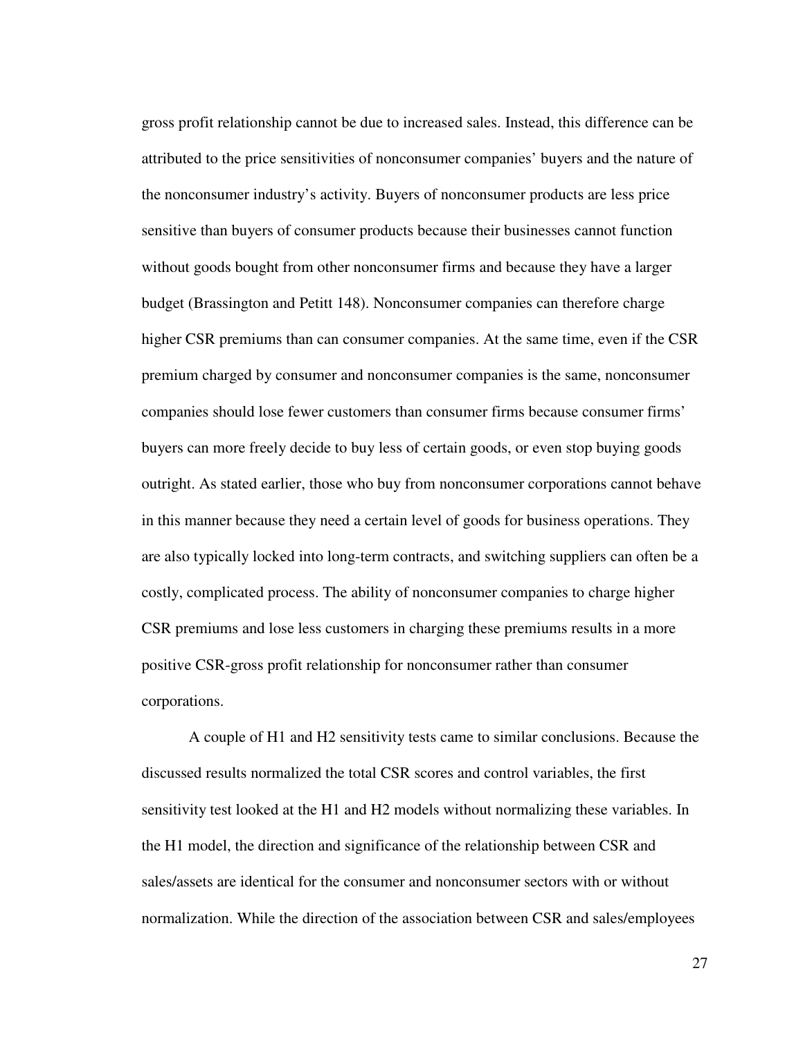gross profit relationship cannot be due to increased sales. Instead, this difference can be attributed to the price sensitivities of nonconsumer companies' buyers and the nature of the nonconsumer industry's activity. Buyers of nonconsumer products are less price sensitive than buyers of consumer products because their businesses cannot function without goods bought from other nonconsumer firms and because they have a larger budget (Brassington and Petitt 148). Nonconsumer companies can therefore charge higher CSR premiums than can consumer companies. At the same time, even if the CSR premium charged by consumer and nonconsumer companies is the same, nonconsumer companies should lose fewer customers than consumer firms because consumer firms' buyers can more freely decide to buy less of certain goods, or even stop buying goods outright. As stated earlier, those who buy from nonconsumer corporations cannot behave in this manner because they need a certain level of goods for business operations. They are also typically locked into long-term contracts, and switching suppliers can often be a costly, complicated process. The ability of nonconsumer companies to charge higher CSR premiums and lose less customers in charging these premiums results in a more positive CSR-gross profit relationship for nonconsumer rather than consumer corporations.

A couple of H1 and H2 sensitivity tests came to similar conclusions. Because the discussed results normalized the total CSR scores and control variables, the first sensitivity test looked at the H1 and H2 models without normalizing these variables. In the H1 model, the direction and significance of the relationship between CSR and sales/assets are identical for the consumer and nonconsumer sectors with or without normalization. While the direction of the association between CSR and sales/employees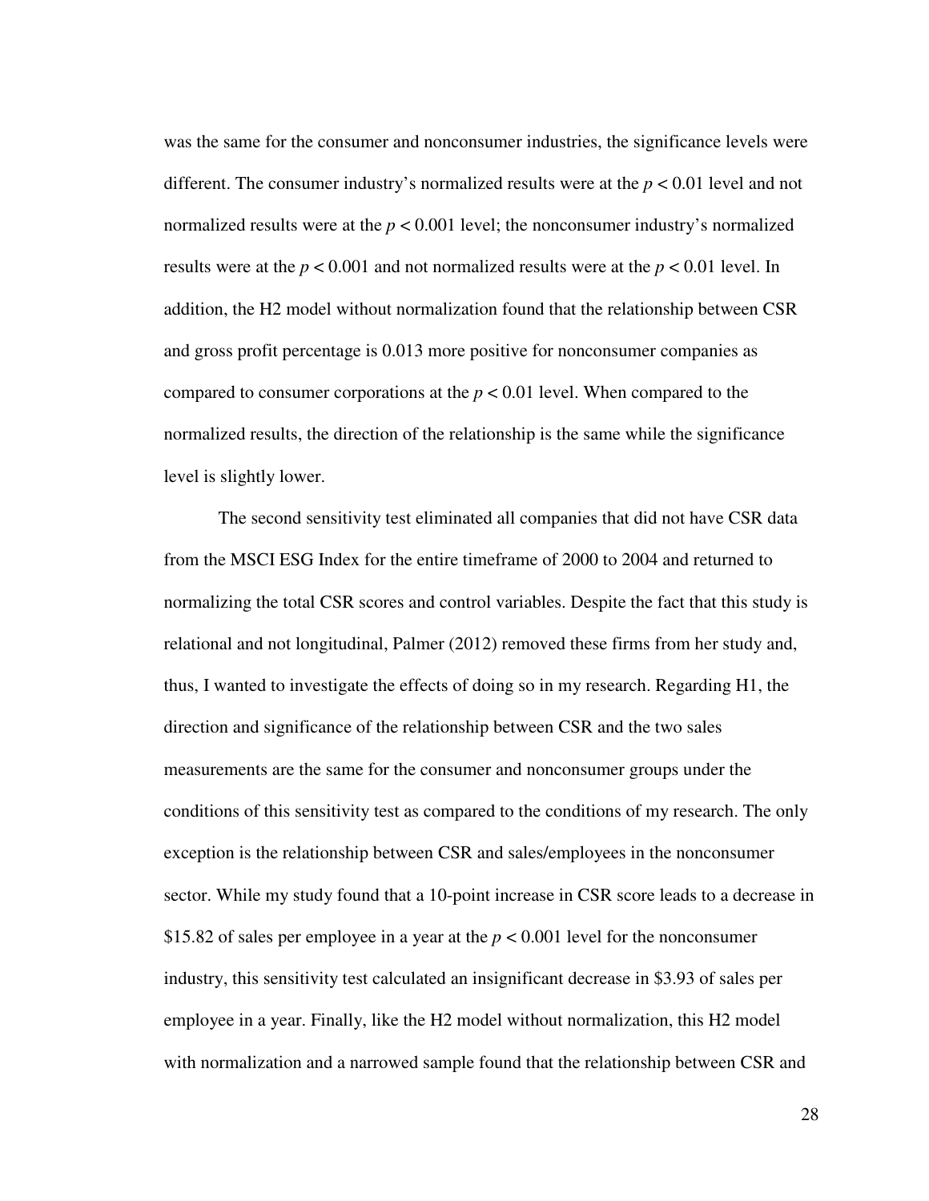was the same for the consumer and nonconsumer industries, the significance levels were different. The consumer industry's normalized results were at the $p < 0.01$ level and not normalized results were at the $p < 0.001$ level; the nonconsumer industry's normalized results were at the $p < 0.001$ and not normalized results were at the $p < 0.01$ level. In addition, the H2 model without normalization found that the relationship between CSR and gross profit percentage is 0.013 more positive for nonconsumer companies as compared to consumer corporations at the $p < 0.01$ level. When compared to the normalized results, the direction of the relationship is the same while the significance level is slightly lower.

The second sensitivity test eliminated all companies that did not have CSR data from the MSCI ESG Index for the entire timeframe of 2000 to 2004 and returned to normalizing the total CSR scores and control variables. Despite the fact that this study is relational and not longitudinal, Palmer (2012) removed these firms from her study and, thus, I wanted to investigate the effects of doing so in my research. Regarding H1, the direction and significance of the relationship between CSR and the two sales measurements are the same for the consumer and nonconsumer groups under the conditions of this sensitivity test as compared to the conditions of my research. The only exception is the relationship between CSR and sales/employees in the nonconsumer sector. While my study found that a 10-point increase in CSR score leads to a decrease in \$15.82 of sales per employee in a year at the $p < 0.001$ level for the nonconsumer industry, this sensitivity test calculated an insignificant decrease in \$3.93 of sales per employee in a year. Finally, like the H2 model without normalization, this H2 model with normalization and a narrowed sample found that the relationship between CSR and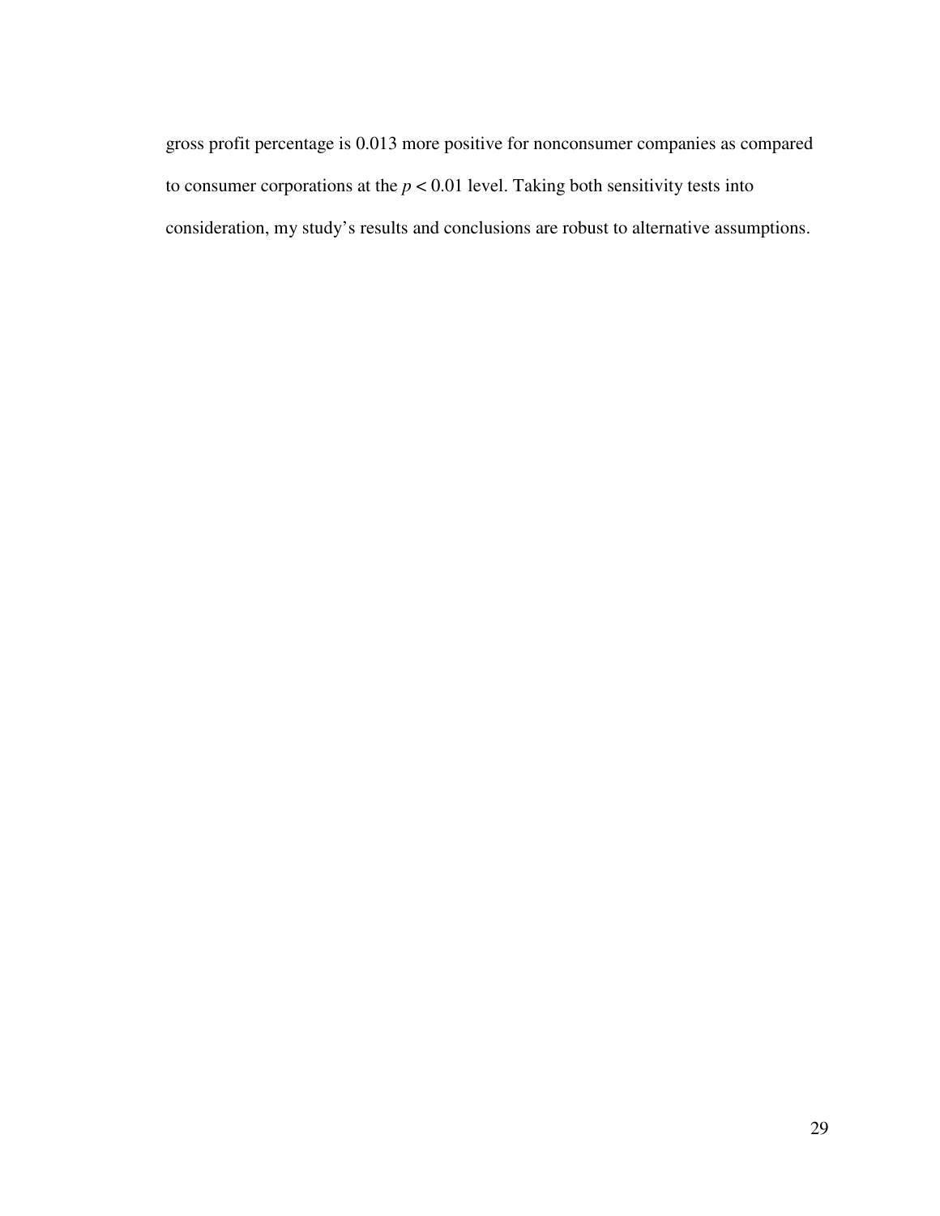gross profit percentage is 0.013 more positive for nonconsumer companies as compared to consumer corporations at the $p < 0.01$ level. Taking both sensitivity tests into consideration, my study's results and conclusions are robust to alternative assumptions.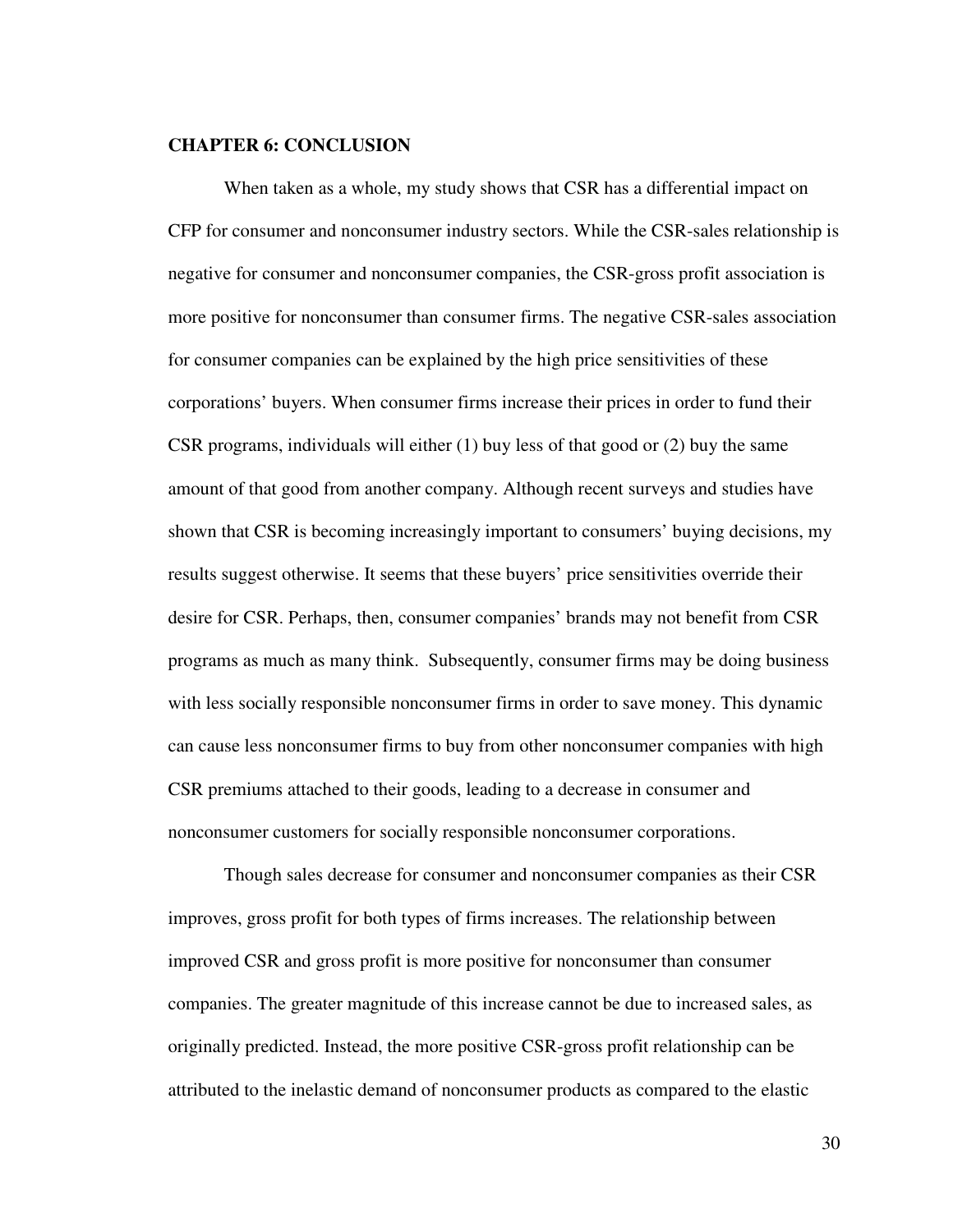## CHAPTER 6: CONCLUSION

When taken as a whole, my study shows that CSR has a differential impact on CFP for consumer and nonconsumer industry sectors. While the CSR-sales relationship is negative for consumer and nonconsumer companies, the CSR-gross profit association is more positive for nonconsumer than consumer firms. The negative CSR-sales association for consumer companies can be explained by the high price sensitivities of these corporations' buyers. When consumer firms increase their prices in order to fund their CSR programs, individuals will either (1) buy less of that good or (2) buy the same amount of that good from another company. Although recent surveys and studies have shown that CSR is becoming increasingly important to consumers' buying decisions, my results suggest otherwise. It seems that these buyers' price sensitivities override their desire for CSR. Perhaps, then, consumer companies' brands may not benefit from CSR programs as much as many think. Subsequently, consumer firms may be doing business with less socially responsible nonconsumer firms in order to save money. This dynamic can cause less nonconsumer firms to buy from other nonconsumer companies with high CSR premiums attached to their goods, leading to a decrease in consumer and nonconsumer customers for socially responsible nonconsumer corporations.

Though sales decrease for consumer and nonconsumer companies as their CSR improves, gross profit for both types of firms increases. The relationship between improved CSR and gross profit is more positive for nonconsumer than consumer companies. The greater magnitude of this increase cannot be due to increased sales, as originally predicted. Instead, the more positive CSR-gross profit relationship can be attributed to the inelastic demand of nonconsumer products as compared to the elastic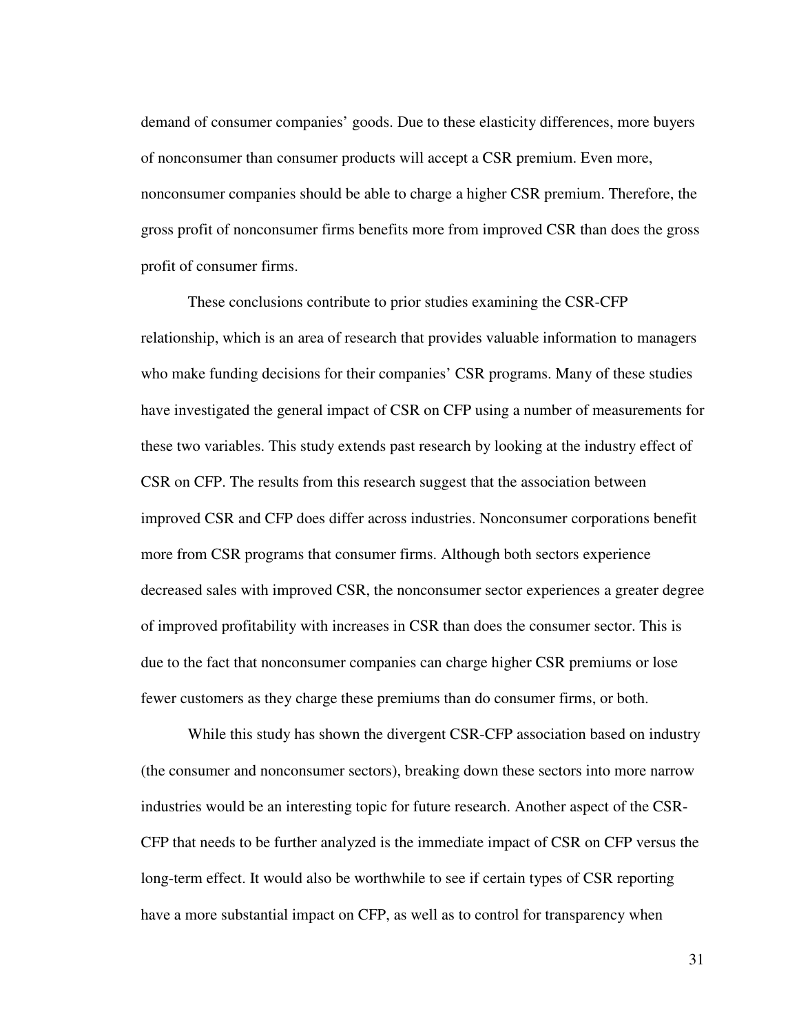demand of consumer companies' goods. Due to these elasticity differences, more buyers of nonconsumer than consumer products will accept a CSR premium. Even more, nonconsumer companies should be able to charge a higher CSR premium. Therefore, the gross profit of nonconsumer firms benefits more from improved CSR than does the gross profit of consumer firms.

These conclusions contribute to prior studies examining the CSR-CFP relationship, which is an area of research that provides valuable information to managers who make funding decisions for their companies' CSR programs. Many of these studies have investigated the general impact of CSR on CFP using a number of measurements for these two variables. This study extends past research by looking at the industry effect of CSR on CFP. The results from this research suggest that the association between improved CSR and CFP does differ across industries. Nonconsumer corporations benefit more from CSR programs that consumer firms. Although both sectors experience decreased sales with improved CSR, the nonconsumer sector experiences a greater degree of improved profitability with increases in CSR than does the consumer sector. This is due to the fact that nonconsumer companies can charge higher CSR premiums or lose fewer customers as they charge these premiums than do consumer firms, or both.

While this study has shown the divergent CSR-CFP association based on industry (the consumer and nonconsumer sectors), breaking down these sectors into more narrow industries would be an interesting topic for future research. Another aspect of the CSR-CFP that needs to be further analyzed is the immediate impact of CSR on CFP versus the long-term effect. It would also be worthwhile to see if certain types of CSR reporting have a more substantial impact on CFP, as well as to control for transparency when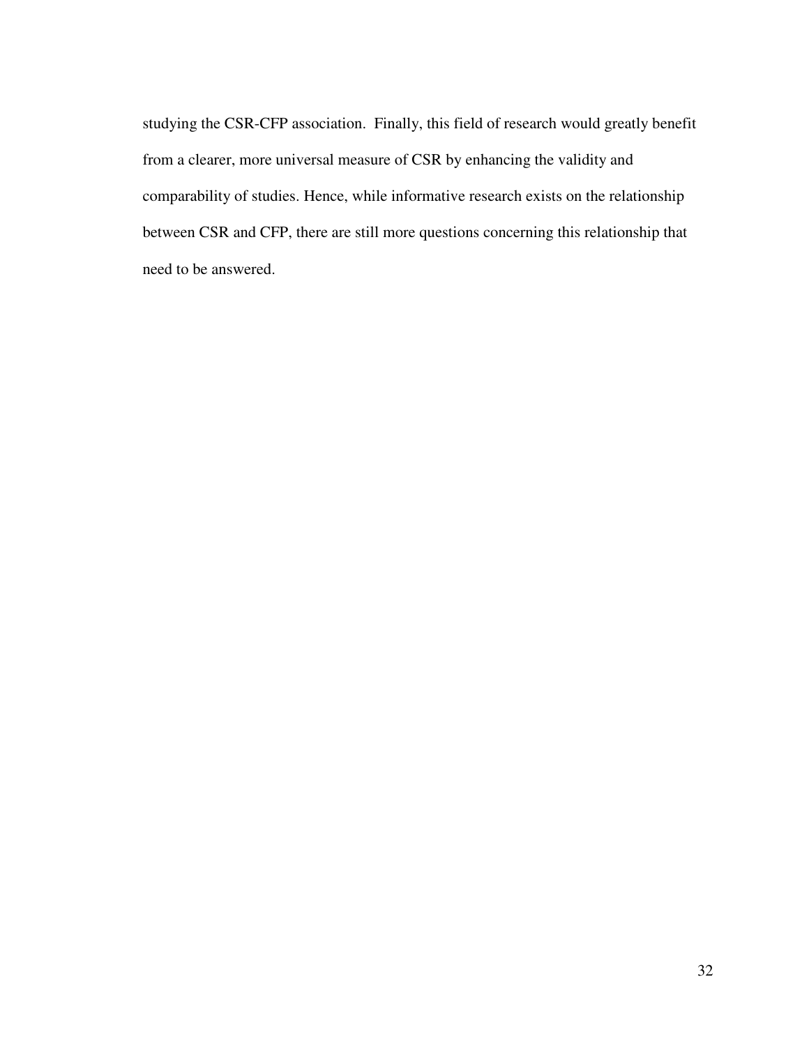studying the CSR-CFP association.  Finally, this field of research would greatly benefit from a clearer, more universal measure of CSR by enhancing the validity and comparability of studies. Hence, while informative research exists on the relationship between CSR and CFP, there are still more questions concerning this relationship that need to be answered.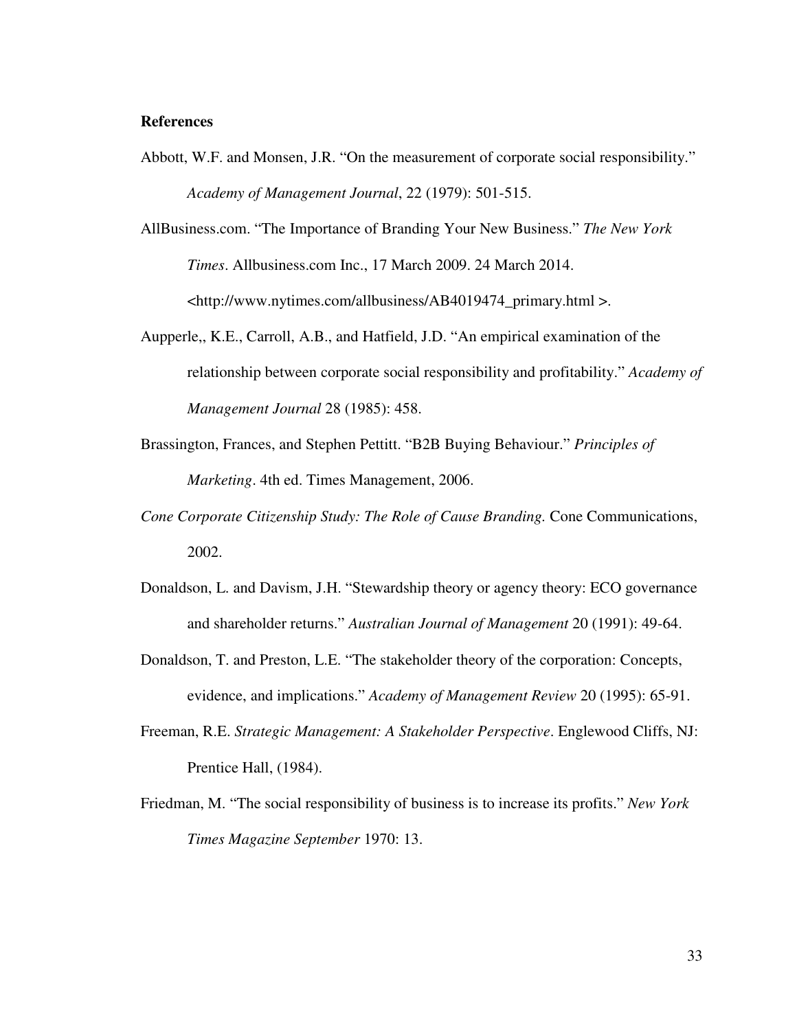**References**

Abbott, W.F. and Monsen, J.R. "On the measurement of corporate social responsibility." *Academy of Management Journal*, 22 (1979): 501-515.

AllBusiness.com. "The Importance of Branding Your New Business." *The New York Times*. Allbusiness.com Inc., 17 March 2009. 24 March 2014. <http://www.nytimes.com/allbusiness/AB4019474_primary.html >.

Aupperle,, K.E., Carroll, A.B., and Hatfield, J.D. "An empirical examination of the relationship between corporate social responsibility and profitability." *Academy of Management Journal* 28 (1985): 458.

Brassington, Frances, and Stephen Pettitt. "B2B Buying Behaviour." *Principles of Marketing*. 4th ed. Times Management, 2006.

*Cone Corporate Citizenship Study: The Role of Cause Branding.* Cone Communications, 2002.

Donaldson, L. and Davism, J.H. "Stewardship theory or agency theory: ECO governance and shareholder returns." *Australian Journal of Management* 20 (1991): 49-64.

Donaldson, T. and Preston, L.E. "The stakeholder theory of the corporation: Concepts, evidence, and implications." *Academy of Management Review* 20 (1995): 65-91.

Freeman, R.E. *Strategic Management: A Stakeholder Perspective*. Englewood Cliffs, NJ: Prentice Hall, (1984).

Friedman, M. "The social responsibility of business is to increase its profits." *New York Times Magazine September* 1970: 13.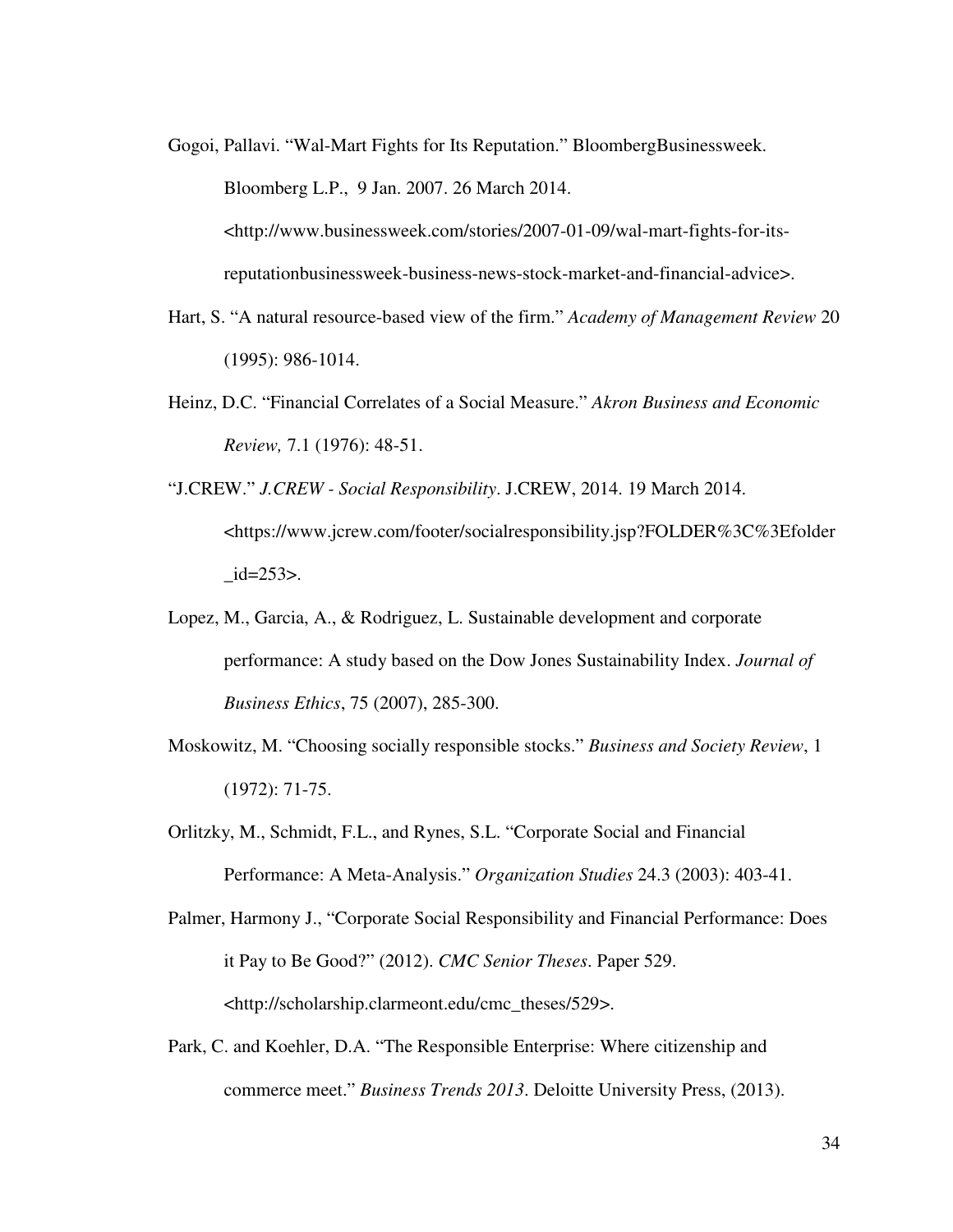Gogoi, Pallavi. “Wal-Mart Fights for Its Reputation.” BloombergBusinessweek. Bloomberg L.P., 9 Jan. 2007. 26 March 2014. <http://www.businessweek.com/stories/2007-01-09/wal-mart-fights-for-its-reputationbusinessweek-business-news-stock-market-and-financial-advice>.

Hart, S. “A natural resource-based view of the firm.” *Academy of Management Review* 20 (1995): 986-1014.

Heinz, D.C. “Financial Correlates of a Social Measure.” *Akron Business and Economic Review,* 7.1 (1976): 48-51.

“J.CREW.” *J.CREW - Social Responsibility*. J.CREW, 2014. 19 March 2014. <https://www.jcrew.com/footer/socialresponsibility.jsp?FOLDER%3C%3Efolder_id=253>.

Lopez, M., Garcia, A., & Rodriguez, L. Sustainable development and corporate performance: A study based on the Dow Jones Sustainability Index. *Journal of Business Ethics*, 75 (2007), 285-300.

Moskowitz, M. “Choosing socially responsible stocks.” *Business and Society Review*, 1 (1972): 71-75.

Orlitzky, M., Schmidt, F.L., and Rynes, S.L. “Corporate Social and Financial Performance: A Meta-Analysis.” *Organization Studies* 24.3 (2003): 403-41.

Palmer, Harmony J., “Corporate Social Responsibility and Financial Performance: Does it Pay to Be Good?” (2012). *CMC Senior Theses*. Paper 529. <http://scholarship.clarmeont.edu/cmc_theses/529>.

Park, C. and Koehler, D.A. “The Responsible Enterprise: Where citizenship and commerce meet.” *Business Trends 2013*. Deloitte University Press, (2013).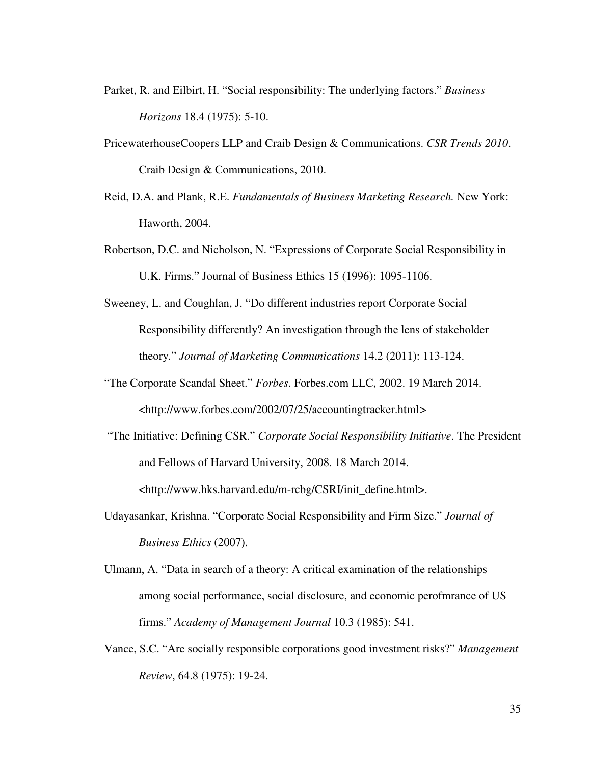Parket, R. and Eilbirt, H. "Social responsibility: The underlying factors." *Business Horizons* 18.4 (1975): 5-10.

PricewaterhouseCoopers LLP and Craib Design & Communications. *CSR Trends 2010*. Craib Design & Communications, 2010.

Reid, D.A. and Plank, R.E. *Fundamentals of Business Marketing Research.* New York: Haworth, 2004.

Robertson, D.C. and Nicholson, N. "Expressions of Corporate Social Responsibility in U.K. Firms." Journal of Business Ethics 15 (1996): 1095-1106.

Sweeney, L. and Coughlan, J. "Do different industries report Corporate Social Responsibility differently? An investigation through the lens of stakeholder theory." *Journal of Marketing Communications* 14.2 (2011): 113-124.

"The Corporate Scandal Sheet." *Forbes*. Forbes.com LLC, 2002. 19 March 2014. <http://www.forbes.com/2002/07/25/accountingtracker.html>

"The Initiative: Defining CSR." *Corporate Social Responsibility Initiative*. The President and Fellows of Harvard University, 2008. 18 March 2014. <http://www.hks.harvard.edu/m-rcbg/CSRI/init_define.html>.

Udayasankar, Krishna. "Corporate Social Responsibility and Firm Size." *Journal of Business Ethics* (2007).

Ulmann, A. "Data in search of a theory: A critical examination of the relationships among social performance, social disclosure, and economic perofmrance of US firms." *Academy of Management Journal* 10.3 (1985): 541.

Vance, S.C. "Are socially responsible corporations good investment risks?" *Management Review*, 64.8 (1975): 19-24.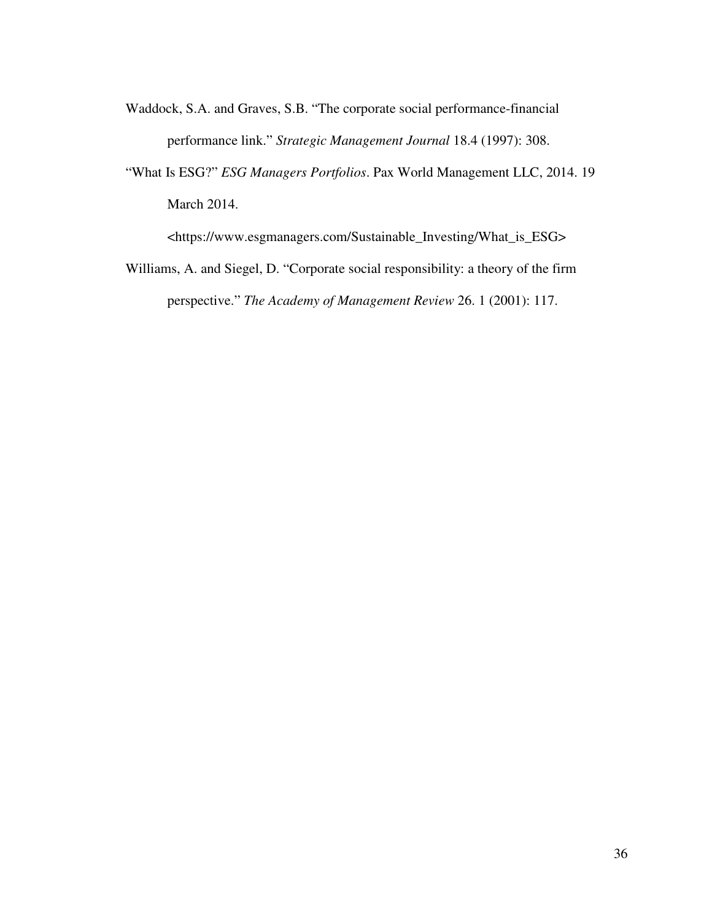Waddock, S.A. and Graves, S.B. “The corporate social performance-financial performance link.” *Strategic Management Journal* 18.4 (1997): 308.

“What Is ESG?” *ESG Managers Portfolios*. Pax World Management LLC, 2014. 19 March 2014. <https://www.esgmanagers.com/Sustainable_Investing/What_is_ESG>

Williams, A. and Siegel, D. “Corporate social responsibility: a theory of the firm perspective.” *The Academy of Management Review* 26. 1 (2001): 117.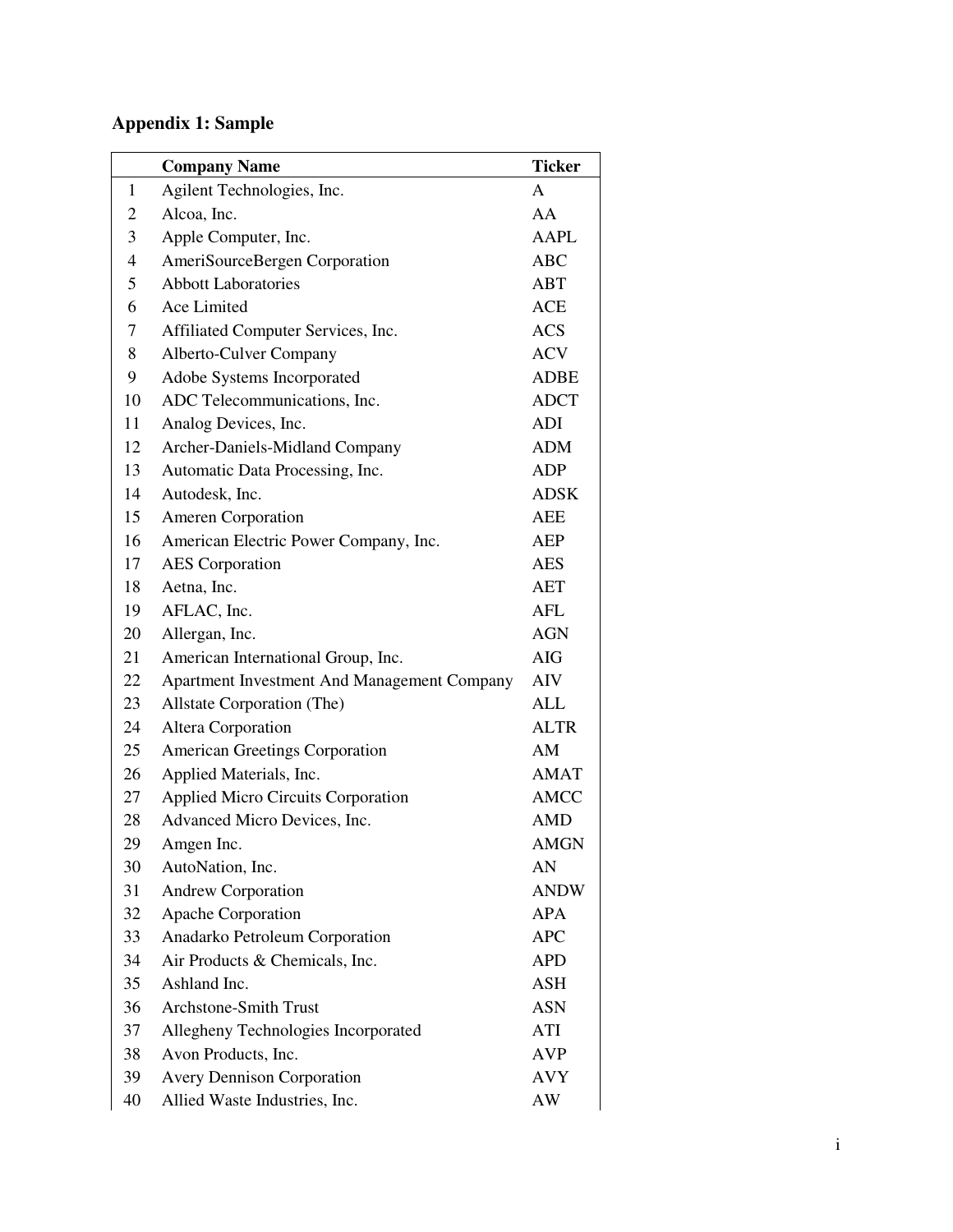## Appendix 1: Sample

| | Company Name | Ticker |
|---|---|---|
| 1 | Agilent Technologies, Inc. | A |
| 2 | Alcoa, Inc. | AA |
| 3 | Apple Computer, Inc. | AAPL |
| 4 | AmeriSourceBergen Corporation | ABC |
| 5 | Abbott Laboratories | ABT |
| 6 | Ace Limited | ACE |
| 7 | Affiliated Computer Services, Inc. | ACS |
| 8 | Alberto-Culver Company | ACV |
| 9 | Adobe Systems Incorporated | ADBE |
| 10 | ADC Telecommunications, Inc. | ADCT |
| 11 | Analog Devices, Inc. | ADI |
| 12 | Archer-Daniels-Midland Company | ADM |
| 13 | Automatic Data Processing, Inc. | ADP |
| 14 | Autodesk, Inc. | ADSK |
| 15 | Ameren Corporation | AEE |
| 16 | American Electric Power Company, Inc. | AEP |
| 17 | AES Corporation | AES |
| 18 | Aetna, Inc. | AET |
| 19 | AFLAC, Inc. | AFL |
| 20 | Allergan, Inc. | AGN |
| 21 | American International Group, Inc. | AIG |
| 22 | Apartment Investment And Management Company | AIV |
| 23 | Allstate Corporation (The) | ALL |
| 24 | Altera Corporation | ALTR |
| 25 | American Greetings Corporation | AM |
| 26 | Applied Materials, Inc. | AMAT |
| 27 | Applied Micro Circuits Corporation | AMCC |
| 28 | Advanced Micro Devices, Inc. | AMD |
| 29 | Amgen Inc. | AMGN |
| 30 | AutoNation, Inc. | AN |
| 31 | Andrew Corporation | ANDW |
| 32 | Apache Corporation | APA |
| 33 | Anadarko Petroleum Corporation | APC |
| 34 | Air Products & Chemicals, Inc. | APD |
| 35 | Ashland Inc. | ASH |
| 36 | Archstone-Smith Trust | ASN |
| 37 | Allegheny Technologies Incorporated | ATI |
| 38 | Avon Products, Inc. | AVP |
| 39 | Avery Dennison Corporation | AVY |
| 40 | Allied Waste Industries, Inc. | AW |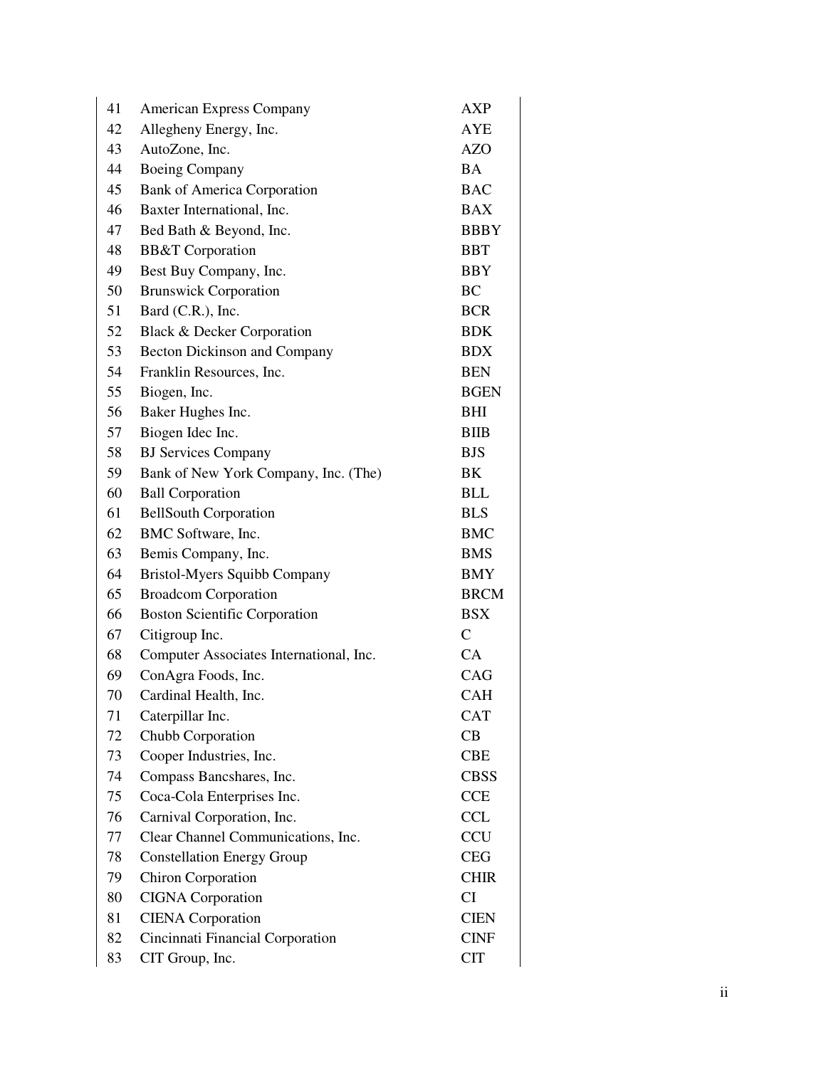| | | |
|---|---|---|
| 41 | American Express Company | AXP |
| 42 | Allegheny Energy, Inc. | AYE |
| 43 | AutoZone, Inc. | AZO |
| 44 | Boeing Company | BA |
| 45 | Bank of America Corporation | BAC |
| 46 | Baxter International, Inc. | BAX |
| 47 | Bed Bath & Beyond, Inc. | BBBY |
| 48 | BB&T Corporation | BBT |
| 49 | Best Buy Company, Inc. | BBY |
| 50 | Brunswick Corporation | BC |
| 51 | Bard (C.R.), Inc. | BCR |
| 52 | Black & Decker Corporation | BDK |
| 53 | Becton Dickinson and Company | BDX |
| 54 | Franklin Resources, Inc. | BEN |
| 55 | Biogen, Inc. | BGEN |
| 56 | Baker Hughes Inc. | BHI |
| 57 | Biogen Idec Inc. | BIIB |
| 58 | BJ Services Company | BJS |
| 59 | Bank of New York Company, Inc. (The) | BK |
| 60 | Ball Corporation | BLL |
| 61 | BellSouth Corporation | BLS |
| 62 | BMC Software, Inc. | BMC |
| 63 | Bemis Company, Inc. | BMS |
| 64 | Bristol-Myers Squibb Company | BMY |
| 65 | Broadcom Corporation | BRCM |
| 66 | Boston Scientific Corporation | BSX |
| 67 | Citigroup Inc. | C |
| 68 | Computer Associates International, Inc. | CA |
| 69 | ConAgra Foods, Inc. | CAG |
| 70 | Cardinal Health, Inc. | CAH |
| 71 | Caterpillar Inc. | CAT |
| 72 | Chubb Corporation | CB |
| 73 | Cooper Industries, Inc. | CBE |
| 74 | Compass Bancshares, Inc. | CBSS |
| 75 | Coca-Cola Enterprises Inc. | CCE |
| 76 | Carnival Corporation, Inc. | CCL |
| 77 | Clear Channel Communications, Inc. | CCU |
| 78 | Constellation Energy Group | CEG |
| 79 | Chiron Corporation | CHIR |
| 80 | CIGNA Corporation | CI |
| 81 | CIENA Corporation | CIEN |
| 82 | Cincinnati Financial Corporation | CINF |
| 83 | CIT Group, Inc. | CIT |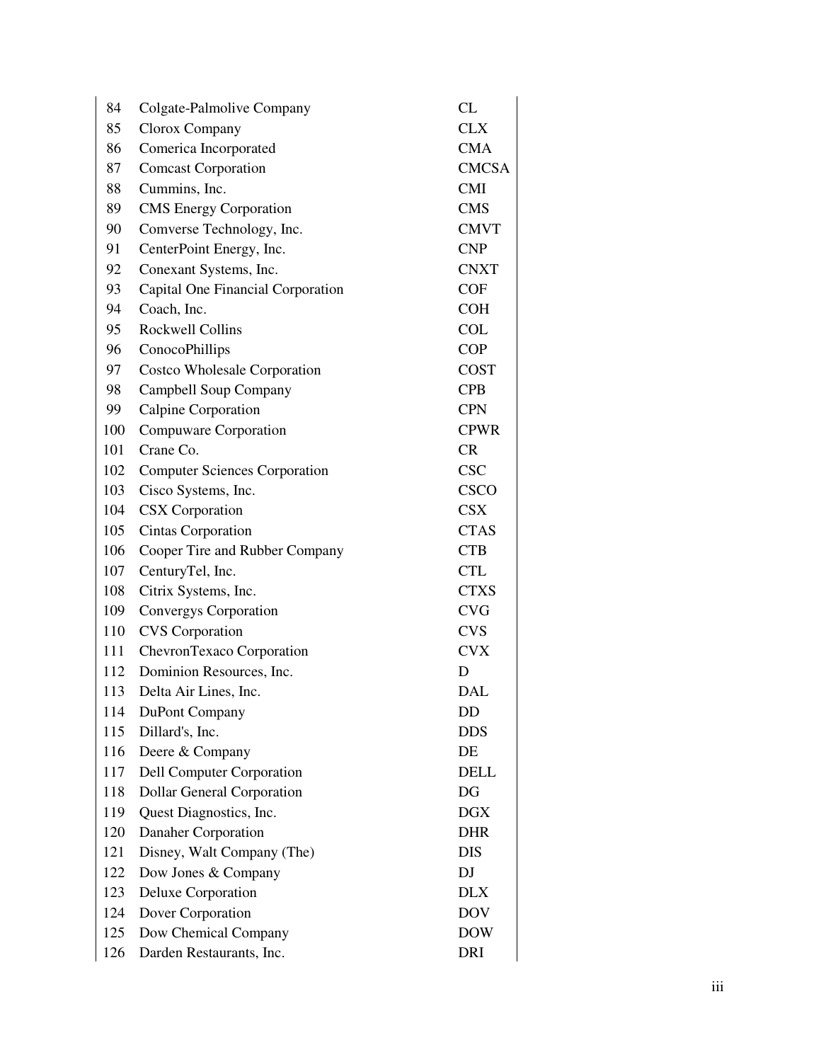| | | |
|---|---|---|
| 84 | Colgate-Palmolive Company | CL |
| 85 | Clorox Company | CLX |
| 86 | Comerica Incorporated | CMA |
| 87 | Comcast Corporation | CMCSA |
| 88 | Cummins, Inc. | CMI |
| 89 | CMS Energy Corporation | CMS |
| 90 | Comverse Technology, Inc. | CMVT |
| 91 | CenterPoint Energy, Inc. | CNP |
| 92 | Conexant Systems, Inc. | CNXT |
| 93 | Capital One Financial Corporation | COF |
| 94 | Coach, Inc. | COH |
| 95 | Rockwell Collins | COL |
| 96 | ConocoPhillips | COP |
| 97 | Costco Wholesale Corporation | COST |
| 98 | Campbell Soup Company | CPB |
| 99 | Calpine Corporation | CPN |
| 100 | Compuware Corporation | CPWR |
| 101 | Crane Co. | CR |
| 102 | Computer Sciences Corporation | CSC |
| 103 | Cisco Systems, Inc. | CSCO |
| 104 | CSX Corporation | CSX |
| 105 | Cintas Corporation | CTAS |
| 106 | Cooper Tire and Rubber Company | CTB |
| 107 | CenturyTel, Inc. | CTL |
| 108 | Citrix Systems, Inc. | CTXS |
| 109 | Convergys Corporation | CVG |
| 110 | CVS Corporation | CVS |
| 111 | ChevronTexaco Corporation | CVX |
| 112 | Dominion Resources, Inc. | D |
| 113 | Delta Air Lines, Inc. | DAL |
| 114 | DuPont Company | DD |
| 115 | Dillard's, Inc. | DDS |
| 116 | Deere & Company | DE |
| 117 | Dell Computer Corporation | DELL |
| 118 | Dollar General Corporation | DG |
| 119 | Quest Diagnostics, Inc. | DGX |
| 120 | Danaher Corporation | DHR |
| 121 | Disney, Walt Company (The) | DIS |
| 122 | Dow Jones & Company | DJ |
| 123 | Deluxe Corporation | DLX |
| 124 | Dover Corporation | DOV |
| 125 | Dow Chemical Company | DOW |
| 126 | Darden Restaurants, Inc. | DRI |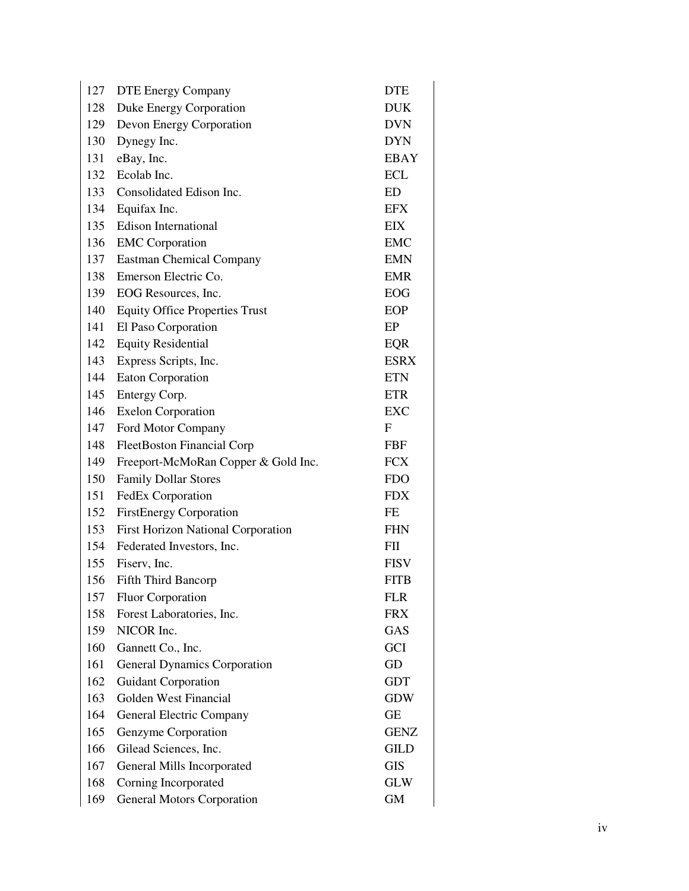| | | |
|---|---|---|
| 127 | DTE Energy Company | DTE |
| 128 | Duke Energy Corporation | DUK |
| 129 | Devon Energy Corporation | DVN |
| 130 | Dynegy Inc. | DYN |
| 131 | eBay, Inc. | EBAY |
| 132 | Ecolab Inc. | ECL |
| 133 | Consolidated Edison Inc. | ED |
| 134 | Equifax Inc. | EFX |
| 135 | Edison International | EIX |
| 136 | EMC Corporation | EMC |
| 137 | Eastman Chemical Company | EMN |
| 138 | Emerson Electric Co. | EMR |
| 139 | EOG Resources, Inc. | EOG |
| 140 | Equity Office Properties Trust | EOP |
| 141 | El Paso Corporation | EP |
| 142 | Equity Residential | EQR |
| 143 | Express Scripts, Inc. | ESRX |
| 144 | Eaton Corporation | ETN |
| 145 | Entergy Corp. | ETR |
| 146 | Exelon Corporation | EXC |
| 147 | Ford Motor Company | F |
| 148 | FleetBoston Financial Corp | FBF |
| 149 | Freeport-McMoRan Copper & Gold Inc. | FCX |
| 150 | Family Dollar Stores | FDO |
| 151 | FedEx Corporation | FDX |
| 152 | FirstEnergy Corporation | FE |
| 153 | First Horizon National Corporation | FHN |
| 154 | Federated Investors, Inc. | FII |
| 155 | Fiserv, Inc. | FISV |
| 156 | Fifth Third Bancorp | FITB |
| 157 | Fluor Corporation | FLR |
| 158 | Forest Laboratories, Inc. | FRX |
| 159 | NICOR Inc. | GAS |
| 160 | Gannett Co., Inc. | GCI |
| 161 | General Dynamics Corporation | GD |
| 162 | Guidant Corporation | GDT |
| 163 | Golden West Financial | GDW |
| 164 | General Electric Company | GE |
| 165 | Genzyme Corporation | GENZ |
| 166 | Gilead Sciences, Inc. | GILD |
| 167 | General Mills Incorporated | GIS |
| 168 | Corning Incorporated | GLW |
| 169 | General Motors Corporation | GM |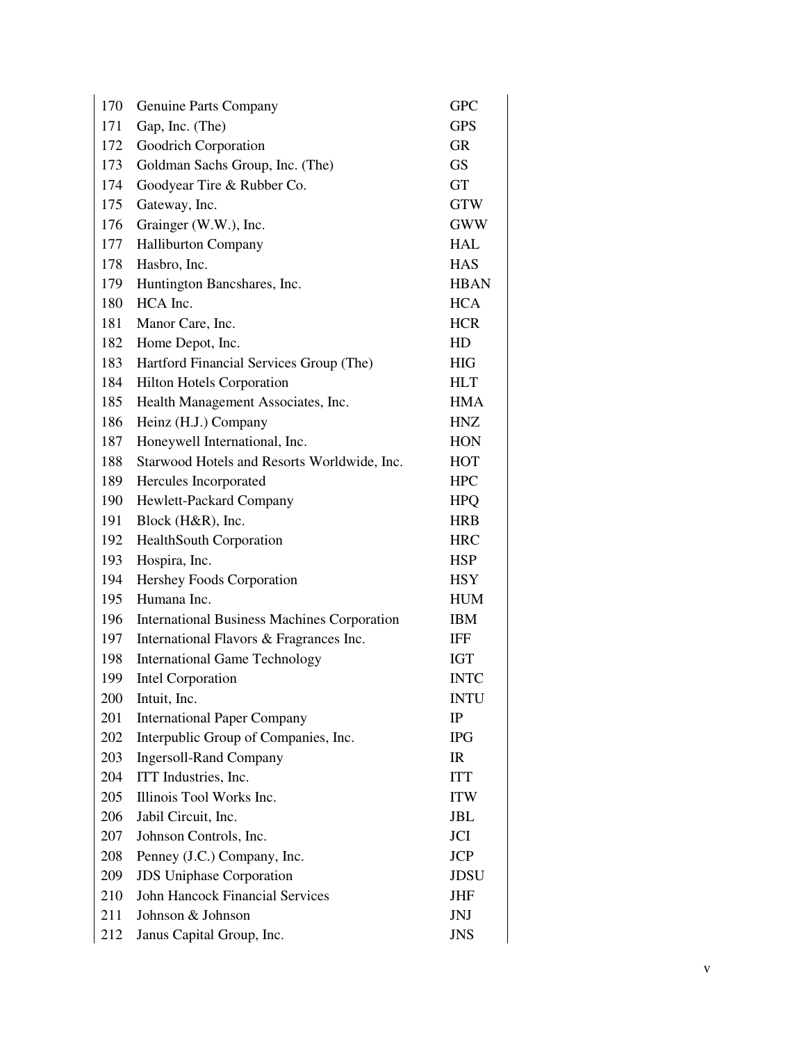| | | |
|---|---|---|
| 170 | Genuine Parts Company | GPC |
| 171 | Gap, Inc. (The) | GPS |
| 172 | Goodrich Corporation | GR |
| 173 | Goldman Sachs Group, Inc. (The) | GS |
| 174 | Goodyear Tire & Rubber Co. | GT |
| 175 | Gateway, Inc. | GTW |
| 176 | Grainger (W.W.), Inc. | GWW |
| 177 | Halliburton Company | HAL |
| 178 | Hasbro, Inc. | HAS |
| 179 | Huntington Bancshares, Inc. | HBAN |
| 180 | HCA Inc. | HCA |
| 181 | Manor Care, Inc. | HCR |
| 182 | Home Depot, Inc. | HD |
| 183 | Hartford Financial Services Group (The) | HIG |
| 184 | Hilton Hotels Corporation | HLT |
| 185 | Health Management Associates, Inc. | HMA |
| 186 | Heinz (H.J.) Company | HNZ |
| 187 | Honeywell International, Inc. | HON |
| 188 | Starwood Hotels and Resorts Worldwide, Inc. | HOT |
| 189 | Hercules Incorporated | HPC |
| 190 | Hewlett-Packard Company | HPQ |
| 191 | Block (H&R), Inc. | HRB |
| 192 | HealthSouth Corporation | HRC |
| 193 | Hospira, Inc. | HSP |
| 194 | Hershey Foods Corporation | HSY |
| 195 | Humana Inc. | HUM |
| 196 | International Business Machines Corporation | IBM |
| 197 | International Flavors & Fragrances Inc. | IFF |
| 198 | International Game Technology | IGT |
| 199 | Intel Corporation | INTC |
| 200 | Intuit, Inc. | INTU |
| 201 | International Paper Company | IP |
| 202 | Interpublic Group of Companies, Inc. | IPG |
| 203 | Ingersoll-Rand Company | IR |
| 204 | ITT Industries, Inc. | ITT |
| 205 | Illinois Tool Works Inc. | ITW |
| 206 | Jabil Circuit, Inc. | JBL |
| 207 | Johnson Controls, Inc. | JCI |
| 208 | Penney (J.C.) Company, Inc. | JCP |
| 209 | JDS Uniphase Corporation | JDSU |
| 210 | John Hancock Financial Services | JHF |
| 211 | Johnson & Johnson | JNJ |
| 212 | Janus Capital Group, Inc. | JNS |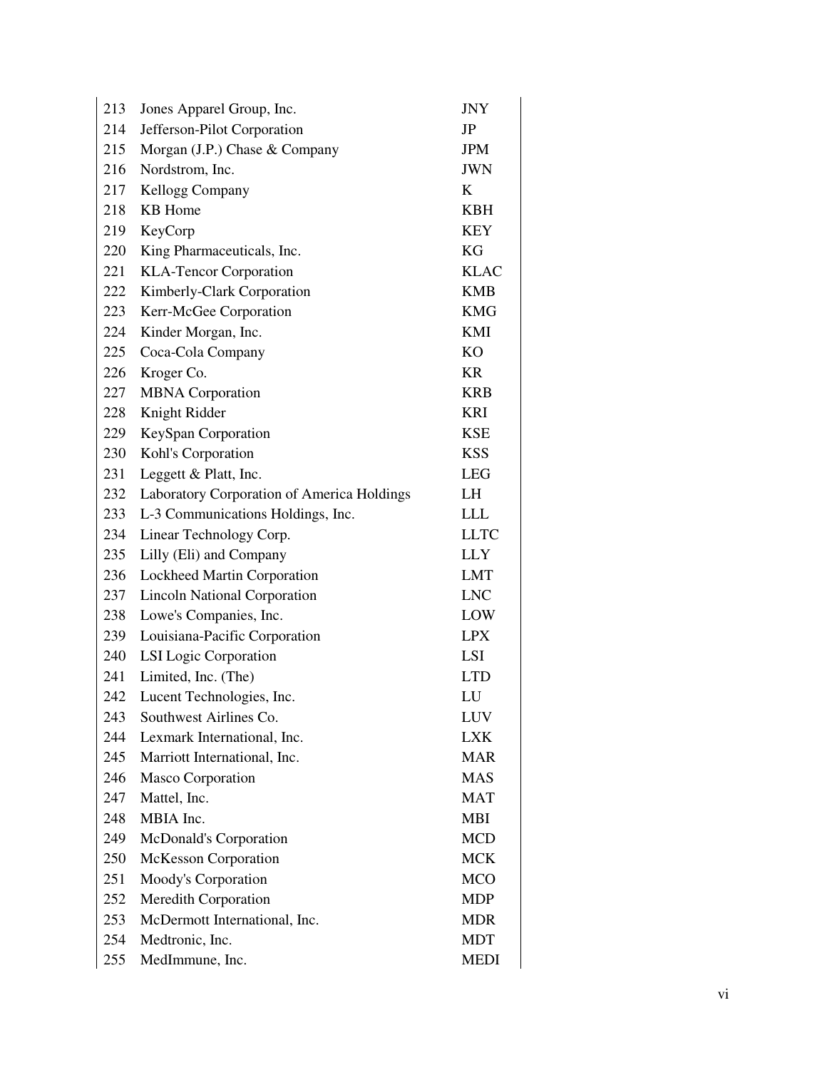| | | |
|---|---|---|
| 213 | Jones Apparel Group, Inc. | JNY |
| 214 | Jefferson-Pilot Corporation | JP |
| 215 | Morgan (J.P.) Chase & Company | JPM |
| 216 | Nordstrom, Inc. | JWN |
| 217 | Kellogg Company | K |
| 218 | KB Home | KBH |
| 219 | KeyCorp | KEY |
| 220 | King Pharmaceuticals, Inc. | KG |
| 221 | KLA-Tencor Corporation | KLAC |
| 222 | Kimberly-Clark Corporation | KMB |
| 223 | Kerr-McGee Corporation | KMG |
| 224 | Kinder Morgan, Inc. | KMI |
| 225 | Coca-Cola Company | KO |
| 226 | Kroger Co. | KR |
| 227 | MBNA Corporation | KRB |
| 228 | Knight Ridder | KRI |
| 229 | KeySpan Corporation | KSE |
| 230 | Kohl's Corporation | KSS |
| 231 | Leggett & Platt, Inc. | LEG |
| 232 | Laboratory Corporation of America Holdings | LH |
| 233 | L-3 Communications Holdings, Inc. | LLL |
| 234 | Linear Technology Corp. | LLTC |
| 235 | Lilly (Eli) and Company | LLY |
| 236 | Lockheed Martin Corporation | LMT |
| 237 | Lincoln National Corporation | LNC |
| 238 | Lowe's Companies, Inc. | LOW |
| 239 | Louisiana-Pacific Corporation | LPX |
| 240 | LSI Logic Corporation | LSI |
| 241 | Limited, Inc. (The) | LTD |
| 242 | Lucent Technologies, Inc. | LU |
| 243 | Southwest Airlines Co. | LUV |
| 244 | Lexmark International, Inc. | LXK |
| 245 | Marriott International, Inc. | MAR |
| 246 | Masco Corporation | MAS |
| 247 | Mattel, Inc. | MAT |
| 248 | MBIA Inc. | MBI |
| 249 | McDonald's Corporation | MCD |
| 250 | McKesson Corporation | MCK |
| 251 | Moody's Corporation | MCO |
| 252 | Meredith Corporation | MDP |
| 253 | McDermott International, Inc. | MDR |
| 254 | Medtronic, Inc. | MDT |
| 255 | MedImmune, Inc. | MEDI |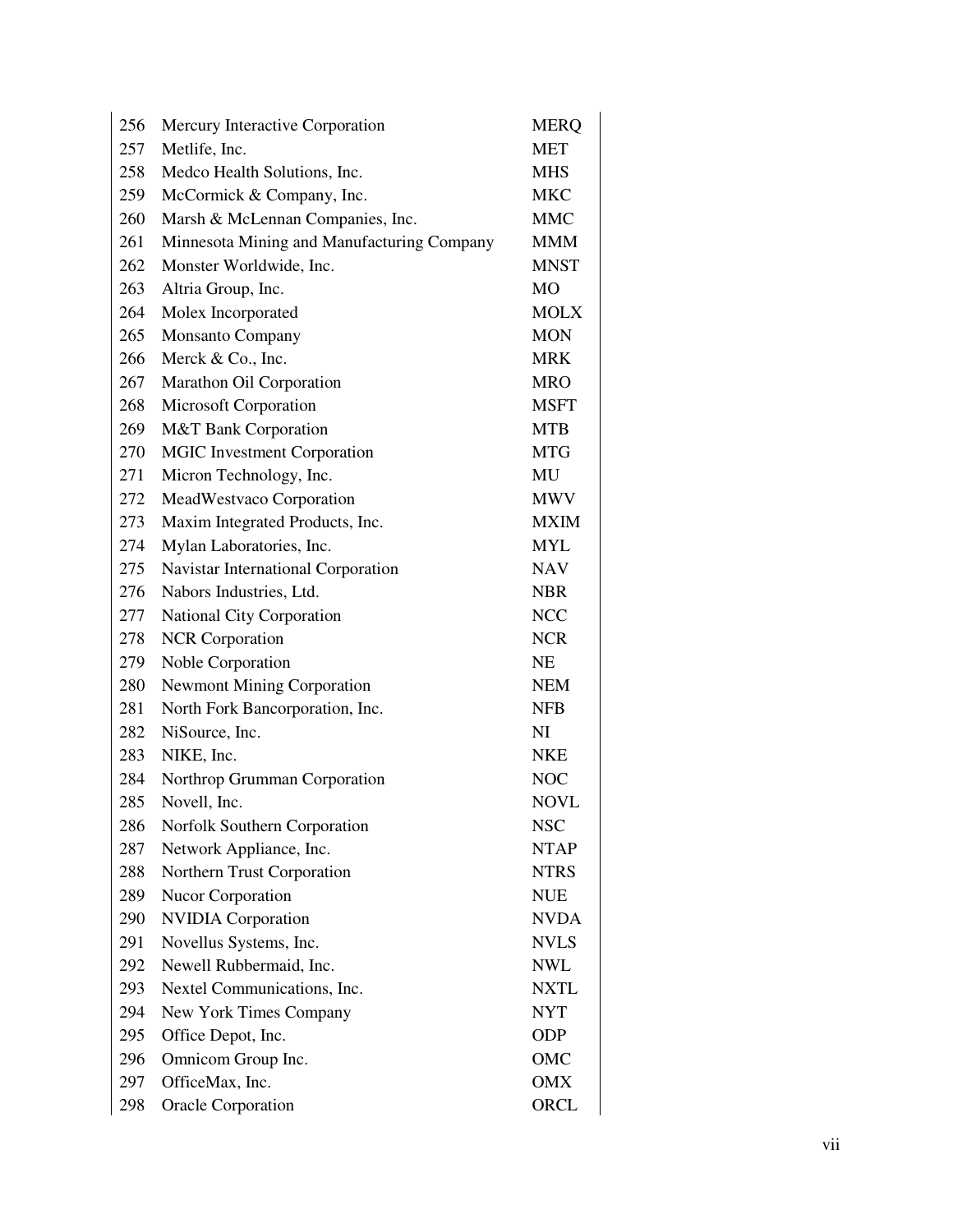| | | |
|---|---|---|
| 256 | Mercury Interactive Corporation | MERQ |
| 257 | Metlife, Inc. | MET |
| 258 | Medco Health Solutions, Inc. | MHS |
| 259 | McCormick & Company, Inc. | MKC |
| 260 | Marsh & McLennan Companies, Inc. | MMC |
| 261 | Minnesota Mining and Manufacturing Company | MMM |
| 262 | Monster Worldwide, Inc. | MNST |
| 263 | Altria Group, Inc. | MO |
| 264 | Molex Incorporated | MOLX |
| 265 | Monsanto Company | MON |
| 266 | Merck & Co., Inc. | MRK |
| 267 | Marathon Oil Corporation | MRO |
| 268 | Microsoft Corporation | MSFT |
| 269 | M&T Bank Corporation | MTB |
| 270 | MGIC Investment Corporation | MTG |
| 271 | Micron Technology, Inc. | MU |
| 272 | MeadWestvaco Corporation | MWV |
| 273 | Maxim Integrated Products, Inc. | MXIM |
| 274 | Mylan Laboratories, Inc. | MYL |
| 275 | Navistar International Corporation | NAV |
| 276 | Nabors Industries, Ltd. | NBR |
| 277 | National City Corporation | NCC |
| 278 | NCR Corporation | NCR |
| 279 | Noble Corporation | NE |
| 280 | Newmont Mining Corporation | NEM |
| 281 | North Fork Bancorporation, Inc. | NFB |
| 282 | NiSource, Inc. | NI |
| 283 | NIKE, Inc. | NKE |
| 284 | Northrop Grumman Corporation | NOC |
| 285 | Novell, Inc. | NOVL |
| 286 | Norfolk Southern Corporation | NSC |
| 287 | Network Appliance, Inc. | NTAP |
| 288 | Northern Trust Corporation | NTRS |
| 289 | Nucor Corporation | NUE |
| 290 | NVIDIA Corporation | NVDA |
| 291 | Novellus Systems, Inc. | NVLS |
| 292 | Newell Rubbermaid, Inc. | NWL |
| 293 | Nextel Communications, Inc. | NXTL |
| 294 | New York Times Company | NYT |
| 295 | Office Depot, Inc. | ODP |
| 296 | Omnicom Group Inc. | OMC |
| 297 | OfficeMax, Inc. | OMX |
| 298 | Oracle Corporation | ORCL |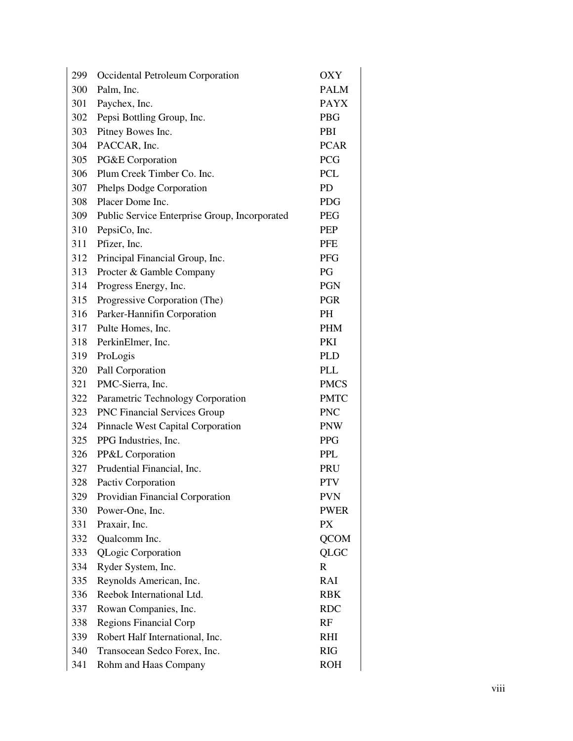| | | |
|---|---|---|
| 299 | Occidental Petroleum Corporation | OXY |
| 300 | Palm, Inc. | PALM |
| 301 | Paychex, Inc. | PAYX |
| 302 | Pepsi Bottling Group, Inc. | PBG |
| 303 | Pitney Bowes Inc. | PBI |
| 304 | PACCAR, Inc. | PCAR |
| 305 | PG&E Corporation | PCG |
| 306 | Plum Creek Timber Co. Inc. | PCL |
| 307 | Phelps Dodge Corporation | PD |
| 308 | Placer Dome Inc. | PDG |
| 309 | Public Service Enterprise Group, Incorporated | PEG |
| 310 | PepsiCo, Inc. | PEP |
| 311 | Pfizer, Inc. | PFE |
| 312 | Principal Financial Group, Inc. | PFG |
| 313 | Procter & Gamble Company | PG |
| 314 | Progress Energy, Inc. | PGN |
| 315 | Progressive Corporation (The) | PGR |
| 316 | Parker-Hannifin Corporation | PH |
| 317 | Pulte Homes, Inc. | PHM |
| 318 | PerkinElmer, Inc. | PKI |
| 319 | ProLogis | PLD |
| 320 | Pall Corporation | PLL |
| 321 | PMC-Sierra, Inc. | PMCS |
| 322 | Parametric Technology Corporation | PMTC |
| 323 | PNC Financial Services Group | PNC |
| 324 | Pinnacle West Capital Corporation | PNW |
| 325 | PPG Industries, Inc. | PPG |
| 326 | PP&L Corporation | PPL |
| 327 | Prudential Financial, Inc. | PRU |
| 328 | Pactiv Corporation | PTV |
| 329 | Providian Financial Corporation | PVN |
| 330 | Power-One, Inc. | PWER |
| 331 | Praxair, Inc. | PX |
| 332 | Qualcomm Inc. | QCOM |
| 333 | QLogic Corporation | QLGC |
| 334 | Ryder System, Inc. | R |
| 335 | Reynolds American, Inc. | RAI |
| 336 | Reebok International Ltd. | RBK |
| 337 | Rowan Companies, Inc. | RDC |
| 338 | Regions Financial Corp | RF |
| 339 | Robert Half International, Inc. | RHI |
| 340 | Transocean Sedco Forex, Inc. | RIG |
| 341 | Rohm and Haas Company | ROH |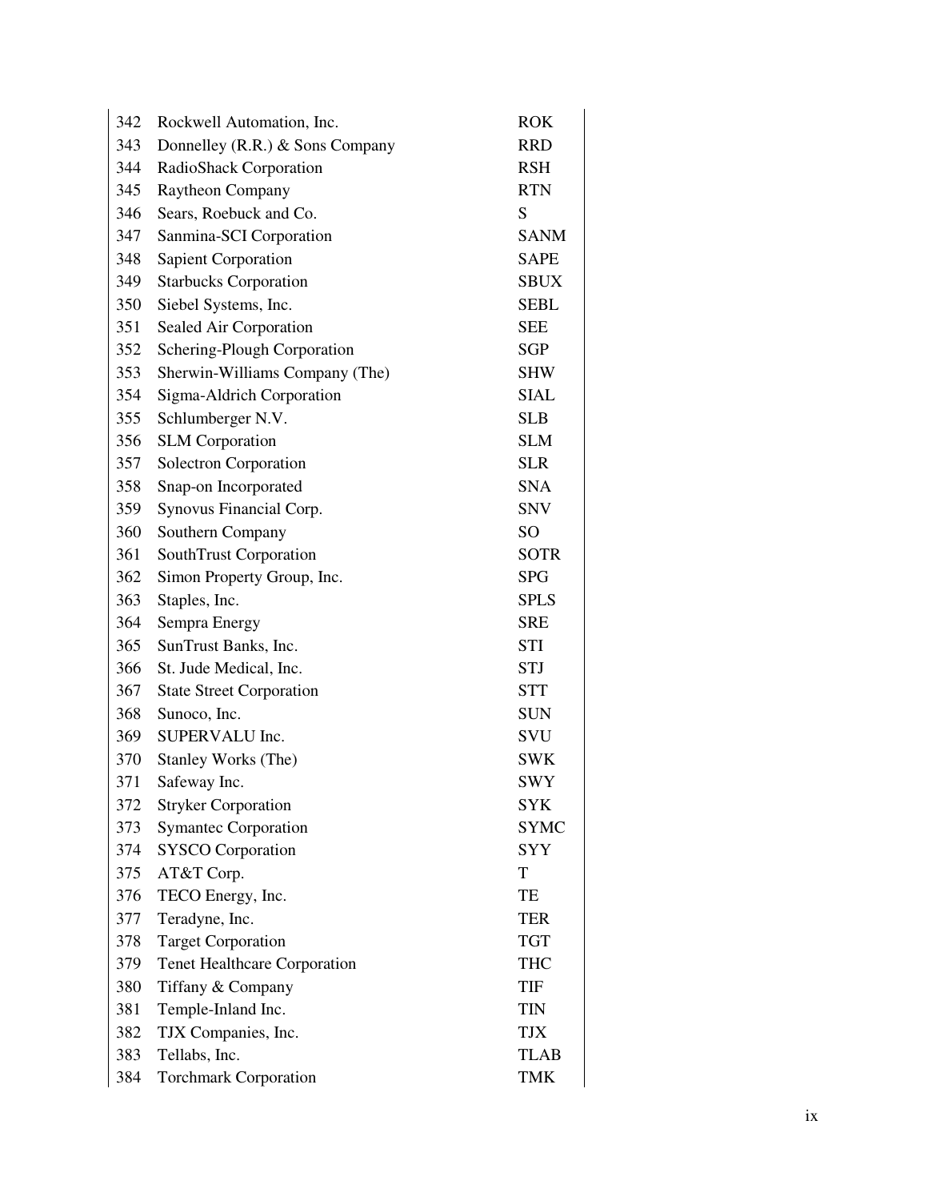| | | |
|---|---|---|
| 342 | Rockwell Automation, Inc. | ROK |
| 343 | Donnelley (R.R.) & Sons Company | RRD |
| 344 | RadioShack Corporation | RSH |
| 345 | Raytheon Company | RTN |
| 346 | Sears, Roebuck and Co. | S |
| 347 | Sanmina-SCI Corporation | SANM |
| 348 | Sapient Corporation | SAPE |
| 349 | Starbucks Corporation | SBUX |
| 350 | Siebel Systems, Inc. | SEBL |
| 351 | Sealed Air Corporation | SEE |
| 352 | Schering-Plough Corporation | SGP |
| 353 | Sherwin-Williams Company (The) | SHW |
| 354 | Sigma-Aldrich Corporation | SIAL |
| 355 | Schlumberger N.V. | SLB |
| 356 | SLM Corporation | SLM |
| 357 | Solectron Corporation | SLR |
| 358 | Snap-on Incorporated | SNA |
| 359 | Synovus Financial Corp. | SNV |
| 360 | Southern Company | SO |
| 361 | SouthTrust Corporation | SOTR |
| 362 | Simon Property Group, Inc. | SPG |
| 363 | Staples, Inc. | SPLS |
| 364 | Sempra Energy | SRE |
| 365 | SunTrust Banks, Inc. | STI |
| 366 | St. Jude Medical, Inc. | STJ |
| 367 | State Street Corporation | STT |
| 368 | Sunoco, Inc. | SUN |
| 369 | SUPERVALU Inc. | SVU |
| 370 | Stanley Works (The) | SWK |
| 371 | Safeway Inc. | SWY |
| 372 | Stryker Corporation | SYK |
| 373 | Symantec Corporation | SYMC |
| 374 | SYSCO Corporation | SYY |
| 375 | AT&T Corp. | T |
| 376 | TECO Energy, Inc. | TE |
| 377 | Teradyne, Inc. | TER |
| 378 | Target Corporation | TGT |
| 379 | Tenet Healthcare Corporation | THC |
| 380 | Tiffany & Company | TIF |
| 381 | Temple-Inland Inc. | TIN |
| 382 | TJX Companies, Inc. | TJX |
| 383 | Tellabs, Inc. | TLAB |
| 384 | Torchmark Corporation | TMK |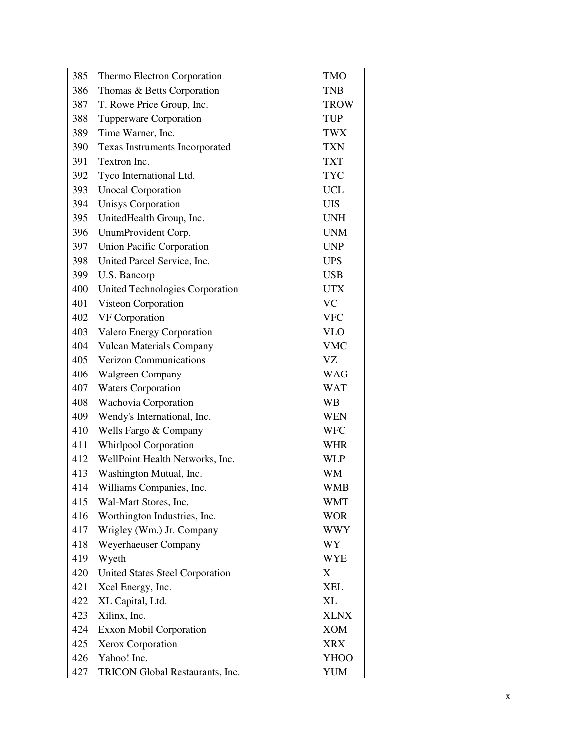| | | |
|---|---|---|
| 385 | Thermo Electron Corporation | TMO |
| 386 | Thomas & Betts Corporation | TNB |
| 387 | T. Rowe Price Group, Inc. | TROW |
| 388 | Tupperware Corporation | TUP |
| 389 | Time Warner, Inc. | TWX |
| 390 | Texas Instruments Incorporated | TXN |
| 391 | Textron Inc. | TXT |
| 392 | Tyco International Ltd. | TYC |
| 393 | Unocal Corporation | UCL |
| 394 | Unisys Corporation | UIS |
| 395 | UnitedHealth Group, Inc. | UNH |
| 396 | UnumProvident Corp. | UNM |
| 397 | Union Pacific Corporation | UNP |
| 398 | United Parcel Service, Inc. | UPS |
| 399 | U.S. Bancorp | USB |
| 400 | United Technologies Corporation | UTX |
| 401 | Visteon Corporation | VC |
| 402 | VF Corporation | VFC |
| 403 | Valero Energy Corporation | VLO |
| 404 | Vulcan Materials Company | VMC |
| 405 | Verizon Communications | VZ |
| 406 | Walgreen Company | WAG |
| 407 | Waters Corporation | WAT |
| 408 | Wachovia Corporation | WB |
| 409 | Wendy's International, Inc. | WEN |
| 410 | Wells Fargo & Company | WFC |
| 411 | Whirlpool Corporation | WHR |
| 412 | WellPoint Health Networks, Inc. | WLP |
| 413 | Washington Mutual, Inc. | WM |
| 414 | Williams Companies, Inc. | WMB |
| 415 | Wal-Mart Stores, Inc. | WMT |
| 416 | Worthington Industries, Inc. | WOR |
| 417 | Wrigley (Wm.) Jr. Company | WWY |
| 418 | Weyerhaeuser Company | WY |
| 419 | Wyeth | WYE |
| 420 | United States Steel Corporation | X |
| 421 | Xcel Energy, Inc. | XEL |
| 422 | XL Capital, Ltd. | XL |
| 423 | Xilinx, Inc. | XLNX |
| 424 | Exxon Mobil Corporation | XOM |
| 425 | Xerox Corporation | XRX |
| 426 | Yahoo! Inc. | YHOO |
| 427 | TRICON Global Restaurants, Inc. | YUM |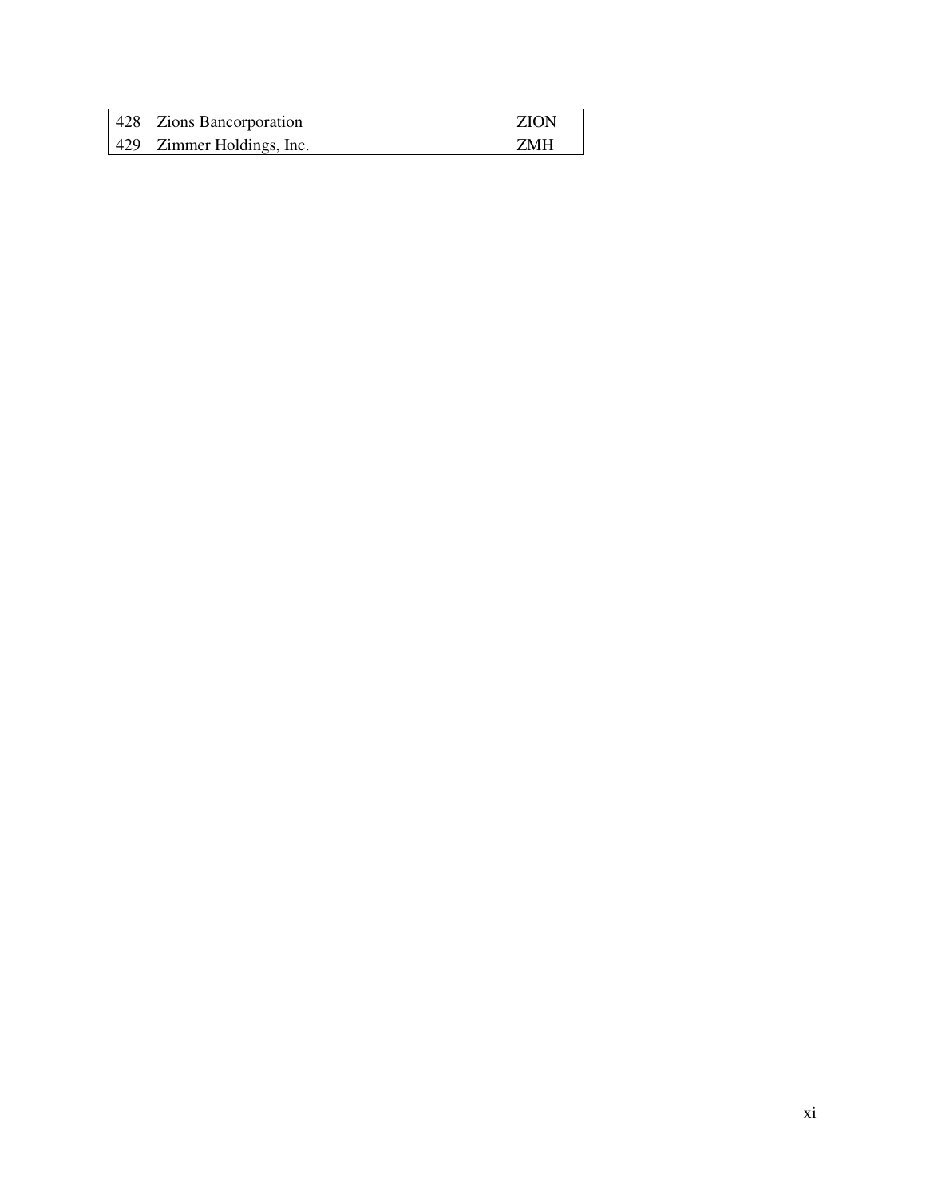| | | |
|---|---|---|
| 428 | Zions Bancorporation | ZION |
| 429 | Zimmer Holdings, Inc. | ZMH |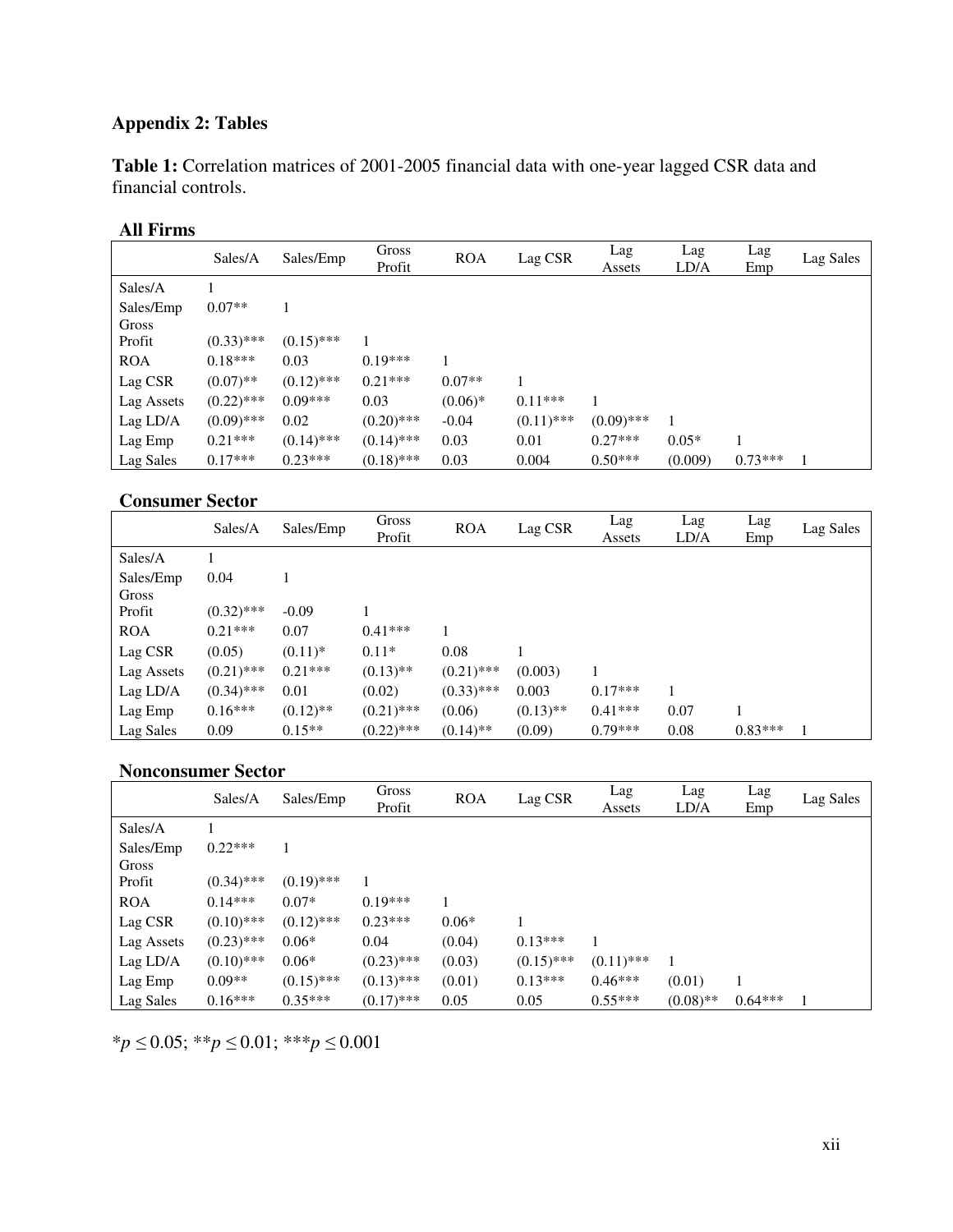## Appendix 2: Tables

**Table 1:** Correlation matrices of 2001-2005 financial data with one-year lagged CSR data and financial controls.

**All Firms**

| | Sales/A | Sales/Emp | Gross Profit | ROA | Lag CSR | Lag Assets | Lag LD/A | Lag Emp | Lag Sales |
|---|---|---|---|---|---|---|---|---|---|
| Sales/A | 1 | | | | | | | | |
| Sales/Emp | 0.07** | 1 | | | | | | | |
| Gross Profit | (0.33)*** | (0.15)*** | 1 | | | | | | |
| ROA | 0.18*** | 0.03 | 0.19*** | 1 | | | | | |
| Lag CSR | (0.07)** | (0.12)*** | 0.21*** | 0.07** | 1 | | | | |
| Lag Assets | (0.22)*** | 0.09*** | 0.03 | (0.06)* | 0.11*** | 1 | | | |
| Lag LD/A | (0.09)*** | 0.02 | (0.20)*** | -0.04 | (0.11)*** | (0.09)*** | 1 | | |
| Lag Emp | 0.21*** | (0.14)*** | (0.14)*** | 0.03 | 0.01 | 0.27*** | 0.05* | 1 | |
| Lag Sales | 0.17*** | 0.23*** | (0.18)*** | 0.03 | 0.004 | 0.50*** | (0.009) | 0.73*** | 1 |

**Consumer Sector**

| | Sales/A | Sales/Emp | Gross Profit | ROA | Lag CSR | Lag Assets | Lag LD/A | Lag Emp | Lag Sales |
|---|---|---|---|---|---|---|---|---|---|
| Sales/A | 1 | | | | | | | | |
| Sales/Emp | 0.04 | 1 | | | | | | | |
| Gross Profit | (0.32)*** | -0.09 | 1 | | | | | | |
| ROA | 0.21*** | 0.07 | 0.41*** | 1 | | | | | |
| Lag CSR | (0.05) | (0.11)* | 0.11* | 0.08 | 1 | | | | |
| Lag Assets | (0.21)*** | 0.21*** | (0.13)** | (0.21)*** | (0.003) | 1 | | | |
| Lag LD/A | (0.34)*** | 0.01 | (0.02) | (0.33)*** | 0.003 | 0.17*** | 1 | | |
| Lag Emp | 0.16*** | (0.12)** | (0.21)*** | (0.06) | (0.13)** | 0.41*** | 0.07 | 1 | |
| Lag Sales | 0.09 | 0.15** | (0.22)*** | (0.14)** | (0.09) | 0.79*** | 0.08 | 0.83*** | 1 |

**Nonconsumer Sector**

| | Sales/A | Sales/Emp | Gross Profit | ROA | Lag CSR | Lag Assets | Lag LD/A | Lag Emp | Lag Sales |
|---|---|---|---|---|---|---|---|---|---|
| Sales/A | 1 | | | | | | | | |
| Sales/Emp | 0.22*** | 1 | | | | | | | |
| Gross Profit | (0.34)*** | (0.19)*** | 1 | | | | | | |
| ROA | 0.14*** | 0.07* | 0.19*** | 1 | | | | | |
| Lag CSR | (0.10)*** | (0.12)*** | 0.23*** | 0.06* | 1 | | | | |
| Lag Assets | (0.23)*** | 0.06* | 0.04 | (0.04) | 0.13*** | 1 | | | |
| Lag LD/A | (0.10)*** | 0.06* | (0.23)*** | (0.03) | (0.15)*** | (0.11)*** | 1 | | |
| Lag Emp | 0.09** | (0.15)*** | (0.13)*** | (0.01) | 0.13*** | 0.46*** | (0.01) | 1 | |
| Lag Sales | 0.16*** | 0.35*** | (0.17)*** | 0.05 | 0.05 | 0.55*** | (0.08)** | 0.64*** | 1 |

*$p \leq 0.05$; **$p \leq 0.01$; ***$p \leq 0.001$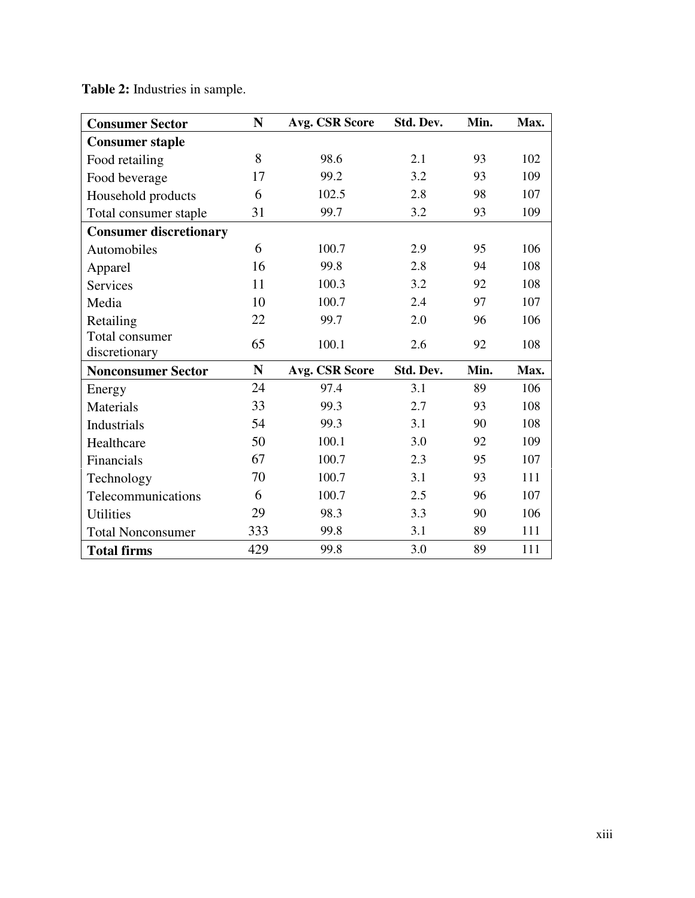**Table 2:** Industries in sample.

| **Consumer Sector** | **N** | **Avg. CSR Score** | **Std. Dev.** | **Min.** | **Max.** |
|---|---|---|---|---|---|
| **Consumer staple** | | | | | |
| Food retailing | 8 | 98.6 | 2.1 | 93 | 102 |
| Food beverage | 17 | 99.2 | 3.2 | 93 | 109 |
| Household products | 6 | 102.5 | 2.8 | 98 | 107 |
| Total consumer staple | 31 | 99.7 | 3.2 | 93 | 109 |
| **Consumer discretionary** | | | | | |
| Automobiles | 6 | 100.7 | 2.9 | 95 | 106 |
| Apparel | 16 | 99.8 | 2.8 | 94 | 108 |
| Services | 11 | 100.3 | 3.2 | 92 | 108 |
| Media | 10 | 100.7 | 2.4 | 97 | 107 |
| Retailing | 22 | 99.7 | 2.0 | 96 | 106 |
| Total consumer discretionary | 65 | 100.1 | 2.6 | 92 | 108 |
| **Nonconsumer Sector** | **N** | **Avg. CSR Score** | **Std. Dev.** | **Min.** | **Max.** |
| Energy | 24 | 97.4 | 3.1 | 89 | 106 |
| Materials | 33 | 99.3 | 2.7 | 93 | 108 |
| Industrials | 54 | 99.3 | 3.1 | 90 | 108 |
| Healthcare | 50 | 100.1 | 3.0 | 92 | 109 |
| Financials | 67 | 100.7 | 2.3 | 95 | 107 |
| Technology | 70 | 100.7 | 3.1 | 93 | 111 |
| Telecommunications | 6 | 100.7 | 2.5 | 96 | 107 |
| Utilities | 29 | 98.3 | 3.3 | 90 | 106 |
| Total Nonconsumer | 333 | 99.8 | 3.1 | 89 | 111 |
| **Total firms** | 429 | 99.8 | 3.0 | 89 | 111 |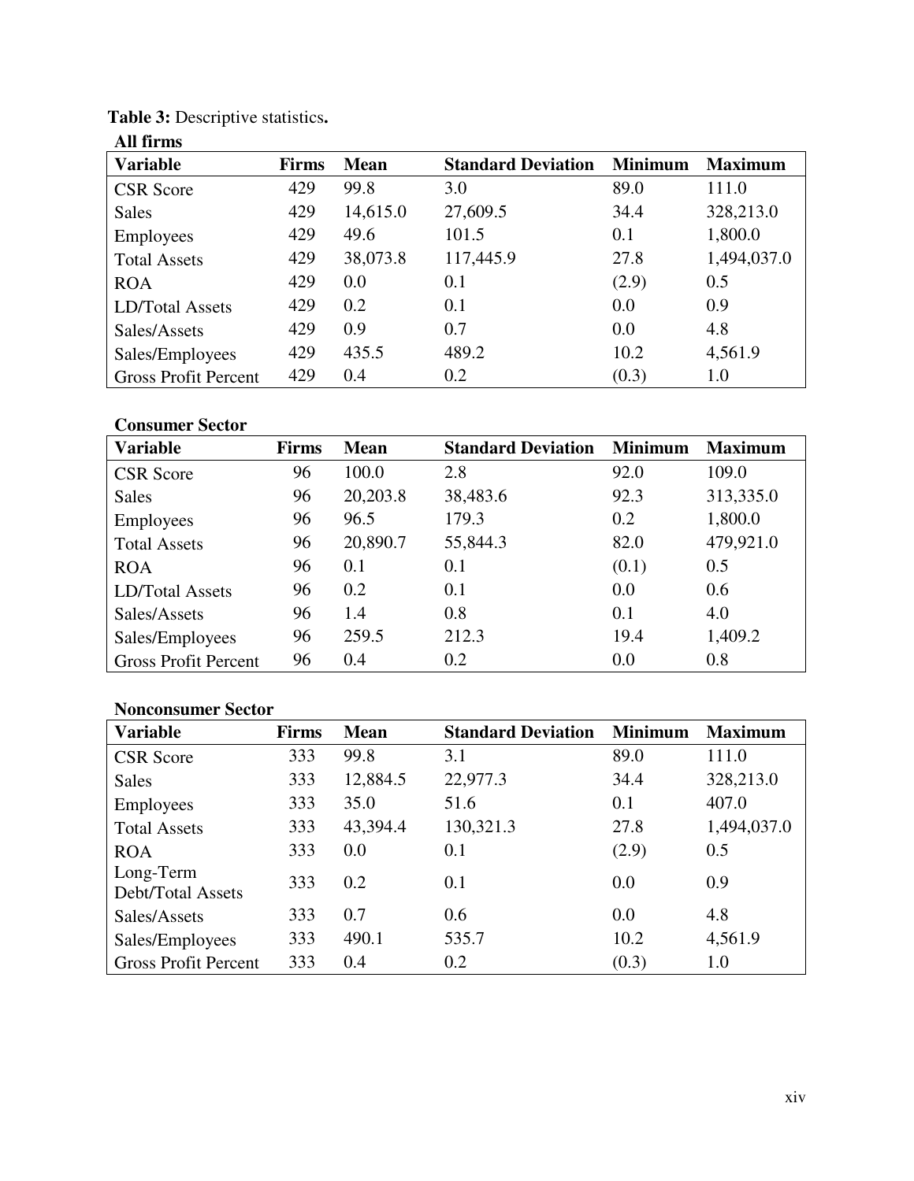**Table 3:** Descriptive statistics**.**

**All firms**

| Variable | Firms | Mean | Standard Deviation | Minimum | Maximum |
|---|---|---|---|---|---|
| CSR Score | 429 | 99.8 | 3.0 | 89.0 | 111.0 |
| Sales | 429 | 14,615.0 | 27,609.5 | 34.4 | 328,213.0 |
| Employees | 429 | 49.6 | 101.5 | 0.1 | 1,800.0 |
| Total Assets | 429 | 38,073.8 | 117,445.9 | 27.8 | 1,494,037.0 |
| ROA | 429 | 0.0 | 0.1 | (2.9) | 0.5 |
| LD/Total Assets | 429 | 0.2 | 0.1 | 0.0 | 0.9 |
| Sales/Assets | 429 | 0.9 | 0.7 | 0.0 | 4.8 |
| Sales/Employees | 429 | 435.5 | 489.2 | 10.2 | 4,561.9 |
| Gross Profit Percent | 429 | 0.4 | 0.2 | (0.3) | 1.0 |

**Consumer Sector**

| Variable | Firms | Mean | Standard Deviation | Minimum | Maximum |
|---|---|---|---|---|---|
| CSR Score | 96 | 100.0 | 2.8 | 92.0 | 109.0 |
| Sales | 96 | 20,203.8 | 38,483.6 | 92.3 | 313,335.0 |
| Employees | 96 | 96.5 | 179.3 | 0.2 | 1,800.0 |
| Total Assets | 96 | 20,890.7 | 55,844.3 | 82.0 | 479,921.0 |
| ROA | 96 | 0.1 | 0.1 | (0.1) | 0.5 |
| LD/Total Assets | 96 | 0.2 | 0.1 | 0.0 | 0.6 |
| Sales/Assets | 96 | 1.4 | 0.8 | 0.1 | 4.0 |
| Sales/Employees | 96 | 259.5 | 212.3 | 19.4 | 1,409.2 |
| Gross Profit Percent | 96 | 0.4 | 0.2 | 0.0 | 0.8 |

**Nonconsumer Sector**

| Variable | Firms | Mean | Standard Deviation | Minimum | Maximum |
|---|---|---|---|---|---|
| CSR Score | 333 | 99.8 | 3.1 | 89.0 | 111.0 |
| Sales | 333 | 12,884.5 | 22,977.3 | 34.4 | 328,213.0 |
| Employees | 333 | 35.0 | 51.6 | 0.1 | 407.0 |
| Total Assets | 333 | 43,394.4 | 130,321.3 | 27.8 | 1,494,037.0 |
| ROA | 333 | 0.0 | 0.1 | (2.9) | 0.5 |
| Long-Term Debt/Total Assets | 333 | 0.2 | 0.1 | 0.0 | 0.9 |
| Sales/Assets | 333 | 0.7 | 0.6 | 0.0 | 4.8 |
| Sales/Employees | 333 | 490.1 | 535.7 | 10.2 | 4,561.9 |
| Gross Profit Percent | 333 | 0.4 | 0.2 | (0.3) | 1.0 |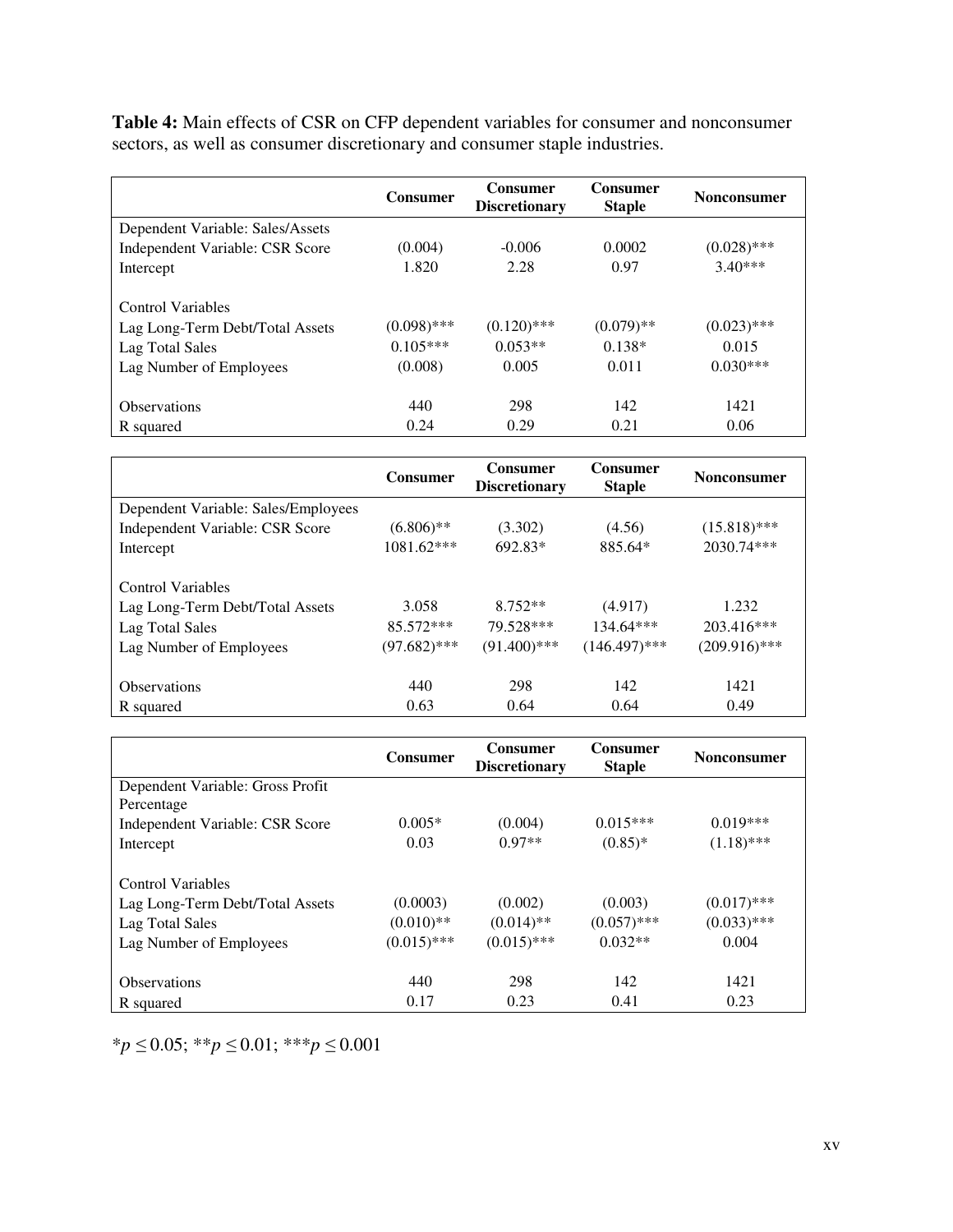**Table 4:** Main effects of CSR on CFP dependent variables for consumer and nonconsumer sectors, as well as consumer discretionary and consumer staple industries.

| | Consumer | Consumer Discretionary | Consumer Staple | Nonconsumer |
|---|---|---|---|---|
| Dependent Variable: Sales/Assets | | | | |
| Independent Variable: CSR Score | (0.004) | -0.006 | 0.0002 | (0.028)*** |
| Intercept | 1.820 | 2.28 | 0.97 | 3.40*** |
| | | | | |
| Control Variables | | | | |
| Lag Long-Term Debt/Total Assets | (0.098)*** | (0.120)*** | (0.079)** | (0.023)*** |
| Lag Total Sales | 0.105*** | 0.053** | 0.138* | 0.015 |
| Lag Number of Employees | (0.008) | 0.005 | 0.011 | 0.030*** |
| | | | | |
| Observations | 440 | 298 | 142 | 1421 |
| R squared | 0.24 | 0.29 | 0.21 | 0.06 |

| | Consumer | Consumer Discretionary | Consumer Staple | Nonconsumer |
|---|---|---|---|---|
| Dependent Variable: Sales/Employees | | | | |
| Independent Variable: CSR Score | (6.806)** | (3.302) | (4.56) | (15.818)*** |
| Intercept | 1081.62*** | 692.83* | 885.64* | 2030.74*** |
| | | | | |
| Control Variables | | | | |
| Lag Long-Term Debt/Total Assets | 3.058 | 8.752** | (4.917) | 1.232 |
| Lag Total Sales | 85.572*** | 79.528*** | 134.64*** | 203.416*** |
| Lag Number of Employees | (97.682)*** | (91.400)*** | (146.497)*** | (209.916)*** |
| | | | | |
| Observations | 440 | 298 | 142 | 1421 |
| R squared | 0.63 | 0.64 | 0.64 | 0.49 |

| | Consumer | Consumer Discretionary | Consumer Staple | Nonconsumer |
|---|---|---|---|---|
| Dependent Variable: Gross Profit Percentage | | | | |
| Independent Variable: CSR Score | 0.005* | (0.004) | 0.015*** | 0.019*** |
| Intercept | 0.03 | 0.97** | (0.85)* | (1.18)*** |
| | | | | |
| Control Variables | | | | |
| Lag Long-Term Debt/Total Assets | (0.0003) | (0.002) | (0.003) | (0.017)*** |
| Lag Total Sales | (0.010)** | (0.014)** | (0.057)*** | (0.033)*** |
| Lag Number of Employees | (0.015)*** | (0.015)*** | 0.032** | 0.004 |
| | | | | |
| Observations | 440 | 298 | 142 | 1421 |
| R squared | 0.17 | 0.23 | 0.41 | 0.23 |

*$p \leq 0.05$; **$p \leq 0.01$; ***$p \leq 0.001$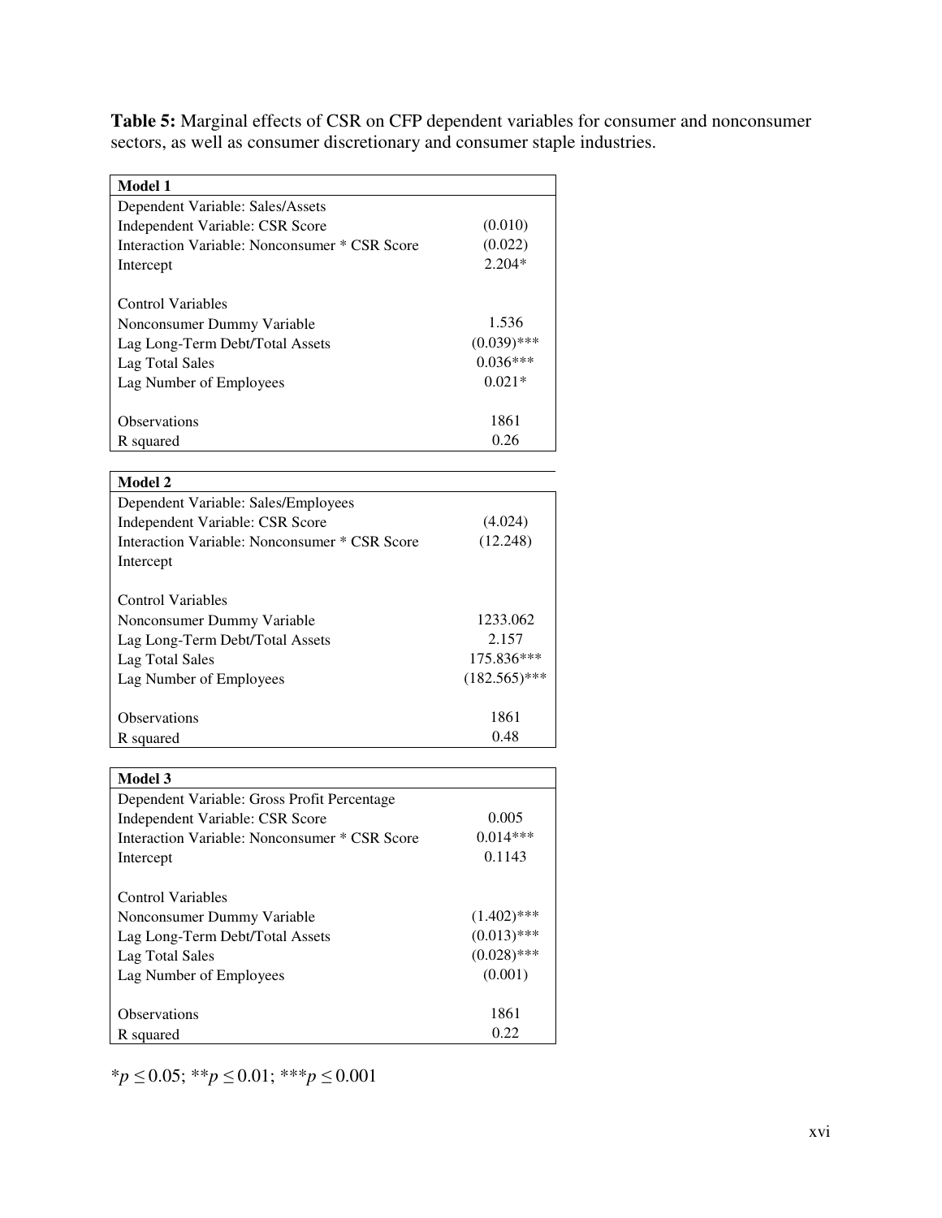**Table 5:** Marginal effects of CSR on CFP dependent variables for consumer and nonconsumer sectors, as well as consumer discretionary and consumer staple industries.

| **Model 1** | |
|---|---|
| Dependent Variable: Sales/Assets | |
| Independent Variable: CSR Score | (0.010) |
| Interaction Variable: Nonconsumer * CSR Score | (0.022) |
| Intercept | 2.204* |
| | |
| Control Variables | |
| Nonconsumer Dummy Variable | 1.536 |
| Lag Long-Term Debt/Total Assets | (0.039)*** |
| Lag Total Sales | 0.036*** |
| Lag Number of Employees | 0.021* |
| | |
| Observations | 1861 |
| R squared | 0.26 |

| **Model 2** | |
|---|---|
| Dependent Variable: Sales/Employees | |
| Independent Variable: CSR Score | (4.024) |
| Interaction Variable: Nonconsumer * CSR Score | (12.248) |
| Intercept | |
| | |
| Control Variables | |
| Nonconsumer Dummy Variable | 1233.062 |
| Lag Long-Term Debt/Total Assets | 2.157 |
| Lag Total Sales | 175.836*** |
| Lag Number of Employees | (182.565)*** |
| | |
| Observations | 1861 |
| R squared | 0.48 |

| **Model 3** | |
|---|---|
| Dependent Variable: Gross Profit Percentage | |
| Independent Variable: CSR Score | 0.005 |
| Interaction Variable: Nonconsumer * CSR Score | 0.014*** |
| Intercept | 0.1143 |
| | |
| Control Variables | |
| Nonconsumer Dummy Variable | (1.402)*** |
| Lag Long-Term Debt/Total Assets | (0.013)*** |
| Lag Total Sales | (0.028)*** |
| Lag Number of Employees | (0.001) |
| | |
| Observations | 1861 |
| R squared | 0.22 |

*$p \leq 0.05$; **$p \leq 0.01$; ***$p \leq 0.001$